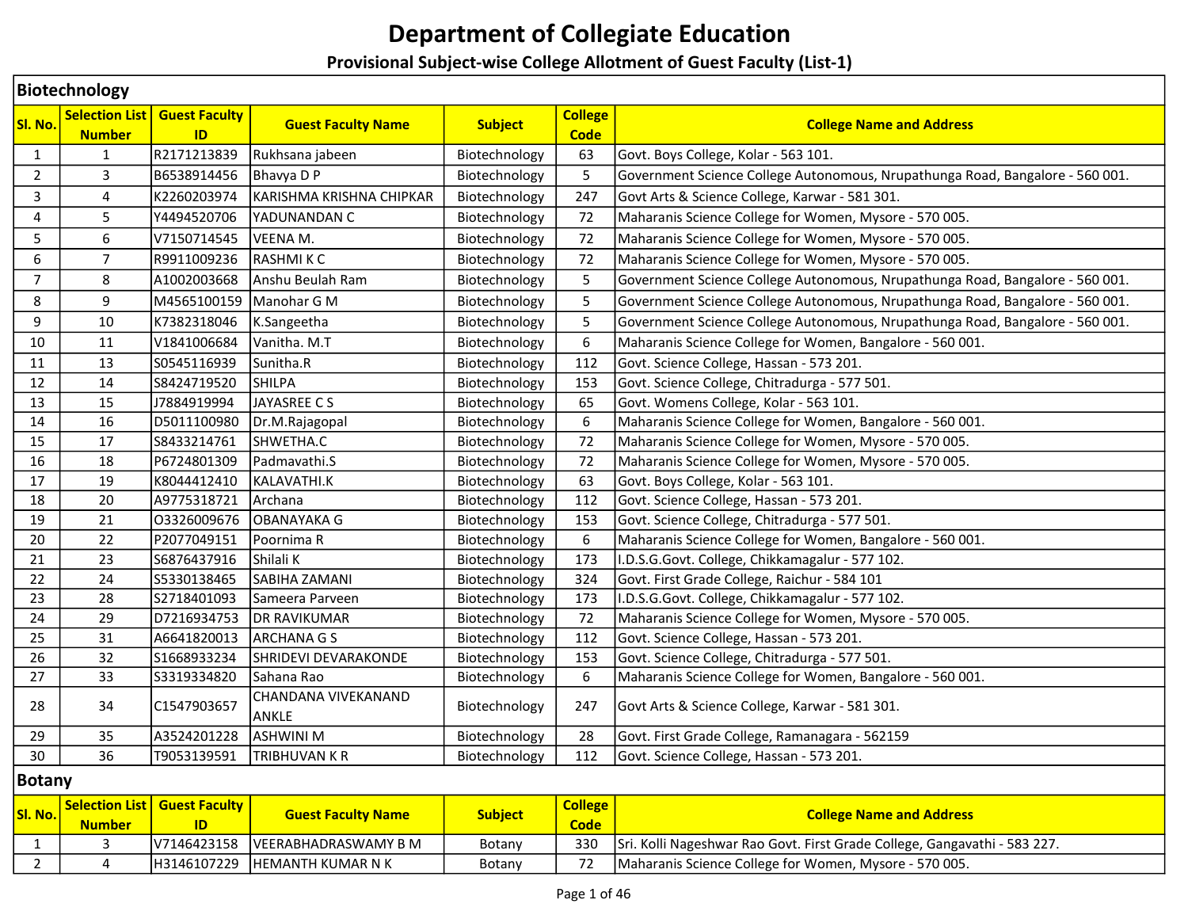# Department of Collegiate Education

## Provisional Subject-wise College Allotment of Guest Faculty (List-1)

### Biotechnology

| Sl. No. | Selection List Number | Guest Faculty ID | Guest Faculty Name | Subject | College Code | College Name and Address |
|---|---|---|---|---|---|---|
| 1 | 1 | R2171213839 | Rukhsana jabeen | Biotechnology | 63 | Govt. Boys College, Kolar - 563 101. |
| 2 | 3 | B6538914456 | Bhavya D P | Biotechnology | 5 | Government Science College Autonomous, Nrupathunga Road, Bangalore - 560 001. |
| 3 | 4 | K2260203974 | KARISHMA KRISHNA CHIPKAR | Biotechnology | 247 | Govt Arts & Science College, Karwar - 581 301. |
| 4 | 5 | Y4494520706 | YADUNANDAN C | Biotechnology | 72 | Maharanis Science College for Women, Mysore - 570 005. |
| 5 | 6 | V7150714545 | VEENA M. | Biotechnology | 72 | Maharanis Science College for Women, Mysore - 570 005. |
| 6 | 7 | R9911009236 | RASHMI K C | Biotechnology | 72 | Maharanis Science College for Women, Mysore - 570 005. |
| 7 | 8 | A1002003668 | Anshu Beulah Ram | Biotechnology | 5 | Government Science College Autonomous, Nrupathunga Road, Bangalore - 560 001. |
| 8 | 9 | M4565100159 | Manohar G M | Biotechnology | 5 | Government Science College Autonomous, Nrupathunga Road, Bangalore - 560 001. |
| 9 | 10 | K7382318046 | K.Sangeetha | Biotechnology | 5 | Government Science College Autonomous, Nrupathunga Road, Bangalore - 560 001. |
| 10 | 11 | V1841006684 | Vanitha. M.T | Biotechnology | 6 | Maharanis Science College for Women, Bangalore - 560 001. |
| 11 | 13 | S0545116939 | Sunitha.R | Biotechnology | 112 | Govt. Science College, Hassan - 573 201. |
| 12 | 14 | S8424719520 | SHILPA | Biotechnology | 153 | Govt. Science College, Chitradurga - 577 501. |
| 13 | 15 | J7884919994 | JAYASREE C S | Biotechnology | 65 | Govt. Womens College, Kolar - 563 101. |
| 14 | 16 | D5011100980 | Dr.M.Rajagopal | Biotechnology | 6 | Maharanis Science College for Women, Bangalore - 560 001. |
| 15 | 17 | S8433214761 | SHWETHA.C | Biotechnology | 72 | Maharanis Science College for Women, Mysore - 570 005. |
| 16 | 18 | P6724801309 | Padmavathi.S | Biotechnology | 72 | Maharanis Science College for Women, Mysore - 570 005. |
| 17 | 19 | K8044412410 | KALAVATHI.K | Biotechnology | 63 | Govt. Boys College, Kolar - 563 101. |
| 18 | 20 | A9775318721 | Archana | Biotechnology | 112 | Govt. Science College, Hassan - 573 201. |
| 19 | 21 | O3326009676 | OBANAYAKA G | Biotechnology | 153 | Govt. Science College, Chitradurga - 577 501. |
| 20 | 22 | P2077049151 | Poornima R | Biotechnology | 6 | Maharanis Science College for Women, Bangalore - 560 001. |
| 21 | 23 | S6876437916 | Shilali K | Biotechnology | 173 | I.D.S.G.Govt. College, Chikkamagalur - 577 102. |
| 22 | 24 | S5330138465 | SABIHA ZAMANI | Biotechnology | 324 | Govt. First Grade College, Raichur - 584 101 |
| 23 | 28 | S2718401093 | Sameera Parveen | Biotechnology | 173 | I.D.S.G.Govt. College, Chikkamagalur - 577 102. |
| 24 | 29 | D7216934753 | DR RAVIKUMAR | Biotechnology | 72 | Maharanis Science College for Women, Mysore - 570 005. |
| 25 | 31 | A6641820013 | ARCHANA G S | Biotechnology | 112 | Govt. Science College, Hassan - 573 201. |
| 26 | 32 | S1668933234 | SHRIDEVI DEVARAKONDE | Biotechnology | 153 | Govt. Science College, Chitradurga - 577 501. |
| 27 | 33 | S3319334820 | Sahana Rao | Biotechnology | 6 | Maharanis Science College for Women, Bangalore - 560 001. |
| 28 | 34 | C1547903657 | CHANDANA VIVEKANAND ANKLE | Biotechnology | 247 | Govt Arts & Science College, Karwar - 581 301. |
| 29 | 35 | A3524201228 | ASHWINI M | Biotechnology | 28 | Govt. First Grade College, Ramanagara - 562159 |
| 30 | 36 | T9053139591 | TRIBHUVAN K R | Biotechnology | 112 | Govt. Science College, Hassan - 573 201. |

### Botany

| Sl. No. | Selection List Number | Guest Faculty ID | Guest Faculty Name | Subject | College Code | College Name and Address |
|---|---|---|---|---|---|---|
| 1 | 3 | V7146423158 | VEERABHADRASWAMY B M | Botany | 330 | Sri. Kolli Nageshwar Rao Govt. First Grade College, Gangavathi - 583 227. |
| 2 | 4 | H3146107229 | HEMANTH KUMAR N K | Botany | 72 | Maharanis Science College for Women, Mysore - 570 005. |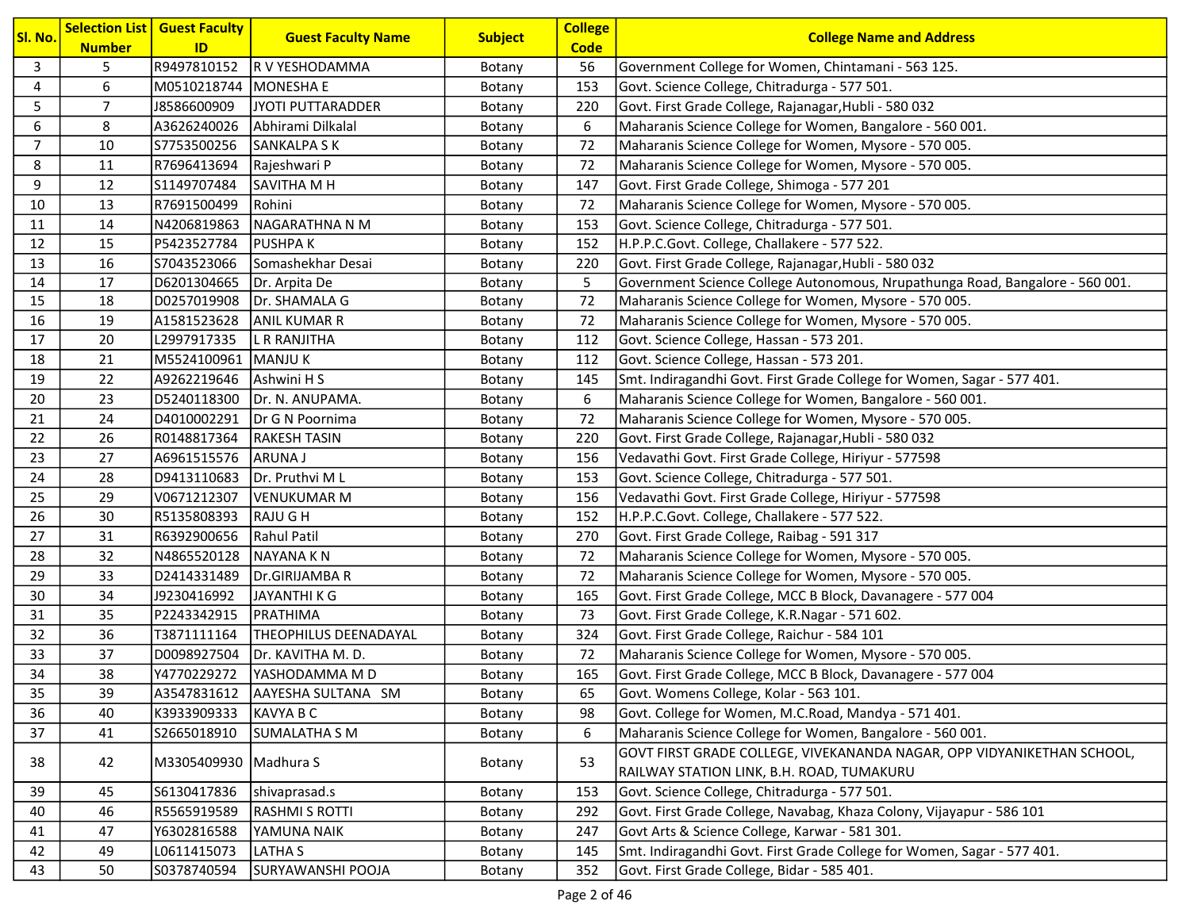| Sl. No. | Selection List Number | Guest Faculty ID | Guest Faculty Name | Subject | College Code | College Name and Address |
|---|---|---|---|---|---|---|
| 3 | 5 | R9497810152 | R V YESHODAMMA | Botany | 56 | Government College for Women, Chintamani - 563 125. |
| 4 | 6 | M0510218744 | MONESHA E | Botany | 153 | Govt. Science College, Chitradurga - 577 501. |
| 5 | 7 | J8586600909 | JYOTI PUTTARADDER | Botany | 220 | Govt. First Grade College, Rajanagar,Hubli - 580 032 |
| 6 | 8 | A3626240026 | Abhirami Dilkalal | Botany | 6 | Maharanis Science College for Women, Bangalore - 560 001. |
| 7 | 10 | S7753500256 | SANKALPA S K | Botany | 72 | Maharanis Science College for Women, Mysore - 570 005. |
| 8 | 11 | R7696413694 | Rajeshwari P | Botany | 72 | Maharanis Science College for Women, Mysore - 570 005. |
| 9 | 12 | S1149707484 | SAVITHA M H | Botany | 147 | Govt. First Grade College, Shimoga - 577 201 |
| 10 | 13 | R7691500499 | Rohini | Botany | 72 | Maharanis Science College for Women, Mysore - 570 005. |
| 11 | 14 | N4206819863 | NAGARATHNA N M | Botany | 153 | Govt. Science College, Chitradurga - 577 501. |
| 12 | 15 | P5423527784 | PUSHPA K | Botany | 152 | H.P.P.C.Govt. College, Challakere - 577 522. |
| 13 | 16 | S7043523066 | Somashekhar Desai | Botany | 220 | Govt. First Grade College, Rajanagar,Hubli - 580 032 |
| 14 | 17 | D6201304665 | Dr. Arpita De | Botany | 5 | Government Science College Autonomous, Nrupathunga Road, Bangalore - 560 001. |
| 15 | 18 | D0257019908 | Dr. SHAMALA G | Botany | 72 | Maharanis Science College for Women, Mysore - 570 005. |
| 16 | 19 | A1581523628 | ANIL KUMAR R | Botany | 72 | Maharanis Science College for Women, Mysore - 570 005. |
| 17 | 20 | L2997917335 | L R RANJITHA | Botany | 112 | Govt. Science College, Hassan - 573 201. |
| 18 | 21 | M5524100961 | MANJU K | Botany | 112 | Govt. Science College, Hassan - 573 201. |
| 19 | 22 | A9262219646 | Ashwini H S | Botany | 145 | Smt. Indiragandhi Govt. First Grade College for Women, Sagar - 577 401. |
| 20 | 23 | D5240118300 | Dr. N. ANUPAMA. | Botany | 6 | Maharanis Science College for Women, Bangalore - 560 001. |
| 21 | 24 | D4010002291 | Dr G N Poornima | Botany | 72 | Maharanis Science College for Women, Mysore - 570 005. |
| 22 | 26 | R0148817364 | RAKESH TASIN | Botany | 220 | Govt. First Grade College, Rajanagar,Hubli - 580 032 |
| 23 | 27 | A6961515576 | ARUNA J | Botany | 156 | Vedavathi Govt. First Grade College, Hiriyur - 577598 |
| 24 | 28 | D9413110683 | Dr. Pruthvi M L | Botany | 153 | Govt. Science College, Chitradurga - 577 501. |
| 25 | 29 | V0671212307 | VENUKUMAR M | Botany | 156 | Vedavathi Govt. First Grade College, Hiriyur - 577598 |
| 26 | 30 | R5135808393 | RAJU G H | Botany | 152 | H.P.P.C.Govt. College, Challakere - 577 522. |
| 27 | 31 | R6392900656 | Rahul Patil | Botany | 270 | Govt. First Grade College, Raibag - 591 317 |
| 28 | 32 | N4865520128 | NAYANA K N | Botany | 72 | Maharanis Science College for Women, Mysore - 570 005. |
| 29 | 33 | D2414331489 | Dr.GIRIJAMBA R | Botany | 72 | Maharanis Science College for Women, Mysore - 570 005. |
| 30 | 34 | J9230416992 | JAYANTHI K G | Botany | 165 | Govt. First Grade College, MCC B Block, Davanagere - 577 004 |
| 31 | 35 | P2243342915 | PRATHIMA | Botany | 73 | Govt. First Grade College, K.R.Nagar - 571 602. |
| 32 | 36 | T3871111164 | THEOPHILUS DEENADAYAL | Botany | 324 | Govt. First Grade College, Raichur - 584 101 |
| 33 | 37 | D0098927504 | Dr. KAVITHA M. D. | Botany | 72 | Maharanis Science College for Women, Mysore - 570 005. |
| 34 | 38 | Y4770229272 | YASHODAMMA M D | Botany | 165 | Govt. First Grade College, MCC B Block, Davanagere - 577 004 |
| 35 | 39 | A3547831612 | AAYESHA SULTANA SM | Botany | 65 | Govt. Womens College, Kolar - 563 101. |
| 36 | 40 | K3933909333 | KAVYA B C | Botany | 98 | Govt. College for Women, M.C.Road, Mandya - 571 401. |
| 37 | 41 | S2665018910 | SUMALATHA S M | Botany | 6 | Maharanis Science College for Women, Bangalore - 560 001. |
| 38 | 42 | M3305409930 | Madhura S | Botany | 53 | GOVT FIRST GRADE COLLEGE, VIVEKANANDA NAGAR, OPP VIDYANIKETHAN SCHOOL, RAILWAY STATION LINK, B.H. ROAD, TUMAKURU |
| 39 | 45 | S6130417836 | shivaprasad.s | Botany | 153 | Govt. Science College, Chitradurga - 577 501. |
| 40 | 46 | R5565919589 | RASHMI S ROTTI | Botany | 292 | Govt. First Grade College, Navabag, Khaza Colony, Vijayapur - 586 101 |
| 41 | 47 | Y6302816588 | YAMUNA NAIK | Botany | 247 | Govt Arts & Science College, Karwar - 581 301. |
| 42 | 49 | L0611415073 | LATHA S | Botany | 145 | Smt. Indiragandhi Govt. First Grade College for Women, Sagar - 577 401. |
| 43 | 50 | S0378740594 | SURYAWANSHI POOJA | Botany | 352 | Govt. First Grade College, Bidar - 585 401. |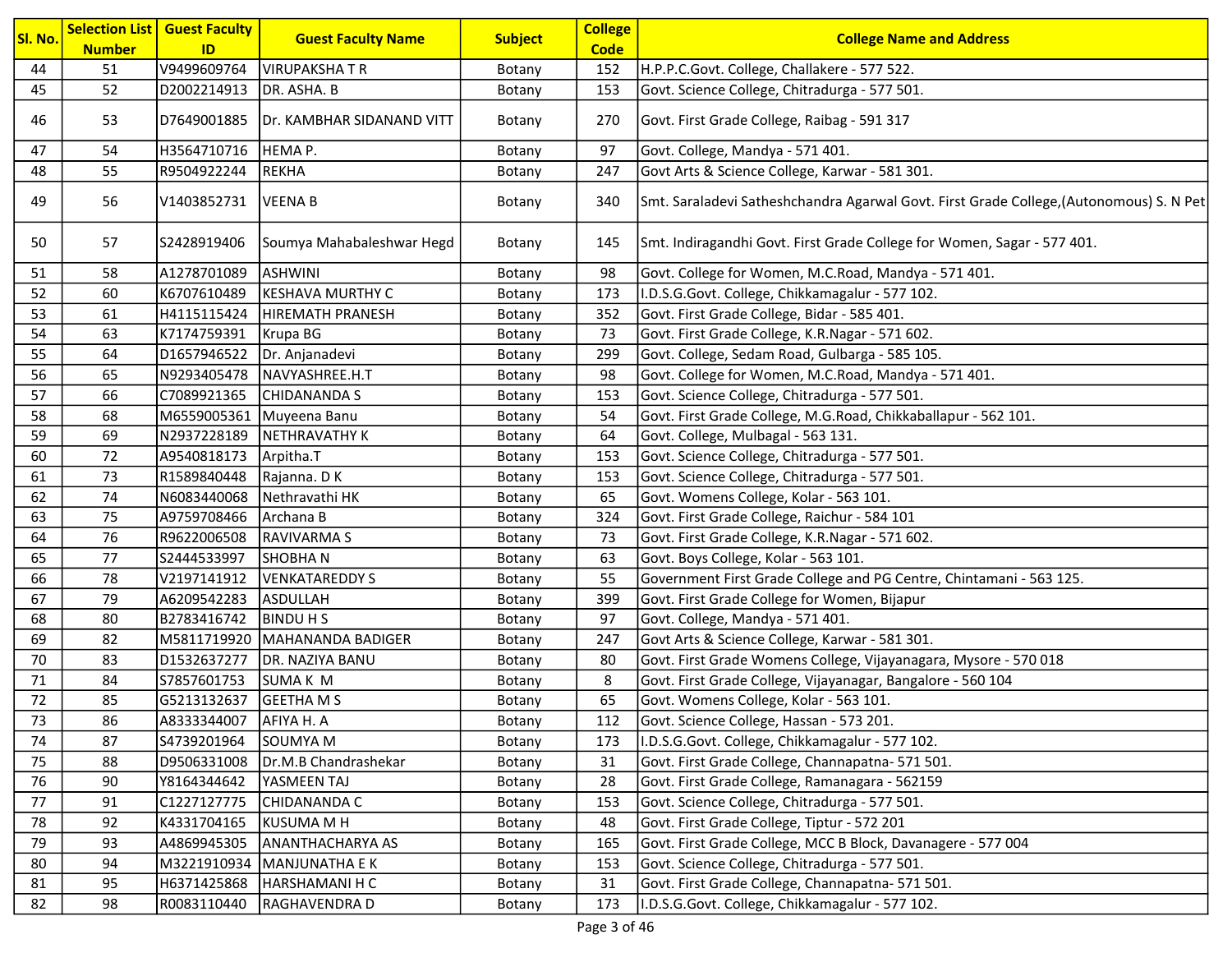| Sl. No. | Selection List Number | Guest Faculty ID | Guest Faculty Name | Subject | College Code | College Name and Address |
|---|---|---|---|---|---|---|
| 44 | 51 | V9499609764 | VIRUPAKSHA T R | Botany | 152 | H.P.P.C.Govt. College, Challakere - 577 522. |
| 45 | 52 | D2002214913 | DR. ASHA. B | Botany | 153 | Govt. Science College, Chitradurga - 577 501. |
| 46 | 53 | D7649001885 | Dr. KAMBHAR SIDANAND VITT | Botany | 270 | Govt. First Grade College, Raibag - 591 317 |
| 47 | 54 | H3564710716 | HEMA P. | Botany | 97 | Govt. College, Mandya - 571 401. |
| 48 | 55 | R9504922244 | REKHA | Botany | 247 | Govt Arts & Science College, Karwar - 581 301. |
| 49 | 56 | V1403852731 | VEENA B | Botany | 340 | Smt. Saraladevi Satheshchandra Agarwal Govt. First Grade College,(Autonomous) S. N Pet |
| 50 | 57 | S2428919406 | Soumya Mahabaleshwar Hegd | Botany | 145 | Smt. Indiragandhi Govt. First Grade College for Women, Sagar - 577 401. |
| 51 | 58 | A1278701089 | ASHWINI | Botany | 98 | Govt. College for Women, M.C.Road, Mandya - 571 401. |
| 52 | 60 | K6707610489 | KESHAVA MURTHY C | Botany | 173 | I.D.S.G.Govt. College, Chikkamagalur - 577 102. |
| 53 | 61 | H4115115424 | HIREMATH PRANESH | Botany | 352 | Govt. First Grade College, Bidar - 585 401. |
| 54 | 63 | K7174759391 | Krupa BG | Botany | 73 | Govt. First Grade College, K.R.Nagar - 571 602. |
| 55 | 64 | D1657946522 | Dr. Anjanadevi | Botany | 299 | Govt. College, Sedam Road, Gulbarga - 585 105. |
| 56 | 65 | N9293405478 | NAVYASHREE.H.T | Botany | 98 | Govt. College for Women, M.C.Road, Mandya - 571 401. |
| 57 | 66 | C7089921365 | CHIDANANDA S | Botany | 153 | Govt. Science College, Chitradurga - 577 501. |
| 58 | 68 | M6559005361 | Muyeena Banu | Botany | 54 | Govt. First Grade College, M.G.Road, Chikkaballapur - 562 101. |
| 59 | 69 | N2937228189 | NETHRAVATHY K | Botany | 64 | Govt. College, Mulbagal - 563 131. |
| 60 | 72 | A9540818173 | Arpitha.T | Botany | 153 | Govt. Science College, Chitradurga - 577 501. |
| 61 | 73 | R1589840448 | Rajanna. D K | Botany | 153 | Govt. Science College, Chitradurga - 577 501. |
| 62 | 74 | N6083440068 | Nethravathi HK | Botany | 65 | Govt. Womens College, Kolar - 563 101. |
| 63 | 75 | A9759708466 | Archana B | Botany | 324 | Govt. First Grade College, Raichur - 584 101 |
| 64 | 76 | R9622006508 | RAVIVARMA S | Botany | 73 | Govt. First Grade College, K.R.Nagar - 571 602. |
| 65 | 77 | S2444533997 | SHOBHA N | Botany | 63 | Govt. Boys College, Kolar - 563 101. |
| 66 | 78 | V2197141912 | VENKATAREDDY S | Botany | 55 | Government First Grade College and PG Centre, Chintamani - 563 125. |
| 67 | 79 | A6209542283 | ASDULLAH | Botany | 399 | Govt. First Grade College for Women, Bijapur |
| 68 | 80 | B2783416742 | BINDU H S | Botany | 97 | Govt. College, Mandya - 571 401. |
| 69 | 82 | M5811719920 | MAHANANDA BADIGER | Botany | 247 | Govt Arts & Science College, Karwar - 581 301. |
| 70 | 83 | D1532637277 | DR. NAZIYA BANU | Botany | 80 | Govt. First Grade Womens College, Vijayanagara, Mysore - 570 018 |
| 71 | 84 | S7857601753 | SUMA K M | Botany | 8 | Govt. First Grade College, Vijayanagar, Bangalore - 560 104 |
| 72 | 85 | G5213132637 | GEETHA M S | Botany | 65 | Govt. Womens College, Kolar - 563 101. |
| 73 | 86 | A8333344007 | AFIYA H. A | Botany | 112 | Govt. Science College, Hassan - 573 201. |
| 74 | 87 | S4739201964 | SOUMYA M | Botany | 173 | I.D.S.G.Govt. College, Chikkamagalur - 577 102. |
| 75 | 88 | D9506331008 | Dr.M.B Chandrashekar | Botany | 31 | Govt. First Grade College, Channapatna- 571 501. |
| 76 | 90 | Y8164344642 | YASMEEN TAJ | Botany | 28 | Govt. First Grade College, Ramanagara - 562159 |
| 77 | 91 | C1227127775 | CHIDANANDA C | Botany | 153 | Govt. Science College, Chitradurga - 577 501. |
| 78 | 92 | K4331704165 | KUSUMA M H | Botany | 48 | Govt. First Grade College, Tiptur - 572 201 |
| 79 | 93 | A4869945305 | ANANTHACHARYA AS | Botany | 165 | Govt. First Grade College, MCC B Block, Davanagere - 577 004 |
| 80 | 94 | M3221910934 | MANJUNATHA E K | Botany | 153 | Govt. Science College, Chitradurga - 577 501. |
| 81 | 95 | H6371425868 | HARSHAMANI H C | Botany | 31 | Govt. First Grade College, Channapatna- 571 501. |
| 82 | 98 | R0083110440 | RAGHAVENDRA D | Botany | 173 | I.D.S.G.Govt. College, Chikkamagalur - 577 102. |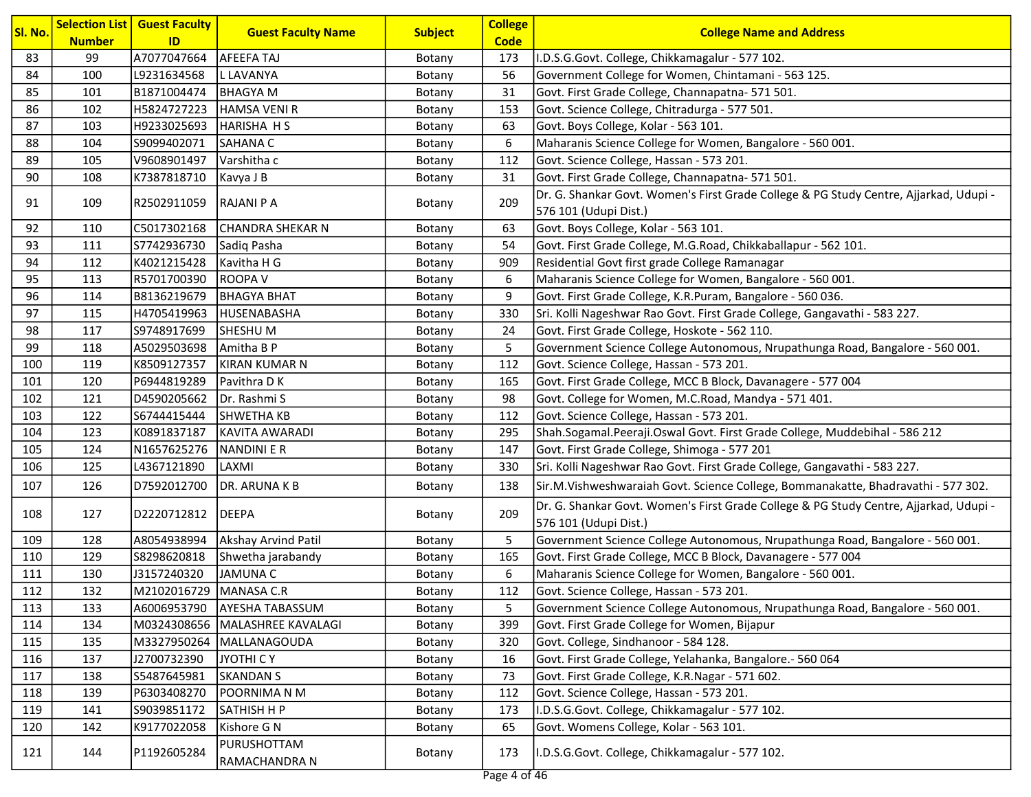| Sl. No. | Selection List Number | Guest Faculty ID | Guest Faculty Name | Subject | College Code | College Name and Address |
|---|---|---|---|---|---|---|
| 83 | 99 | A7077047664 | AFEEFA TAJ | Botany | 173 | I.D.S.G.Govt. College, Chikkamagalur - 577 102. |
| 84 | 100 | L9231634568 | L LAVANYA | Botany | 56 | Government College for Women, Chintamani - 563 125. |
| 85 | 101 | B1871004474 | BHAGYA M | Botany | 31 | Govt. First Grade College, Channapatna- 571 501. |
| 86 | 102 | H5824727223 | HAMSA VENI R | Botany | 153 | Govt. Science College, Chitradurga - 577 501. |
| 87 | 103 | H9233025693 | HARISHA H S | Botany | 63 | Govt. Boys College, Kolar - 563 101. |
| 88 | 104 | S9099402071 | SAHANA C | Botany | 6 | Maharanis Science College for Women, Bangalore - 560 001. |
| 89 | 105 | V9608901497 | Varshitha c | Botany | 112 | Govt. Science College, Hassan - 573 201. |
| 90 | 108 | K7387818710 | Kavya J B | Botany | 31 | Govt. First Grade College, Channapatna- 571 501. |
| 91 | 109 | R2502911059 | RAJANI P A | Botany | 209 | Dr. G. Shankar Govt. Women's First Grade College & PG Study Centre, Ajjarkad, Udupi - 576 101 (Udupi Dist.) |
| 92 | 110 | C5017302168 | CHANDRA SHEKAR N | Botany | 63 | Govt. Boys College, Kolar - 563 101. |
| 93 | 111 | S7742936730 | Sadiq Pasha | Botany | 54 | Govt. First Grade College, M.G.Road, Chikkaballapur - 562 101. |
| 94 | 112 | K4021215428 | Kavitha H G | Botany | 909 | Residential Govt first grade College Ramanagar |
| 95 | 113 | R5701700390 | ROOPA V | Botany | 6 | Maharanis Science College for Women, Bangalore - 560 001. |
| 96 | 114 | B8136219679 | BHAGYA BHAT | Botany | 9 | Govt. First Grade College, K.R.Puram, Bangalore - 560 036. |
| 97 | 115 | H4705419963 | HUSENABASHA | Botany | 330 | Sri. Kolli Nageshwar Rao Govt. First Grade College, Gangavathi - 583 227. |
| 98 | 117 | S9748917699 | SHESHU M | Botany | 24 | Govt. First Grade College, Hoskote - 562 110. |
| 99 | 118 | A5029503698 | Amitha B P | Botany | 5 | Government Science College Autonomous, Nrupathunga Road, Bangalore - 560 001. |
| 100 | 119 | K8509127357 | KIRAN KUMAR N | Botany | 112 | Govt. Science College, Hassan - 573 201. |
| 101 | 120 | P6944819289 | Pavithra D K | Botany | 165 | Govt. First Grade College, MCC B Block, Davanagere - 577 004 |
| 102 | 121 | D4590205662 | Dr. Rashmi S | Botany | 98 | Govt. College for Women, M.C.Road, Mandya - 571 401. |
| 103 | 122 | S6744415444 | SHWETHA KB | Botany | 112 | Govt. Science College, Hassan - 573 201. |
| 104 | 123 | K0891837187 | KAVITA AWARADI | Botany | 295 | Shah.Sogamal.Peeraji.Oswal Govt. First Grade College, Muddebihal - 586 212 |
| 105 | 124 | N1657625276 | NANDINI E R | Botany | 147 | Govt. First Grade College, Shimoga - 577 201 |
| 106 | 125 | L4367121890 | LAXMI | Botany | 330 | Sri. Kolli Nageshwar Rao Govt. First Grade College, Gangavathi - 583 227. |
| 107 | 126 | D7592012700 | DR. ARUNA K B | Botany | 138 | Sir.M.Vishweshwaraiah Govt. Science College, Bommanakatte, Bhadravathi - 577 302. |
| 108 | 127 | D2220712812 | DEEPA | Botany | 209 | Dr. G. Shankar Govt. Women's First Grade College & PG Study Centre, Ajjarkad, Udupi - 576 101 (Udupi Dist.) |
| 109 | 128 | A8054938994 | Akshay Arvind Patil | Botany | 5 | Government Science College Autonomous, Nrupathunga Road, Bangalore - 560 001. |
| 110 | 129 | S8298620818 | Shwetha jarabandy | Botany | 165 | Govt. First Grade College, MCC B Block, Davanagere - 577 004 |
| 111 | 130 | J3157240320 | JAMUNA C | Botany | 6 | Maharanis Science College for Women, Bangalore - 560 001. |
| 112 | 132 | M2102016729 | MANASA C.R | Botany | 112 | Govt. Science College, Hassan - 573 201. |
| 113 | 133 | A6006953790 | AYESHA TABASSUM | Botany | 5 | Government Science College Autonomous, Nrupathunga Road, Bangalore - 560 001. |
| 114 | 134 | M0324308656 | MALASHREE KAVALAGI | Botany | 399 | Govt. First Grade College for Women, Bijapur |
| 115 | 135 | M3327950264 | MALLANAGOUDA | Botany | 320 | Govt. College, Sindhanoor - 584 128. |
| 116 | 137 | J2700732390 | JYOTHI C Y | Botany | 16 | Govt. First Grade College, Yelahanka, Bangalore.- 560 064 |
| 117 | 138 | S5487645981 | SKANDAN S | Botany | 73 | Govt. First Grade College, K.R.Nagar - 571 602. |
| 118 | 139 | P6303408270 | POORNIMA N M | Botany | 112 | Govt. Science College, Hassan - 573 201. |
| 119 | 141 | S9039851172 | SATHISH H P | Botany | 173 | I.D.S.G.Govt. College, Chikkamagalur - 577 102. |
| 120 | 142 | K9177022058 | Kishore G N | Botany | 65 | Govt. Womens College, Kolar - 563 101. |
| 121 | 144 | P1192605284 | PURUSHOTTAM RAMACHANDRA N | Botany | 173 | I.D.S.G.Govt. College, Chikkamagalur - 577 102. |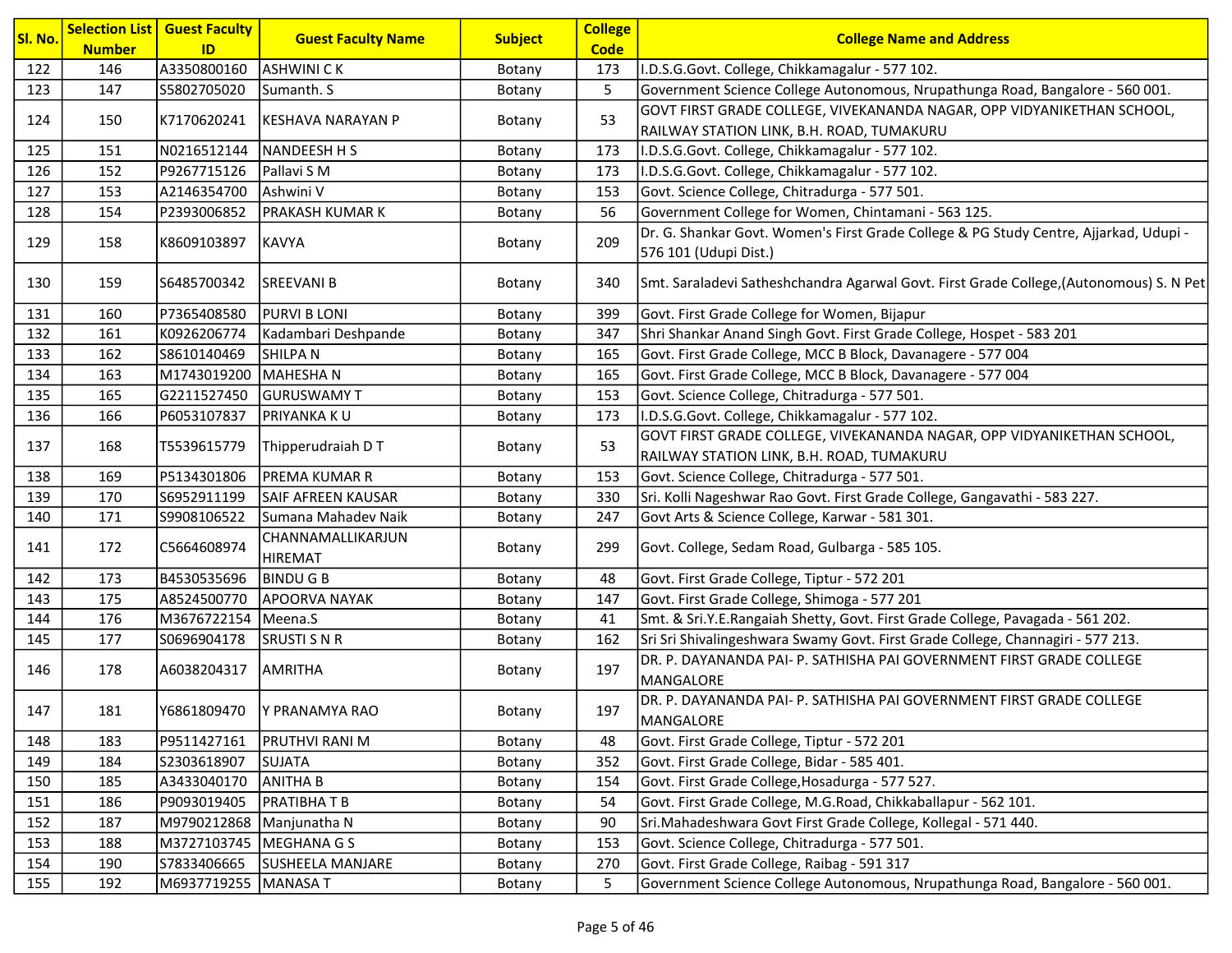| Sl. No. | Selection List Number | Guest Faculty ID | Guest Faculty Name | Subject | College Code | College Name and Address |
|---|---|---|---|---|---|---|
| 122 | 146 | A3350800160 | ASHWINI C K | Botany | 173 | I.D.S.G.Govt. College, Chikkamagalur - 577 102. |
| 123 | 147 | S5802705020 | Sumanth. S | Botany | 5 | Government Science College Autonomous, Nrupathunga Road, Bangalore - 560 001. |
| 124 | 150 | K7170620241 | KESHAVA NARAYAN P | Botany | 53 | GOVT FIRST GRADE COLLEGE, VIVEKANANDA NAGAR, OPP VIDYANIKETHAN SCHOOL, RAILWAY STATION LINK, B.H. ROAD, TUMAKURU |
| 125 | 151 | N0216512144 | NANDEESH H S | Botany | 173 | I.D.S.G.Govt. College, Chikkamagalur - 577 102. |
| 126 | 152 | P9267715126 | Pallavi S M | Botany | 173 | I.D.S.G.Govt. College, Chikkamagalur - 577 102. |
| 127 | 153 | A2146354700 | Ashwini V | Botany | 153 | Govt. Science College, Chitradurga - 577 501. |
| 128 | 154 | P2393006852 | PRAKASH KUMAR K | Botany | 56 | Government College for Women, Chintamani - 563 125. |
| 129 | 158 | K8609103897 | KAVYA | Botany | 209 | Dr. G. Shankar Govt. Women's First Grade College & PG Study Centre, Ajjarkad, Udupi - 576 101 (Udupi Dist.) |
| 130 | 159 | S6485700342 | SREEVANI B | Botany | 340 | Smt. Saraladevi Satheshchandra Agarwal Govt. First Grade College,(Autonomous) S. N Pet |
| 131 | 160 | P7365408580 | PURVI B LONI | Botany | 399 | Govt. First Grade College for Women, Bijapur |
| 132 | 161 | K0926206774 | Kadambari Deshpande | Botany | 347 | Shri Shankar Anand Singh Govt. First Grade College, Hospet - 583 201 |
| 133 | 162 | S8610140469 | SHILPA N | Botany | 165 | Govt. First Grade College, MCC B Block, Davanagere - 577 004 |
| 134 | 163 | M1743019200 | MAHESHA N | Botany | 165 | Govt. First Grade College, MCC B Block, Davanagere - 577 004 |
| 135 | 165 | G2211527450 | GURUSWAMY T | Botany | 153 | Govt. Science College, Chitradurga - 577 501. |
| 136 | 166 | P6053107837 | PRIYANKA K U | Botany | 173 | I.D.S.G.Govt. College, Chikkamagalur - 577 102. |
| 137 | 168 | T5539615779 | Thipperudraiah D T | Botany | 53 | GOVT FIRST GRADE COLLEGE, VIVEKANANDA NAGAR, OPP VIDYANIKETHAN SCHOOL, RAILWAY STATION LINK, B.H. ROAD, TUMAKURU |
| 138 | 169 | P5134301806 | PREMA KUMAR R | Botany | 153 | Govt. Science College, Chitradurga - 577 501. |
| 139 | 170 | S6952911199 | SAIF AFREEN KAUSAR | Botany | 330 | Sri. Kolli Nageshwar Rao Govt. First Grade College, Gangavathi - 583 227. |
| 140 | 171 | S9908106522 | Sumana Mahadev Naik | Botany | 247 | Govt Arts & Science College, Karwar - 581 301. |
| 141 | 172 | C5664608974 | CHANNAMALLIKARJUN HIREMAT | Botany | 299 | Govt. College, Sedam Road, Gulbarga - 585 105. |
| 142 | 173 | B4530535696 | BINDU G B | Botany | 48 | Govt. First Grade College, Tiptur - 572 201 |
| 143 | 175 | A8524500770 | APOORVA NAYAK | Botany | 147 | Govt. First Grade College, Shimoga - 577 201 |
| 144 | 176 | M3676722154 | Meena.S | Botany | 41 | Smt. & Sri.Y.E.Rangaiah Shetty, Govt. First Grade College, Pavagada - 561 202. |
| 145 | 177 | S0696904178 | SRUSTI S N R | Botany | 162 | Sri Sri Shivalingeshwara Swamy Govt. First Grade College, Channagiri - 577 213. |
| 146 | 178 | A6038204317 | AMRITHA | Botany | 197 | DR. P. DAYANANDA PAI- P. SATHISHA PAI GOVERNMENT FIRST GRADE COLLEGE MANGALORE |
| 147 | 181 | Y6861809470 | Y PRANAMYA RAO | Botany | 197 | DR. P. DAYANANDA PAI- P. SATHISHA PAI GOVERNMENT FIRST GRADE COLLEGE MANGALORE |
| 148 | 183 | P9511427161 | PRUTHVI RANI M | Botany | 48 | Govt. First Grade College, Tiptur - 572 201 |
| 149 | 184 | S2303618907 | SUJATA | Botany | 352 | Govt. First Grade College, Bidar - 585 401. |
| 150 | 185 | A3433040170 | ANITHA B | Botany | 154 | Govt. First Grade College,Hosadurga - 577 527. |
| 151 | 186 | P9093019405 | PRATIBHA T B | Botany | 54 | Govt. First Grade College, M.G.Road, Chikkaballapur - 562 101. |
| 152 | 187 | M9790212868 | Manjunatha N | Botany | 90 | Sri.Mahadeshwara Govt First Grade College, Kollegal - 571 440. |
| 153 | 188 | M3727103745 | MEGHANA G S | Botany | 153 | Govt. Science College, Chitradurga - 577 501. |
| 154 | 190 | S7833406665 | SUSHEELA MANJARE | Botany | 270 | Govt. First Grade College, Raibag - 591 317 |
| 155 | 192 | M6937719255 | MANASA T | Botany | 5 | Government Science College Autonomous, Nrupathunga Road, Bangalore - 560 001. |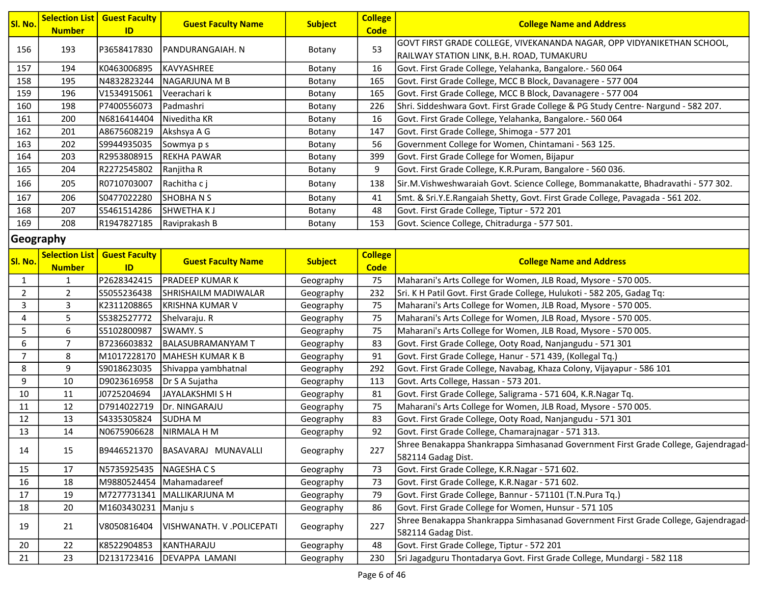| Sl. No. | Selection List Number | Guest Faculty ID | Guest Faculty Name | Subject | College Code | College Name and Address |
|---|---|---|---|---|---|---|
| 156 | 193 | P3658417830 | PANDURANGAIAH. N | Botany | 53 | GOVT FIRST GRADE COLLEGE, VIVEKANANDA NAGAR, OPP VIDYANIKETHAN SCHOOL, RAILWAY STATION LINK, B.H. ROAD, TUMAKURU |
| 157 | 194 | K0463006895 | KAVYASHREE | Botany | 16 | Govt. First Grade College, Yelahanka, Bangalore.- 560 064 |
| 158 | 195 | N4832823244 | NAGARJUNA M B | Botany | 165 | Govt. First Grade College, MCC B Block, Davanagere - 577 004 |
| 159 | 196 | V1534915061 | Veerachari k | Botany | 165 | Govt. First Grade College, MCC B Block, Davanagere - 577 004 |
| 160 | 198 | P7400556073 | Padmashri | Botany | 226 | Shri. Siddeshwara Govt. First Grade College & PG Study Centre- Nargund - 582 207. |
| 161 | 200 | N6816414404 | Niveditha KR | Botany | 16 | Govt. First Grade College, Yelahanka, Bangalore.- 560 064 |
| 162 | 201 | A8675608219 | Akshsya A G | Botany | 147 | Govt. First Grade College, Shimoga - 577 201 |
| 163 | 202 | S9944935035 | Sowmya p s | Botany | 56 | Government College for Women, Chintamani - 563 125. |
| 164 | 203 | R2953808915 | REKHA PAWAR | Botany | 399 | Govt. First Grade College for Women, Bijapur |
| 165 | 204 | R2272545802 | Ranjitha R | Botany | 9 | Govt. First Grade College, K.R.Puram, Bangalore - 560 036. |
| 166 | 205 | R0710703007 | Rachitha c j | Botany | 138 | Sir.M.Vishweshwaraiah Govt. Science College, Bommanakatte, Bhadravathi - 577 302. |
| 167 | 206 | S0477022280 | SHOBHA N S | Botany | 41 | Smt. & Sri.Y.E.Rangaiah Shetty, Govt. First Grade College, Pavagada - 561 202. |
| 168 | 207 | S5461514286 | SHWETHA K J | Botany | 48 | Govt. First Grade College, Tiptur - 572 201 |
| 169 | 208 | R1947827185 | Raviprakash B | Botany | 153 | Govt. Science College, Chitradurga - 577 501. |

## Geography

| Sl. No. | Selection List Number | Guest Faculty ID | Guest Faculty Name | Subject | College Code | College Name and Address |
|---|---|---|---|---|---|---|
| 1 | 1 | P2628342415 | PRADEEP KUMAR K | Geography | 75 | Maharani's Arts College for Women, JLB Road, Mysore - 570 005. |
| 2 | 2 | S5055236438 | SHRISHAILM MADIWALAR | Geography | 232 | Sri. K H Patil Govt. First Grade College, Hulukoti - 582 205, Gadag Tq: |
| 3 | 3 | K2311208865 | KRISHNA KUMAR V | Geography | 75 | Maharani's Arts College for Women, JLB Road, Mysore - 570 005. |
| 4 | 5 | S5382527772 | Shelvaraju. R | Geography | 75 | Maharani's Arts College for Women, JLB Road, Mysore - 570 005. |
| 5 | 6 | S5102800987 | SWAMY. S | Geography | 75 | Maharani's Arts College for Women, JLB Road, Mysore - 570 005. |
| 6 | 7 | B7236603832 | BALASUBRAMANYAM T | Geography | 83 | Govt. First Grade College, Ooty Road, Nanjangudu - 571 301 |
| 7 | 8 | M1017228170 | MAHESH KUMAR K B | Geography | 91 | Govt. First Grade College, Hanur - 571 439, (Kollegal Tq.) |
| 8 | 9 | S9018623035 | Shivappa yambhatnal | Geography | 292 | Govt. First Grade College, Navabag, Khaza Colony, Vijayapur - 586 101 |
| 9 | 10 | D9023616958 | Dr S A Sujatha | Geography | 113 | Govt. Arts College, Hassan - 573 201. |
| 10 | 11 | J0725204694 | JAYALAKSHMI S H | Geography | 81 | Govt. First Grade College, Saligrama - 571 604, K.R.Nagar Tq. |
| 11 | 12 | D7914022719 | Dr. NINGARAJU | Geography | 75 | Maharani's Arts College for Women, JLB Road, Mysore - 570 005. |
| 12 | 13 | S4335305824 | SUDHA M | Geography | 83 | Govt. First Grade College, Ooty Road, Nanjangudu - 571 301 |
| 13 | 14 | N0675906628 | NIRMALA H M | Geography | 92 | Govt. First Grade College, Chamarajnagar - 571 313. |
| 14 | 15 | B9446521370 | BASAVARAJ MUNAVALLI | Geography | 227 | Shree Benakappa Shankrappa Simhasanad Government First Grade College, Gajendragad-582114 Gadag Dist. |
| 15 | 17 | N5735925435 | NAGESHA C S | Geography | 73 | Govt. First Grade College, K.R.Nagar - 571 602. |
| 16 | 18 | M9880524454 | Mahamadareef | Geography | 73 | Govt. First Grade College, K.R.Nagar - 571 602. |
| 17 | 19 | M7277731341 | MALLIKARJUNA M | Geography | 79 | Govt. First Grade College, Bannur - 571101 (T.N.Pura Tq.) |
| 18 | 20 | M1603430231 | Manju s | Geography | 86 | Govt. First Grade College for Women, Hunsur - 571 105 |
| 19 | 21 | V8050816404 | VISHWANATH. V .POLICEPATI | Geography | 227 | Shree Benakappa Shankrappa Simhasanad Government First Grade College, Gajendragad-582114 Gadag Dist. |
| 20 | 22 | K8522904853 | KANTHARAJU | Geography | 48 | Govt. First Grade College, Tiptur - 572 201 |
| 21 | 23 | D2131723416 | DEVAPPA LAMANI | Geography | 230 | Sri Jagadguru Thontadarya Govt. First Grade College, Mundargi - 582 118 |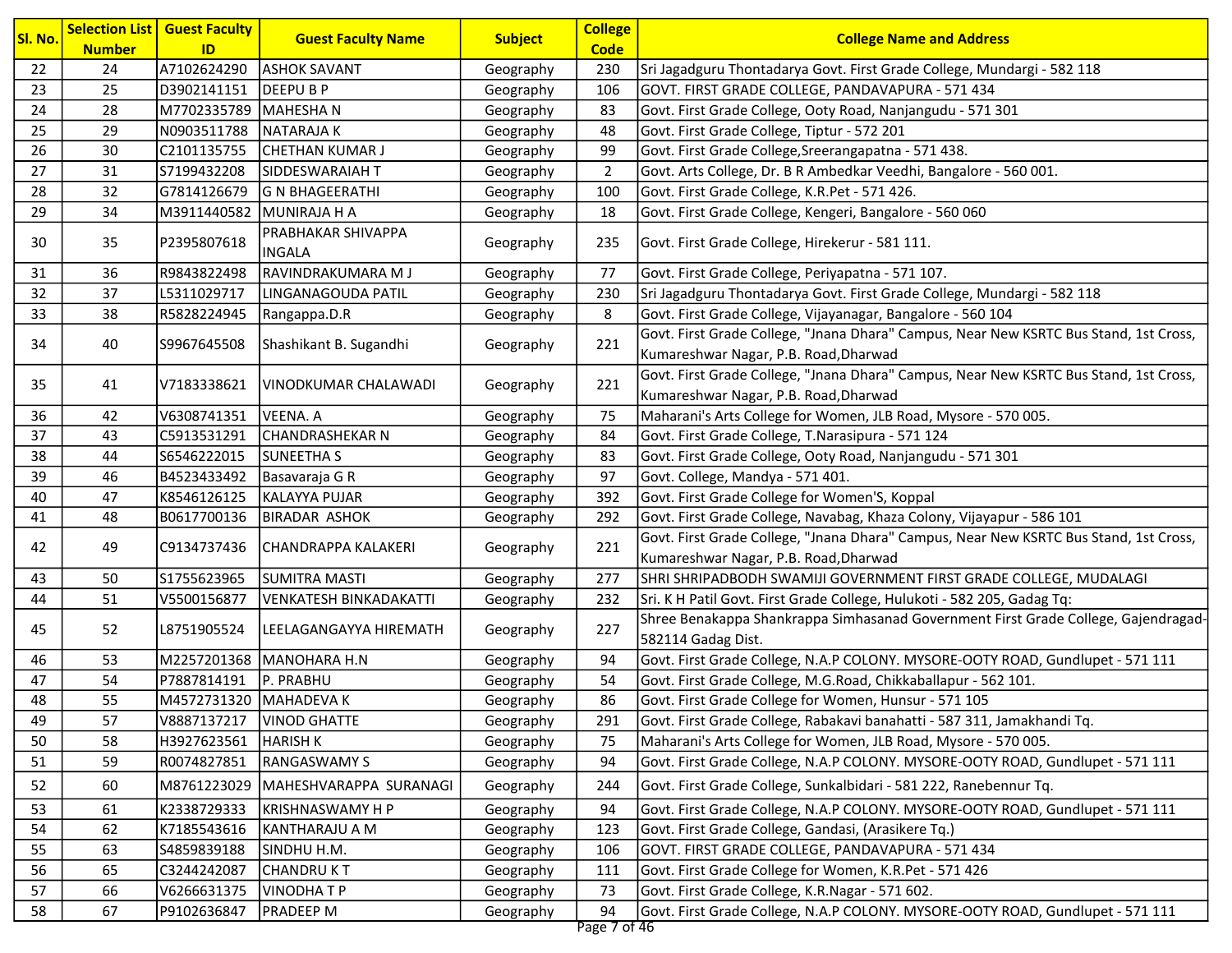| Sl. No. | Selection List Number | Guest Faculty ID | Guest Faculty Name | Subject | College Code | College Name and Address |
|---|---|---|---|---|---|---|
| 22 | 24 | A7102624290 | ASHOK SAVANT | Geography | 230 | Sri Jagadguru Thontadarya Govt. First Grade College, Mundargi - 582 118 |
| 23 | 25 | D3902141151 | DEEPU B P | Geography | 106 | GOVT. FIRST GRADE COLLEGE, PANDAVAPURA - 571 434 |
| 24 | 28 | M7702335789 | MAHESHA N | Geography | 83 | Govt. First Grade College, Ooty Road, Nanjangudu - 571 301 |
| 25 | 29 | N0903511788 | NATARAJA K | Geography | 48 | Govt. First Grade College, Tiptur - 572 201 |
| 26 | 30 | C2101135755 | CHETHAN KUMAR J | Geography | 99 | Govt. First Grade College,Sreerangapatna - 571 438. |
| 27 | 31 | S7199432208 | SIDDESWARAIAH T | Geography | 2 | Govt. Arts College, Dr. B R Ambedkar Veedhi, Bangalore - 560 001. |
| 28 | 32 | G7814126679 | G N BHAGEERATHI | Geography | 100 | Govt. First Grade College, K.R.Pet - 571 426. |
| 29 | 34 | M3911440582 | MUNIRAJA H A | Geography | 18 | Govt. First Grade College, Kengeri, Bangalore - 560 060 |
| 30 | 35 | P2395807618 | PRABHAKAR SHIVAPPA INGALA | Geography | 235 | Govt. First Grade College, Hirekerur - 581 111. |
| 31 | 36 | R9843822498 | RAVINDRAKUMARA M J | Geography | 77 | Govt. First Grade College, Periyapatna - 571 107. |
| 32 | 37 | L5311029717 | LINGANAGOUDA PATIL | Geography | 230 | Sri Jagadguru Thontadarya Govt. First Grade College, Mundargi - 582 118 |
| 33 | 38 | R5828224945 | Rangappa.D.R | Geography | 8 | Govt. First Grade College, Vijayanagar, Bangalore - 560 104 |
| 34 | 40 | S9967645508 | Shashikant B. Sugandhi | Geography | 221 | Govt. First Grade College, "Jnana Dhara" Campus, Near New KSRTC Bus Stand, 1st Cross, Kumareshwar Nagar, P.B. Road,Dharwad |
| 35 | 41 | V7183338621 | VINODKUMAR CHALAWADI | Geography | 221 | Govt. First Grade College, "Jnana Dhara" Campus, Near New KSRTC Bus Stand, 1st Cross, Kumareshwar Nagar, P.B. Road,Dharwad |
| 36 | 42 | V6308741351 | VEENA. A | Geography | 75 | Maharani's Arts College for Women, JLB Road, Mysore - 570 005. |
| 37 | 43 | C5913531291 | CHANDRASHEKAR N | Geography | 84 | Govt. First Grade College, T.Narasipura - 571 124 |
| 38 | 44 | S6546222015 | SUNEETHA S | Geography | 83 | Govt. First Grade College, Ooty Road, Nanjangudu - 571 301 |
| 39 | 46 | B4523433492 | Basavaraja G R | Geography | 97 | Govt. College, Mandya - 571 401. |
| 40 | 47 | K8546126125 | KALAYYA PUJAR | Geography | 392 | Govt. First Grade College for Women'S, Koppal |
| 41 | 48 | B0617700136 | BIRADAR ASHOK | Geography | 292 | Govt. First Grade College, Navabag, Khaza Colony, Vijayapur - 586 101 |
| 42 | 49 | C9134737436 | CHANDRAPPA KALAKERI | Geography | 221 | Govt. First Grade College, "Jnana Dhara" Campus, Near New KSRTC Bus Stand, 1st Cross, Kumareshwar Nagar, P.B. Road,Dharwad |
| 43 | 50 | S1755623965 | SUMITRA MASTI | Geography | 277 | SHRI SHRIPADBODH SWAMIJI GOVERNMENT FIRST GRADE COLLEGE, MUDALAGI |
| 44 | 51 | V5500156877 | VENKATESH BINKADAKATTI | Geography | 232 | Sri. K H Patil Govt. First Grade College, Hulukoti - 582 205, Gadag Tq: |
| 45 | 52 | L8751905524 | LEELAGANGAYYA HIREMATH | Geography | 227 | Shree Benakappa Shankrappa Simhasanad Government First Grade College, Gajendragad-582114 Gadag Dist. |
| 46 | 53 | M2257201368 | MANOHARA H.N | Geography | 94 | Govt. First Grade College, N.A.P COLONY. MYSORE-OOTY ROAD, Gundlupet - 571 111 |
| 47 | 54 | P7887814191 | P. PRABHU | Geography | 54 | Govt. First Grade College, M.G.Road, Chikkaballapur - 562 101. |
| 48 | 55 | M4572731320 | MAHADEVA K | Geography | 86 | Govt. First Grade College for Women, Hunsur - 571 105 |
| 49 | 57 | V8887137217 | VINOD GHATTE | Geography | 291 | Govt. First Grade College, Rabakavi banahatti - 587 311, Jamakhandi Tq. |
| 50 | 58 | H3927623561 | HARISH K | Geography | 75 | Maharani's Arts College for Women, JLB Road, Mysore - 570 005. |
| 51 | 59 | R0074827851 | RANGASWAMY S | Geography | 94 | Govt. First Grade College, N.A.P COLONY. MYSORE-OOTY ROAD, Gundlupet - 571 111 |
| 52 | 60 | M8761223029 | MAHESHVARAPPA SURANAGI | Geography | 244 | Govt. First Grade College, Sunkalbidari - 581 222, Ranebennur Tq. |
| 53 | 61 | K2338729333 | KRISHNASWAMY H P | Geography | 94 | Govt. First Grade College, N.A.P COLONY. MYSORE-OOTY ROAD, Gundlupet - 571 111 |
| 54 | 62 | K7185543616 | KANTHARAJU A M | Geography | 123 | Govt. First Grade College, Gandasi, (Arasikere Tq.) |
| 55 | 63 | S4859839188 | SINDHU H.M. | Geography | 106 | GOVT. FIRST GRADE COLLEGE, PANDAVAPURA - 571 434 |
| 56 | 65 | C3244242087 | CHANDRU K T | Geography | 111 | Govt. First Grade College for Women, K.R.Pet - 571 426 |
| 57 | 66 | V6266631375 | VINODHA T P | Geography | 73 | Govt. First Grade College, K.R.Nagar - 571 602. |
| 58 | 67 | P9102636847 | PRADEEP M | Geography | 94 | Govt. First Grade College, N.A.P COLONY. MYSORE-OOTY ROAD, Gundlupet - 571 111 |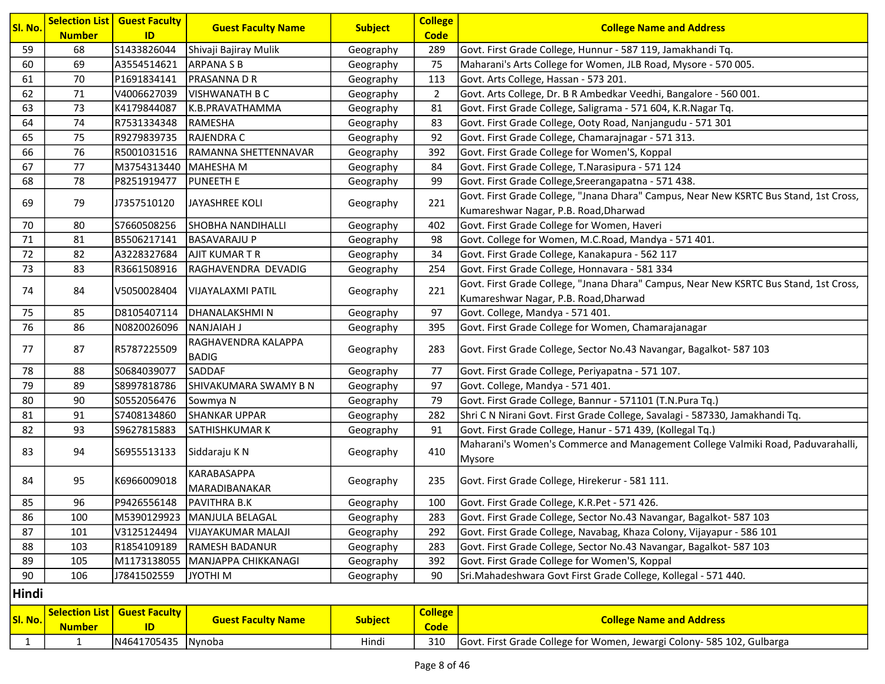| Sl. No. | Selection List Number | Guest Faculty ID | Guest Faculty Name | Subject | College Code | College Name and Address |
|---|---|---|---|---|---|---|
| 59 | 68 | S1433826044 | Shivaji Bajiray Mulik | Geography | 289 | Govt. First Grade College, Hunnur - 587 119, Jamakhandi Tq. |
| 60 | 69 | A3554514621 | ARPANA S B | Geography | 75 | Maharani's Arts College for Women, JLB Road, Mysore - 570 005. |
| 61 | 70 | P1691834141 | PRASANNA D R | Geography | 113 | Govt. Arts College, Hassan - 573 201. |
| 62 | 71 | V4006627039 | VISHWANATH B C | Geography | 2 | Govt. Arts College, Dr. B R Ambedkar Veedhi, Bangalore - 560 001. |
| 63 | 73 | K4179844087 | K.B.PRAVATHAMMA | Geography | 81 | Govt. First Grade College, Saligrama - 571 604, K.R.Nagar Tq. |
| 64 | 74 | R7531334348 | RAMESHA | Geography | 83 | Govt. First Grade College, Ooty Road, Nanjangudu - 571 301 |
| 65 | 75 | R9279839735 | RAJENDRA C | Geography | 92 | Govt. First Grade College, Chamarajnagar - 571 313. |
| 66 | 76 | R5001031516 | RAMANNA SHETTENNAVAR | Geography | 392 | Govt. First Grade College for Women'S, Koppal |
| 67 | 77 | M3754313440 | MAHESHA M | Geography | 84 | Govt. First Grade College, T.Narasipura - 571 124 |
| 68 | 78 | P8251919477 | PUNEETH E | Geography | 99 | Govt. First Grade College,Sreerangapatna - 571 438. |
| 69 | 79 | J7357510120 | JAYASHREE KOLI | Geography | 221 | Govt. First Grade College, "Jnana Dhara" Campus, Near New KSRTC Bus Stand, 1st Cross, Kumareshwar Nagar, P.B. Road,Dharwad |
| 70 | 80 | S7660508256 | SHOBHA NANDIHALLI | Geography | 402 | Govt. First Grade College for Women, Haveri |
| 71 | 81 | B5506217141 | BASAVARAJU P | Geography | 98 | Govt. College for Women, M.C.Road, Mandya - 571 401. |
| 72 | 82 | A3228327684 | AJIT KUMAR T R | Geography | 34 | Govt. First Grade College, Kanakapura - 562 117 |
| 73 | 83 | R3661508916 | RAGHAVENDRA DEVADIG | Geography | 254 | Govt. First Grade College, Honnavara - 581 334 |
| 74 | 84 | V5050028404 | VIJAYALAXMI PATIL | Geography | 221 | Govt. First Grade College, "Jnana Dhara" Campus, Near New KSRTC Bus Stand, 1st Cross, Kumareshwar Nagar, P.B. Road,Dharwad |
| 75 | 85 | D8105407114 | DHANALAKSHMI N | Geography | 97 | Govt. College, Mandya - 571 401. |
| 76 | 86 | N0820026096 | NANJAIAH J | Geography | 395 | Govt. First Grade College for Women, Chamarajanagar |
| 77 | 87 | R5787225509 | RAGHAVENDRA KALAPPA BADIG | Geography | 283 | Govt. First Grade College, Sector No.43 Navangar, Bagalkot- 587 103 |
| 78 | 88 | S0684039077 | SADDAF | Geography | 77 | Govt. First Grade College, Periyapatna - 571 107. |
| 79 | 89 | S8997818786 | SHIVAKUMARA SWAMY B N | Geography | 97 | Govt. College, Mandya - 571 401. |
| 80 | 90 | S0552056476 | Sowmya N | Geography | 79 | Govt. First Grade College, Bannur - 571101 (T.N.Pura Tq.) |
| 81 | 91 | S7408134860 | SHANKAR UPPAR | Geography | 282 | Shri C N Nirani Govt. First Grade College, Savalagi - 587330, Jamakhandi Tq. |
| 82 | 93 | S9627815883 | SATHISHKUMAR K | Geography | 91 | Govt. First Grade College, Hanur - 571 439, (Kollegal Tq.) |
| 83 | 94 | S6955513133 | Siddaraju K N | Geography | 410 | Maharani's Women's Commerce and Management College Valmiki Road, Paduvarahalli, Mysore |
| 84 | 95 | K6966009018 | KARABASAPPA MARADIBANAKAR | Geography | 235 | Govt. First Grade College, Hirekerur - 581 111. |
| 85 | 96 | P9426556148 | PAVITHRA B.K | Geography | 100 | Govt. First Grade College, K.R.Pet - 571 426. |
| 86 | 100 | M5390129923 | MANJULA BELAGAL | Geography | 283 | Govt. First Grade College, Sector No.43 Navangar, Bagalkot- 587 103 |
| 87 | 101 | V3125124494 | VIJAYAKUMAR MALAJI | Geography | 292 | Govt. First Grade College, Navabag, Khaza Colony, Vijayapur - 586 101 |
| 88 | 103 | R1854109189 | RAMESH BADANUR | Geography | 283 | Govt. First Grade College, Sector No.43 Navangar, Bagalkot- 587 103 |
| 89 | 105 | M1173138055 | MANJAPPA CHIKKANAGI | Geography | 392 | Govt. First Grade College for Women'S, Koppal |
| 90 | 106 | J7841502559 | JYOTHI M | Geography | 90 | Sri.Mahadeshwara Govt First Grade College, Kollegal - 571 440. |

## Hindi

| Sl. No. | Selection List Number | Guest Faculty ID | Guest Faculty Name | Subject | College Code | College Name and Address |
|---|---|---|---|---|---|---|
| 1 | 1 | N4641705435 | Nynoba | Hindi | 310 | Govt. First Grade College for Women, Jewargi Colony- 585 102, Gulbarga |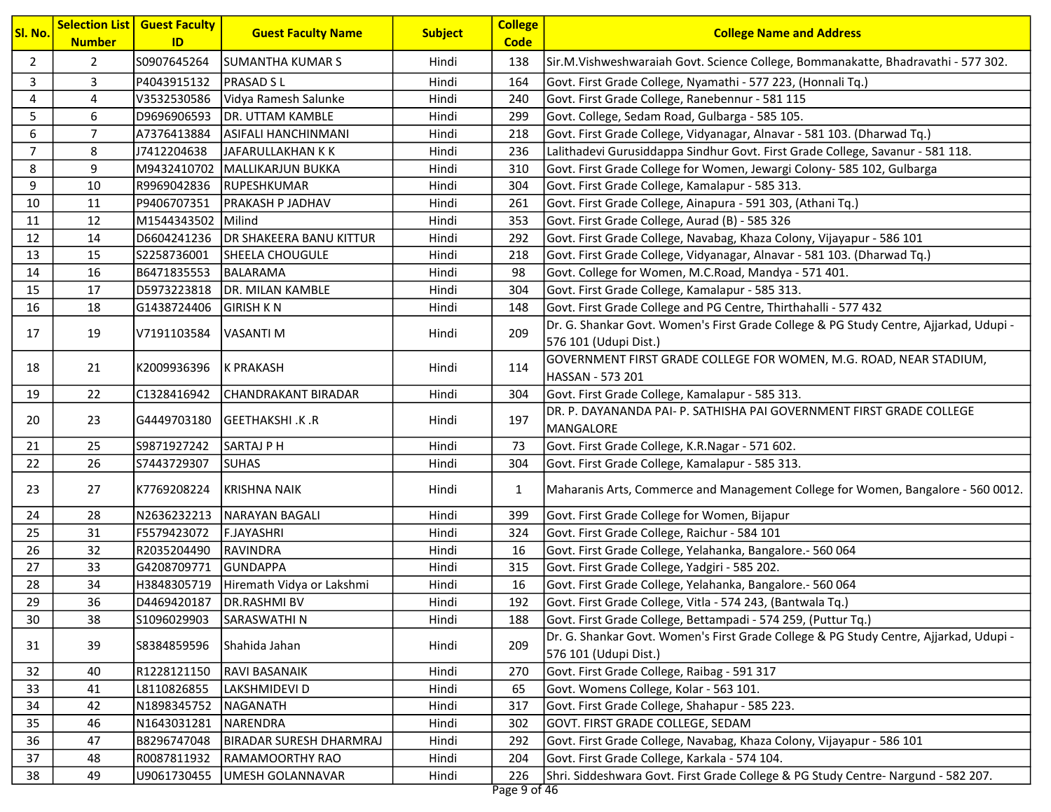| Sl. No. | Selection List Number | Guest Faculty ID | Guest Faculty Name | Subject | College Code | College Name and Address |
|---|---|---|---|---|---|---|
| 2 | 2 | S0907645264 | SUMANTHA KUMAR S | Hindi | 138 | Sir.M.Vishweshwaraiah Govt. Science College, Bommanakatte, Bhadravathi - 577 302. |
| 3 | 3 | P4043915132 | PRASAD S L | Hindi | 164 | Govt. First Grade College, Nyamathi - 577 223, (Honnali Tq.) |
| 4 | 4 | V3532530586 | Vidya Ramesh Salunke | Hindi | 240 | Govt. First Grade College, Ranebennur - 581 115 |
| 5 | 6 | D9696906593 | DR. UTTAM KAMBLE | Hindi | 299 | Govt. College, Sedam Road, Gulbarga - 585 105. |
| 6 | 7 | A7376413884 | ASIFALI HANCHINMANI | Hindi | 218 | Govt. First Grade College, Vidyanagar, Alnavar - 581 103. (Dharwad Tq.) |
| 7 | 8 | J7412204638 | JAFARULLAKHAN K K | Hindi | 236 | Lalithadevi Gurusiddappa Sindhur Govt. First Grade College, Savanur - 581 118. |
| 8 | 9 | M9432410702 | MALLIKARJUN BUKKA | Hindi | 310 | Govt. First Grade College for Women, Jewargi Colony- 585 102, Gulbarga |
| 9 | 10 | R9969042836 | RUPESHKUMAR | Hindi | 304 | Govt. First Grade College, Kamalapur - 585 313. |
| 10 | 11 | P9406707351 | PRAKASH P JADHAV | Hindi | 261 | Govt. First Grade College, Ainapura - 591 303, (Athani Tq.) |
| 11 | 12 | M1544343502 | Milind | Hindi | 353 | Govt. First Grade College, Aurad (B) - 585 326 |
| 12 | 14 | D6604241236 | DR SHAKEERA BANU KITTUR | Hindi | 292 | Govt. First Grade College, Navabag, Khaza Colony, Vijayapur - 586 101 |
| 13 | 15 | S2258736001 | SHEELA CHOUGULE | Hindi | 218 | Govt. First Grade College, Vidyanagar, Alnavar - 581 103. (Dharwad Tq.) |
| 14 | 16 | B6471835553 | BALARAMA | Hindi | 98 | Govt. College for Women, M.C.Road, Mandya - 571 401. |
| 15 | 17 | D5973223818 | DR. MILAN KAMBLE | Hindi | 304 | Govt. First Grade College, Kamalapur - 585 313. |
| 16 | 18 | G1438724406 | GIRISH K N | Hindi | 148 | Govt. First Grade College and PG Centre, Thirthahalli - 577 432 |
| 17 | 19 | V7191103584 | VASANTI M | Hindi | 209 | Dr. G. Shankar Govt. Women's First Grade College & PG Study Centre, Ajjarkad, Udupi - 576 101 (Udupi Dist.) |
| 18 | 21 | K2009936396 | K PRAKASH | Hindi | 114 | GOVERNMENT FIRST GRADE COLLEGE FOR WOMEN, M.G. ROAD, NEAR STADIUM, HASSAN - 573 201 |
| 19 | 22 | C1328416942 | CHANDRAKANT BIRADAR | Hindi | 304 | Govt. First Grade College, Kamalapur - 585 313. |
| 20 | 23 | G4449703180 | GEETHAKSHI .K .R | Hindi | 197 | DR. P. DAYANANDA PAI- P. SATHISHA PAI GOVERNMENT FIRST GRADE COLLEGE MANGALORE |
| 21 | 25 | S9871927242 | SARTAJ P H | Hindi | 73 | Govt. First Grade College, K.R.Nagar - 571 602. |
| 22 | 26 | S7443729307 | SUHAS | Hindi | 304 | Govt. First Grade College, Kamalapur - 585 313. |
| 23 | 27 | K7769208224 | KRISHNA NAIK | Hindi | 1 | Maharanis Arts, Commerce and Management College for Women, Bangalore - 560 0012. |
| 24 | 28 | N2636232213 | NARAYAN BAGALI | Hindi | 399 | Govt. First Grade College for Women, Bijapur |
| 25 | 31 | F5579423072 | F.JAYASHRI | Hindi | 324 | Govt. First Grade College, Raichur - 584 101 |
| 26 | 32 | R2035204490 | RAVINDRA | Hindi | 16 | Govt. First Grade College, Yelahanka, Bangalore.- 560 064 |
| 27 | 33 | G4208709771 | GUNDAPPA | Hindi | 315 | Govt. First Grade College, Yadgiri - 585 202. |
| 28 | 34 | H3848305719 | Hiremath Vidya or Lakshmi | Hindi | 16 | Govt. First Grade College, Yelahanka, Bangalore.- 560 064 |
| 29 | 36 | D4469420187 | DR.RASHMI BV | Hindi | 192 | Govt. First Grade College, Vitla - 574 243, (Bantwala Tq.) |
| 30 | 38 | S1096029903 | SARASWATHI N | Hindi | 188 | Govt. First Grade College, Bettampadi - 574 259, (Puttur Tq.) |
| 31 | 39 | S8384859596 | Shahida Jahan | Hindi | 209 | Dr. G. Shankar Govt. Women's First Grade College & PG Study Centre, Ajjarkad, Udupi - 576 101 (Udupi Dist.) |
| 32 | 40 | R1228121150 | RAVI BASANAIK | Hindi | 270 | Govt. First Grade College, Raibag - 591 317 |
| 33 | 41 | L8110826855 | LAKSHMIDEVI D | Hindi | 65 | Govt. Womens College, Kolar - 563 101. |
| 34 | 42 | N1898345752 | NAGANATH | Hindi | 317 | Govt. First Grade College, Shahapur - 585 223. |
| 35 | 46 | N1643031281 | NARENDRA | Hindi | 302 | GOVT. FIRST GRADE COLLEGE, SEDAM |
| 36 | 47 | B8296747048 | BIRADAR SURESH DHARMRAJ | Hindi | 292 | Govt. First Grade College, Navabag, Khaza Colony, Vijayapur - 586 101 |
| 37 | 48 | R0087811932 | RAMAMOORTHY RAO | Hindi | 204 | Govt. First Grade College, Karkala - 574 104. |
| 38 | 49 | U9061730455 | UMESH GOLANNAVAR | Hindi | 226 | Shri. Siddeshwara Govt. First Grade College & PG Study Centre- Nargund - 582 207. |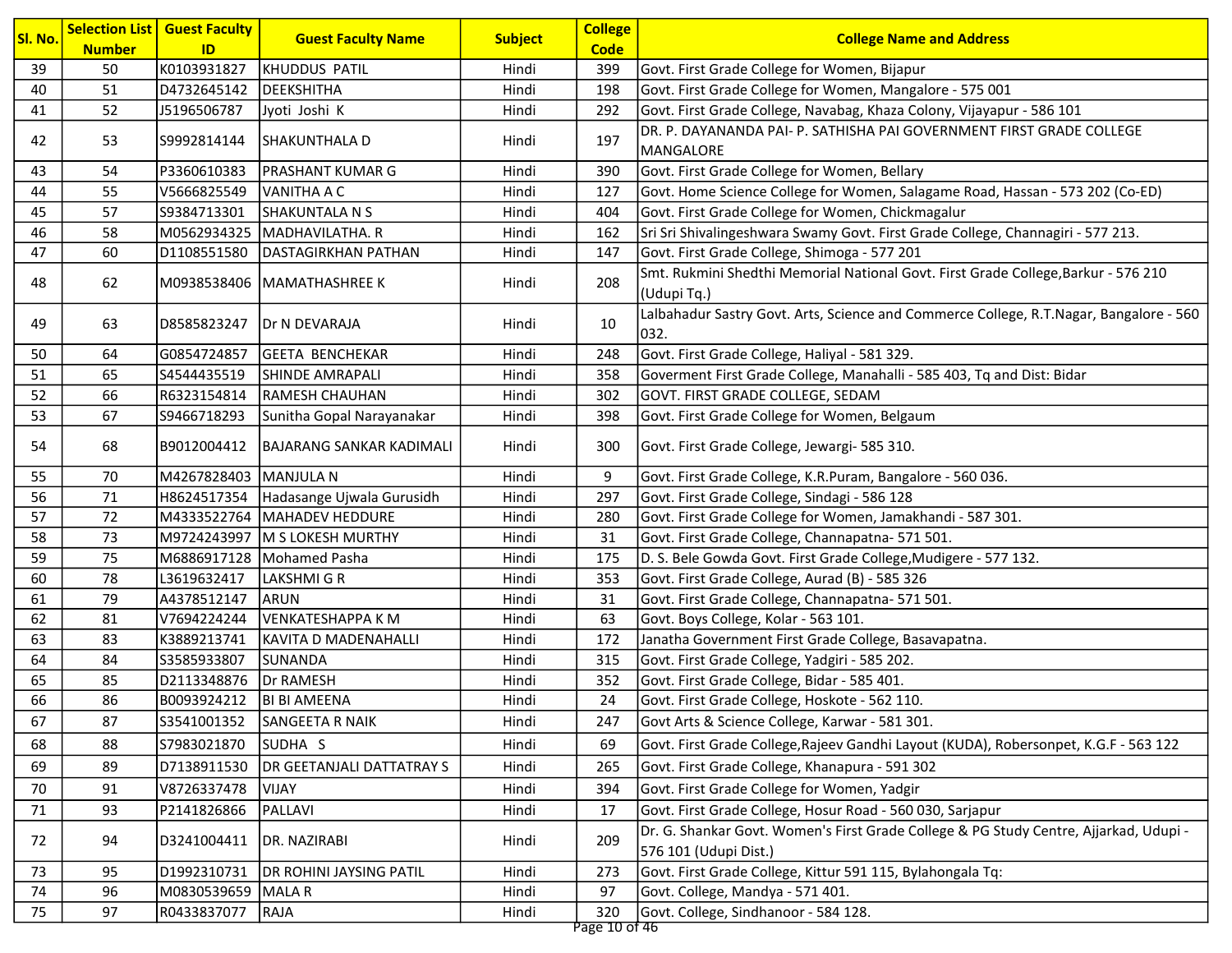| Sl. No. | Selection List Number | Guest Faculty ID | Guest Faculty Name | Subject | College Code | College Name and Address |
|---|---|---|---|---|---|---|
| 39 | 50 | K0103931827 | KHUDDUS PATIL | Hindi | 399 | Govt. First Grade College for Women, Bijapur |
| 40 | 51 | D4732645142 | DEEKSHITHA | Hindi | 198 | Govt. First Grade College for Women, Mangalore - 575 001 |
| 41 | 52 | J5196506787 | Jyoti Joshi K | Hindi | 292 | Govt. First Grade College, Navabag, Khaza Colony, Vijayapur - 586 101 |
| 42 | 53 | S9992814144 | SHAKUNTHALA D | Hindi | 197 | DR. P. DAYANANDA PAI- P. SATHISHA PAI GOVERNMENT FIRST GRADE COLLEGE MANGALORE |
| 43 | 54 | P3360610383 | PRASHANT KUMAR G | Hindi | 390 | Govt. First Grade College for Women, Bellary |
| 44 | 55 | V5666825549 | VANITHA A C | Hindi | 127 | Govt. Home Science College for Women, Salagame Road, Hassan - 573 202 (Co-ED) |
| 45 | 57 | S9384713301 | SHAKUNTALA N S | Hindi | 404 | Govt. First Grade College for Women, Chickmagalur |
| 46 | 58 | M0562934325 | MADHAVILATHA. R | Hindi | 162 | Sri Sri Shivalingeshwara Swamy Govt. First Grade College, Channagiri - 577 213. |
| 47 | 60 | D1108551580 | DASTAGIRKHAN PATHAN | Hindi | 147 | Govt. First Grade College, Shimoga - 577 201 |
| 48 | 62 | M0938538406 | MAMATHASHREE K | Hindi | 208 | Smt. Rukmini Shedthi Memorial National Govt. First Grade College,Barkur - 576 210 (Udupi Tq.) |
| 49 | 63 | D8585823247 | Dr N DEVARAJA | Hindi | 10 | Lalbahadur Sastry Govt. Arts, Science and Commerce College, R.T.Nagar, Bangalore - 560 032. |
| 50 | 64 | G0854724857 | GEETA BENCHEKAR | Hindi | 248 | Govt. First Grade College, Haliyal - 581 329. |
| 51 | 65 | S4544435519 | SHINDE AMRAPALI | Hindi | 358 | Goverment First Grade College, Manahalli - 585 403, Tq and Dist: Bidar |
| 52 | 66 | R6323154814 | RAMESH CHAUHAN | Hindi | 302 | GOVT. FIRST GRADE COLLEGE, SEDAM |
| 53 | 67 | S9466718293 | Sunitha Gopal Narayanakar | Hindi | 398 | Govt. First Grade College for Women, Belgaum |
| 54 | 68 | B9012004412 | BAJARANG SANKAR KADIMALI | Hindi | 300 | Govt. First Grade College, Jewargi- 585 310. |
| 55 | 70 | M4267828403 | MANJULA N | Hindi | 9 | Govt. First Grade College, K.R.Puram, Bangalore - 560 036. |
| 56 | 71 | H8624517354 | Hadasange Ujwala Gurusidh | Hindi | 297 | Govt. First Grade College, Sindagi - 586 128 |
| 57 | 72 | M4333522764 | MAHADEV HEDDURE | Hindi | 280 | Govt. First Grade College for Women, Jamakhandi - 587 301. |
| 58 | 73 | M9724243997 | M S LOKESH MURTHY | Hindi | 31 | Govt. First Grade College, Channapatna- 571 501. |
| 59 | 75 | M6886917128 | Mohamed Pasha | Hindi | 175 | D. S. Bele Gowda Govt. First Grade College,Mudigere - 577 132. |
| 60 | 78 | L3619632417 | LAKSHMI G R | Hindi | 353 | Govt. First Grade College, Aurad (B) - 585 326 |
| 61 | 79 | A4378512147 | ARUN | Hindi | 31 | Govt. First Grade College, Channapatna- 571 501. |
| 62 | 81 | V7694224244 | VENKATESHAPPA K M | Hindi | 63 | Govt. Boys College, Kolar - 563 101. |
| 63 | 83 | K3889213741 | KAVITA D MADENAHALLI | Hindi | 172 | Janatha Government First Grade College, Basavapatna. |
| 64 | 84 | S3585933807 | SUNANDA | Hindi | 315 | Govt. First Grade College, Yadgiri - 585 202. |
| 65 | 85 | D2113348876 | Dr RAMESH | Hindi | 352 | Govt. First Grade College, Bidar - 585 401. |
| 66 | 86 | B0093924212 | BI BI AMEENA | Hindi | 24 | Govt. First Grade College, Hoskote - 562 110. |
| 67 | 87 | S3541001352 | SANGEETA R NAIK | Hindi | 247 | Govt Arts & Science College, Karwar - 581 301. |
| 68 | 88 | S7983021870 | SUDHA S | Hindi | 69 | Govt. First Grade College,Rajeev Gandhi Layout (KUDA), Robersonpet, K.G.F - 563 122 |
| 69 | 89 | D7138911530 | DR GEETANJALI DATTATRAY S | Hindi | 265 | Govt. First Grade College, Khanapura - 591 302 |
| 70 | 91 | V8726337478 | VIJAY | Hindi | 394 | Govt. First Grade College for Women, Yadgir |
| 71 | 93 | P2141826866 | PALLAVI | Hindi | 17 | Govt. First Grade College, Hosur Road - 560 030, Sarjapur |
| 72 | 94 | D3241004411 | DR. NAZIRABI | Hindi | 209 | Dr. G. Shankar Govt. Women's First Grade College & PG Study Centre, Ajjarkad, Udupi - 576 101 (Udupi Dist.) |
| 73 | 95 | D1992310731 | DR ROHINI JAYSING PATIL | Hindi | 273 | Govt. First Grade College, Kittur 591 115, Bylahongala Tq: |
| 74 | 96 | M0830539659 | MALA R | Hindi | 97 | Govt. College, Mandya - 571 401. |
| 75 | 97 | R0433837077 | RAJA | Hindi | 320 | Govt. College, Sindhanoor - 584 128. |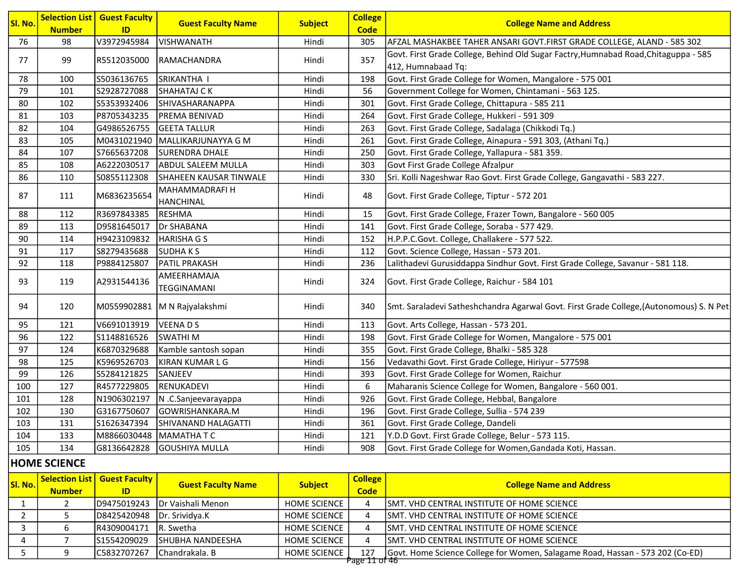| Sl. No. | Selection List Number | Guest Faculty ID | Guest Faculty Name | Subject | College Code | College Name and Address |
|---|---|---|---|---|---|---|
| 76 | 98 | V3972945984 | VISHWANATH | Hindi | 305 | AFZAL MASHAKBEE TAHER ANSARI GOVT.FIRST GRADE COLLEGE, ALAND - 585 302 |
| 77 | 99 | R5512035000 | RAMACHANDRA | Hindi | 357 | Govt. First Grade College, Behind Old Sugar Facttry,Humnabad Road,Chitaguppa - 585 412, Humnabaad Tq: |
| 78 | 100 | S5036136765 | SRIKANTHA I | Hindi | 198 | Govt. First Grade College for Women, Mangalore - 575 001 |
| 79 | 101 | S2928727088 | SHAHATAJ C K | Hindi | 56 | Government College for Women, Chintamani - 563 125. |
| 80 | 102 | S5353932406 | SHIVASHARANAPPA | Hindi | 301 | Govt. First Grade College, Chittapura - 585 211 |
| 81 | 103 | P8705343235 | PREMA BENIVAD | Hindi | 264 | Govt. First Grade College, Hukkeri - 591 309 |
| 82 | 104 | G4986526755 | GEETA TALLUR | Hindi | 263 | Govt. First Grade College, Sadalaga (Chikkodi Tq.) |
| 83 | 105 | M0431021940 | MALLIKARJUNAYYA G M | Hindi | 261 | Govt. First Grade College, Ainapura - 591 303, (Athani Tq.) |
| 84 | 107 | S7665637208 | SURENDRA DHALE | Hindi | 250 | Govt. First Grade College, Yallapura - 581 359. |
| 85 | 108 | A6222030517 | ABDUL SALEEM MULLA | Hindi | 303 | Govt First Grade College Afzalpur |
| 86 | 110 | S0855112308 | SHAHEEN KAUSAR TINWALE | Hindi | 330 | Sri. Kolli Nageshwar Rao Govt. First Grade College, Gangavathi - 583 227. |
| 87 | 111 | M6836235654 | MAHAMMADRAFI H HANCHINAL | Hindi | 48 | Govt. First Grade College, Tiptur - 572 201 |
| 88 | 112 | R3697843385 | RESHMA | Hindi | 15 | Govt. First Grade College, Frazer Town, Bangalore - 560 005 |
| 89 | 113 | D9581645017 | Dr SHABANA | Hindi | 141 | Govt. First Grade College, Soraba - 577 429. |
| 90 | 114 | H9423109832 | HARISHA G S | Hindi | 152 | H.P.P.C.Govt. College, Challakere - 577 522. |
| 91 | 117 | S8279435688 | SUDHA K S | Hindi | 112 | Govt. Science College, Hassan - 573 201. |
| 92 | 118 | P9884125807 | PATIL PRAKASH | Hindi | 236 | Lalithadevi Gurusiddappa Sindhur Govt. First Grade College, Savanur - 581 118. |
| 93 | 119 | A2931544136 | AMEERHAMAJA TEGGINAMANI | Hindi | 324 | Govt. First Grade College, Raichur - 584 101 |
| 94 | 120 | M0559902881 | M N Rajyalakshmi | Hindi | 340 | Smt. Saraladevi Satheshchandra Agarwal Govt. First Grade College,(Autonomous) S. N Pet |
| 95 | 121 | V6691013919 | VEENA D S | Hindi | 113 | Govt. Arts College, Hassan - 573 201. |
| 96 | 122 | S1148816526 | SWATHI M | Hindi | 198 | Govt. First Grade College for Women, Mangalore - 575 001 |
| 97 | 124 | K6870329688 | Kamble santosh sopan | Hindi | 355 | Govt. First Grade College, Bhalki - 585 328 |
| 98 | 125 | K5969526703 | KIRAN KUMAR L G | Hindi | 156 | Vedavathi Govt. First Grade College, Hiriyur - 577598 |
| 99 | 126 | S5284121825 | SANJEEV | Hindi | 393 | Govt. First Grade College for Women, Raichur |
| 100 | 127 | R4577229805 | RENUKADEVI | Hindi | 6 | Maharanis Science College for Women, Bangalore - 560 001. |
| 101 | 128 | N1906302197 | N .C.Sanjeevarayappa | Hindi | 926 | Govt. First Grade College, Hebbal, Bangalore |
| 102 | 130 | G3167750607 | GOWRISHANKARA.M | Hindi | 196 | Govt. First Grade College, Sullia - 574 239 |
| 103 | 131 | S1626347394 | SHIVANAND HALAGATTI | Hindi | 361 | Govt. First Grade College, Dandeli |
| 104 | 133 | M8866030448 | MAMATHA T C | Hindi | 121 | Y.D.D Govt. First Grade College, Belur - 573 115. |
| 105 | 134 | G8136642828 | GOUSHIYA MULLA | Hindi | 908 | Govt. First Grade College for Women,Gandada Koti, Hassan. |

## HOME SCIENCE

| Sl. No. | Selection List Number | Guest Faculty ID | Guest Faculty Name | Subject | College Code | College Name and Address |
|---|---|---|---|---|---|---|
| 1 | 2 | D9475019243 | Dr Vaishali Menon | HOME SCIENCE | 4 | SMT. VHD CENTRAL INSTITUTE OF HOME SCIENCE |
| 2 | 5 | D8425420948 | Dr. Srividya.K | HOME SCIENCE | 4 | SMT. VHD CENTRAL INSTITUTE OF HOME SCIENCE |
| 3 | 6 | R4309004171 | R. Swetha | HOME SCIENCE | 4 | SMT. VHD CENTRAL INSTITUTE OF HOME SCIENCE |
| 4 | 7 | S1554209029 | SHUBHA NANDEESHA | HOME SCIENCE | 4 | SMT. VHD CENTRAL INSTITUTE OF HOME SCIENCE |
| 5 | 9 | C5832707267 | Chandrakala. B | HOME SCIENCE | 127 | Govt. Home Science College for Women, Salagame Road, Hassan - 573 202 (Co-ED) |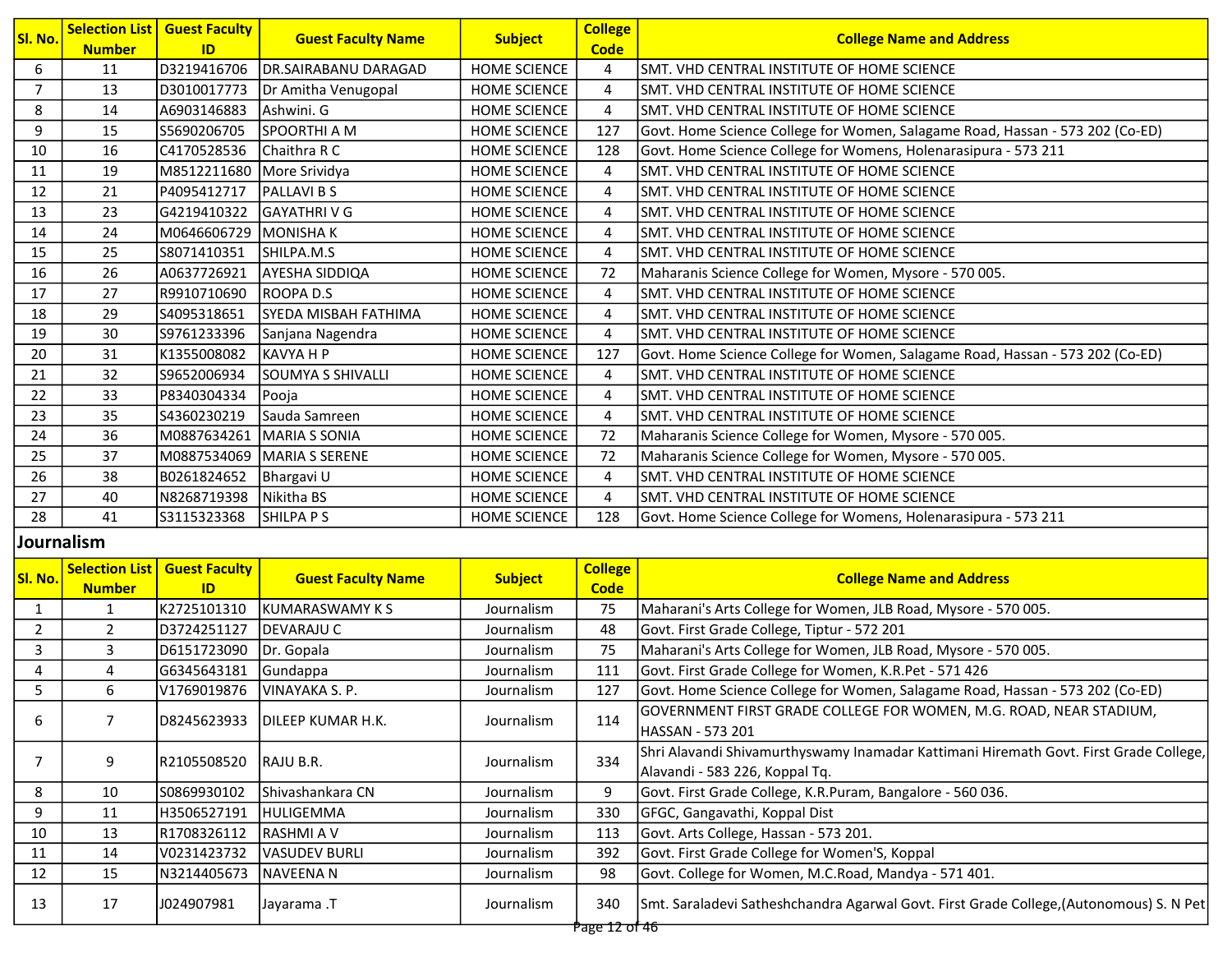| Sl. No. | Selection List Number | Guest Faculty ID | Guest Faculty Name | Subject | College Code | College Name and Address |
|---|---|---|---|---|---|---|
| 6 | 11 | D3219416706 | DR.SAIRABANU DARAGAD | HOME SCIENCE | 4 | SMT. VHD CENTRAL INSTITUTE OF HOME SCIENCE |
| 7 | 13 | D3010017773 | Dr Amitha Venugopal | HOME SCIENCE | 4 | SMT. VHD CENTRAL INSTITUTE OF HOME SCIENCE |
| 8 | 14 | A6903146883 | Ashwini. G | HOME SCIENCE | 4 | SMT. VHD CENTRAL INSTITUTE OF HOME SCIENCE |
| 9 | 15 | S5690206705 | SPOORTHI A M | HOME SCIENCE | 127 | Govt. Home Science College for Women, Salagame Road, Hassan - 573 202 (Co-ED) |
| 10 | 16 | C4170528536 | Chaithra R C | HOME SCIENCE | 128 | Govt. Home Science College for Womens, Holenarasipura - 573 211 |
| 11 | 19 | M8512211680 | More Srividya | HOME SCIENCE | 4 | SMT. VHD CENTRAL INSTITUTE OF HOME SCIENCE |
| 12 | 21 | P4095412717 | PALLAVI B S | HOME SCIENCE | 4 | SMT. VHD CENTRAL INSTITUTE OF HOME SCIENCE |
| 13 | 23 | G4219410322 | GAYATHRI V G | HOME SCIENCE | 4 | SMT. VHD CENTRAL INSTITUTE OF HOME SCIENCE |
| 14 | 24 | M0646606729 | MONISHA K | HOME SCIENCE | 4 | SMT. VHD CENTRAL INSTITUTE OF HOME SCIENCE |
| 15 | 25 | S8071410351 | SHILPA.M.S | HOME SCIENCE | 4 | SMT. VHD CENTRAL INSTITUTE OF HOME SCIENCE |
| 16 | 26 | A0637726921 | AYESHA SIDDIQA | HOME SCIENCE | 72 | Maharanis Science College for Women, Mysore - 570 005. |
| 17 | 27 | R9910710690 | ROOPA D.S | HOME SCIENCE | 4 | SMT. VHD CENTRAL INSTITUTE OF HOME SCIENCE |
| 18 | 29 | S4095318651 | SYEDA MISBAH FATHIMA | HOME SCIENCE | 4 | SMT. VHD CENTRAL INSTITUTE OF HOME SCIENCE |
| 19 | 30 | S9761233396 | Sanjana Nagendra | HOME SCIENCE | 4 | SMT. VHD CENTRAL INSTITUTE OF HOME SCIENCE |
| 20 | 31 | K1355008082 | KAVYA H P | HOME SCIENCE | 127 | Govt. Home Science College for Women, Salagame Road, Hassan - 573 202 (Co-ED) |
| 21 | 32 | S9652006934 | SOUMYA S SHIVALLI | HOME SCIENCE | 4 | SMT. VHD CENTRAL INSTITUTE OF HOME SCIENCE |
| 22 | 33 | P8340304334 | Pooja | HOME SCIENCE | 4 | SMT. VHD CENTRAL INSTITUTE OF HOME SCIENCE |
| 23 | 35 | S4360230219 | Sauda Samreen | HOME SCIENCE | 4 | SMT. VHD CENTRAL INSTITUTE OF HOME SCIENCE |
| 24 | 36 | M0887634261 | MARIA S SONIA | HOME SCIENCE | 72 | Maharanis Science College for Women, Mysore - 570 005. |
| 25 | 37 | M0887534069 | MARIA S SERENE | HOME SCIENCE | 72 | Maharanis Science College for Women, Mysore - 570 005. |
| 26 | 38 | B0261824652 | Bhargavi U | HOME SCIENCE | 4 | SMT. VHD CENTRAL INSTITUTE OF HOME SCIENCE |
| 27 | 40 | N8268719398 | Nikitha BS | HOME SCIENCE | 4 | SMT. VHD CENTRAL INSTITUTE OF HOME SCIENCE |
| 28 | 41 | S3115323368 | SHILPA P S | HOME SCIENCE | 128 | Govt. Home Science College for Womens, Holenarasipura - 573 211 |

## Journalism

| Sl. No. | Selection List Number | Guest Faculty ID | Guest Faculty Name | Subject | College Code | College Name and Address |
|---|---|---|---|---|---|---|
| 1 | 1 | K2725101310 | KUMARASWAMY K S | Journalism | 75 | Maharani's Arts College for Women, JLB Road, Mysore - 570 005. |
| 2 | 2 | D3724251127 | DEVARAJU C | Journalism | 48 | Govt. First Grade College, Tiptur - 572 201 |
| 3 | 3 | D6151723090 | Dr. Gopala | Journalism | 75 | Maharani's Arts College for Women, JLB Road, Mysore - 570 005. |
| 4 | 4 | G6345643181 | Gundappa | Journalism | 111 | Govt. First Grade College for Women, K.R.Pet - 571 426 |
| 5 | 6 | V1769019876 | VINAYAKA S. P. | Journalism | 127 | Govt. Home Science College for Women, Salagame Road, Hassan - 573 202 (Co-ED) |
| 6 | 7 | D8245623933 | DILEEP KUMAR H.K. | Journalism | 114 | GOVERNMENT FIRST GRADE COLLEGE FOR WOMEN, M.G. ROAD, NEAR STADIUM, HASSAN - 573 201 |
| 7 | 9 | R2105508520 | RAJU B.R. | Journalism | 334 | Shri Alavandi Shivamurthyswamy Inamadar Kattimani Hiremath Govt. First Grade College, Alavandi - 583 226, Koppal Tq. |
| 8 | 10 | S0869930102 | Shivashankara CN | Journalism | 9 | Govt. First Grade College, K.R.Puram, Bangalore - 560 036. |
| 9 | 11 | H3506527191 | HULIGEMMA | Journalism | 330 | GFGC, Gangavathi, Koppal Dist |
| 10 | 13 | R1708326112 | RASHMI A V | Journalism | 113 | Govt. Arts College, Hassan - 573 201. |
| 11 | 14 | V0231423732 | VASUDEV BURLI | Journalism | 392 | Govt. First Grade College for Women'S, Koppal |
| 12 | 15 | N3214405673 | NAVEENA N | Journalism | 98 | Govt. College for Women, M.C.Road, Mandya - 571 401. |
| 13 | 17 | J024907981 | Jayarama .T | Journalism | 340 | Smt. Saraladevi Satheshchandra Agarwal Govt. First Grade College,(Autonomous) S. N Pet |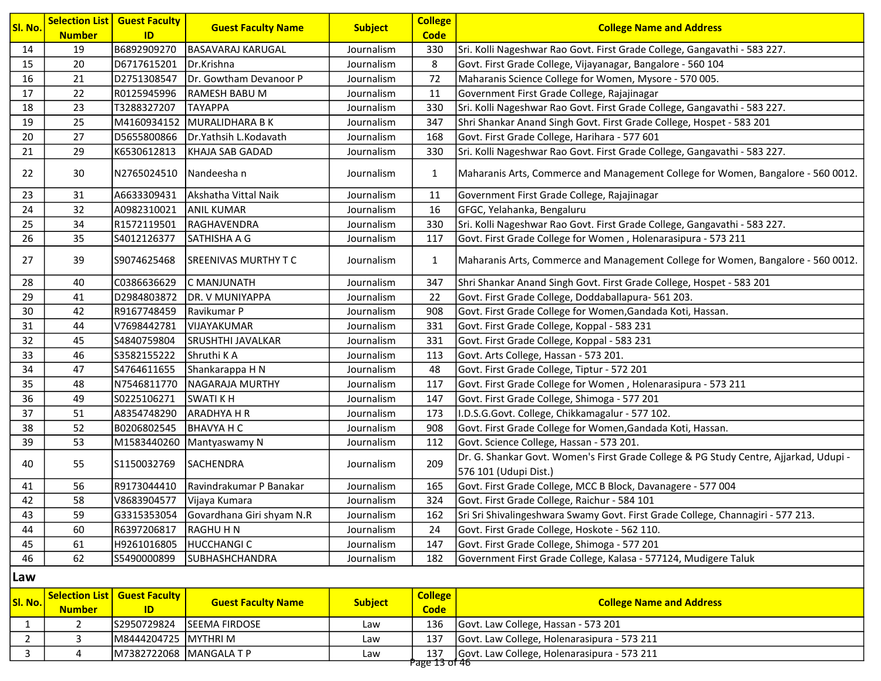| Sl. No. | Selection List Number | Guest Faculty ID | Guest Faculty Name | Subject | College Code | College Name and Address |
|---|---|---|---|---|---|---|
| 14 | 19 | B6892909270 | BASAVARAJ KARUGAL | Journalism | 330 | Sri. Kolli Nageshwar Rao Govt. First Grade College, Gangavathi - 583 227. |
| 15 | 20 | D6717615201 | Dr.Krishna | Journalism | 8 | Govt. First Grade College, Vijayanagar, Bangalore - 560 104 |
| 16 | 21 | D2751308547 | Dr. Gowtham Devanoor P | Journalism | 72 | Maharanis Science College for Women, Mysore - 570 005. |
| 17 | 22 | R0125945996 | RAMESH BABU M | Journalism | 11 | Government First Grade College, Rajajinagar |
| 18 | 23 | T3288327207 | TAYAPPA | Journalism | 330 | Sri. Kolli Nageshwar Rao Govt. First Grade College, Gangavathi - 583 227. |
| 19 | 25 | M4160934152 | MURALIDHARA B K | Journalism | 347 | Shri Shankar Anand Singh Govt. First Grade College, Hospet - 583 201 |
| 20 | 27 | D5655800866 | Dr.Yathsih L.Kodavath | Journalism | 168 | Govt. First Grade College, Harihara - 577 601 |
| 21 | 29 | K6530612813 | KHAJA SAB GADAD | Journalism | 330 | Sri. Kolli Nageshwar Rao Govt. First Grade College, Gangavathi - 583 227. |
| 22 | 30 | N2765024510 | Nandeesha n | Journalism | 1 | Maharanis Arts, Commerce and Management College for Women, Bangalore - 560 0012. |
| 23 | 31 | A6633309431 | Akshatha Vittal Naik | Journalism | 11 | Government First Grade College, Rajajinagar |
| 24 | 32 | A0982310021 | ANIL KUMAR | Journalism | 16 | GFGC, Yelahanka, Bengaluru |
| 25 | 34 | R1572119501 | RAGHAVENDRA | Journalism | 330 | Sri. Kolli Nageshwar Rao Govt. First Grade College, Gangavathi - 583 227. |
| 26 | 35 | S4012126377 | SATHISHA A G | Journalism | 117 | Govt. First Grade College for Women , Holenarasipura - 573 211 |
| 27 | 39 | S9074625468 | SREENIVAS MURTHY T C | Journalism | 1 | Maharanis Arts, Commerce and Management College for Women, Bangalore - 560 0012. |
| 28 | 40 | C0386636629 | C MANJUNATH | Journalism | 347 | Shri Shankar Anand Singh Govt. First Grade College, Hospet - 583 201 |
| 29 | 41 | D2984803872 | DR. V MUNIYAPPA | Journalism | 22 | Govt. First Grade College, Doddaballapura- 561 203. |
| 30 | 42 | R9167748459 | Ravikumar P | Journalism | 908 | Govt. First Grade College for Women,Gandada Koti, Hassan. |
| 31 | 44 | V7698442781 | VIJAYAKUMAR | Journalism | 331 | Govt. First Grade College, Koppal - 583 231 |
| 32 | 45 | S4840759804 | SRUSHTHI JAVALKAR | Journalism | 331 | Govt. First Grade College, Koppal - 583 231 |
| 33 | 46 | S3582155222 | Shruthi K A | Journalism | 113 | Govt. Arts College, Hassan - 573 201. |
| 34 | 47 | S4764611655 | Shankarappa H N | Journalism | 48 | Govt. First Grade College, Tiptur - 572 201 |
| 35 | 48 | N7546811770 | NAGARAJA MURTHY | Journalism | 117 | Govt. First Grade College for Women , Holenarasipura - 573 211 |
| 36 | 49 | S0225106271 | SWATI K H | Journalism | 147 | Govt. First Grade College, Shimoga - 577 201 |
| 37 | 51 | A8354748290 | ARADHYA H R | Journalism | 173 | I.D.S.G.Govt. College, Chikkamagalur - 577 102. |
| 38 | 52 | B0206802545 | BHAVYA H C | Journalism | 908 | Govt. First Grade College for Women,Gandada Koti, Hassan. |
| 39 | 53 | M1583440260 | Mantyaswamy N | Journalism | 112 | Govt. Science College, Hassan - 573 201. |
| 40 | 55 | S1150032769 | SACHENDRA | Journalism | 209 | Dr. G. Shankar Govt. Women's First Grade College & PG Study Centre, Ajjarkad, Udupi - 576 101 (Udupi Dist.) |
| 41 | 56 | R9173044410 | Ravindrakumar P Banakar | Journalism | 165 | Govt. First Grade College, MCC B Block, Davanagere - 577 004 |
| 42 | 58 | V8683904577 | Vijaya Kumara | Journalism | 324 | Govt. First Grade College, Raichur - 584 101 |
| 43 | 59 | G3315353054 | Govardhana Giri shyam N.R | Journalism | 162 | Sri Sri Shivalingeshwara Swamy Govt. First Grade College, Channagiri - 577 213. |
| 44 | 60 | R6397206817 | RAGHU H N | Journalism | 24 | Govt. First Grade College, Hoskote - 562 110. |
| 45 | 61 | H9261016805 | HUCCHANGI C | Journalism | 147 | Govt. First Grade College, Shimoga - 577 201 |
| 46 | 62 | S5490000899 | SUBHASHCHANDRA | Journalism | 182 | Government First Grade College, Kalasa - 577124, Mudigere Taluk |

## Law

| Sl. No. | Selection List Number | Guest Faculty ID | Guest Faculty Name | Subject | College Code | College Name and Address |
|---|---|---|---|---|---|---|
| 1 | 2 | S2950729824 | SEEMA FIRDOSE | Law | 136 | Govt. Law College, Hassan - 573 201 |
| 2 | 3 | M8444204725 | MYTHRI M | Law | 137 | Govt. Law College, Holenarasipura - 573 211 |
| 3 | 4 | M7382722068 | MANGALA T P | Law | 137 | Govt. Law College, Holenarasipura - 573 211 |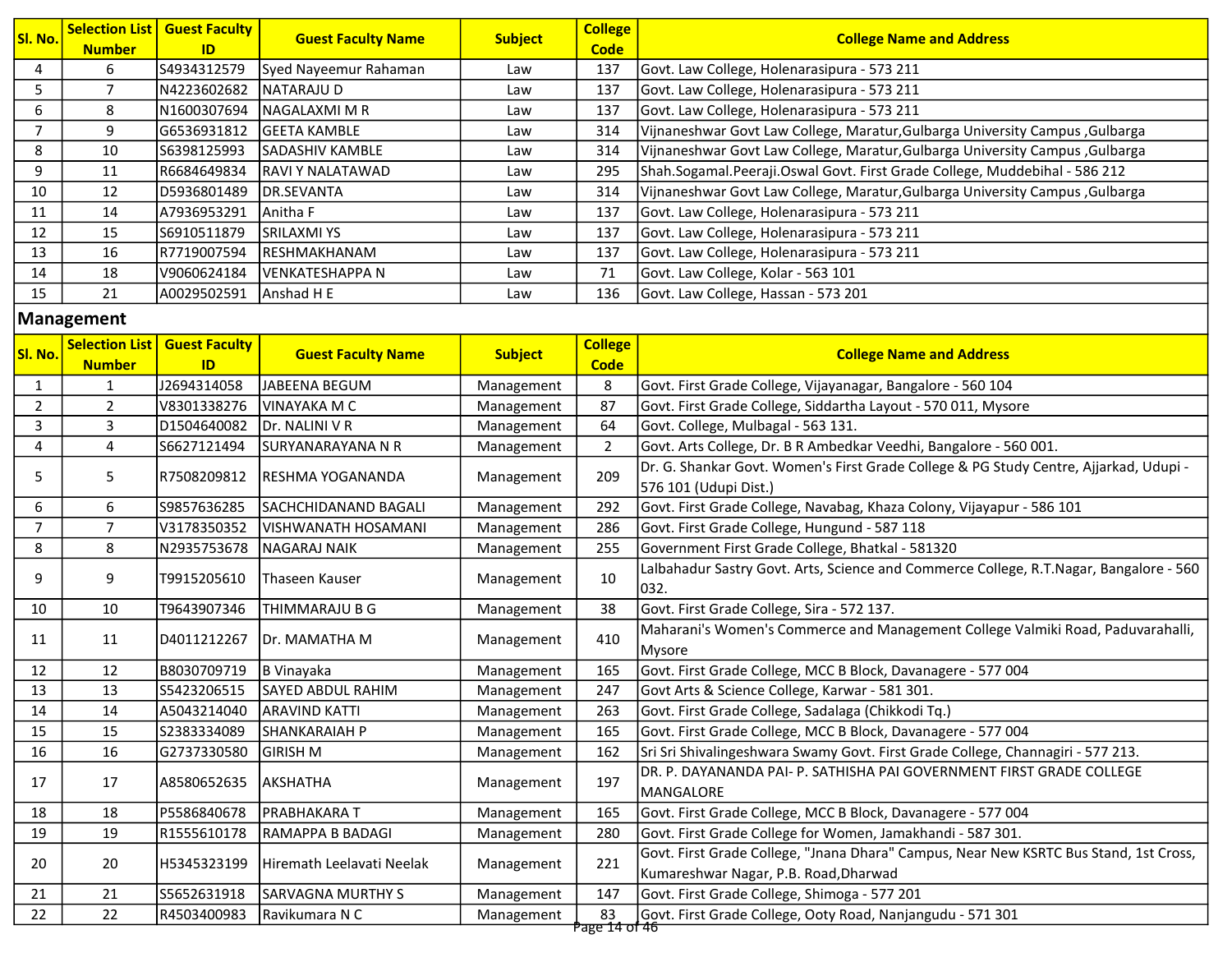| Sl. No. | Selection List Number | Guest Faculty ID | Guest Faculty Name | Subject | College Code | College Name and Address |
|---|---|---|---|---|---|---|
| 4 | 6 | S4934312579 | Syed Nayeemur Rahaman | Law | 137 | Govt. Law College, Holenarasipura - 573 211 |
| 5 | 7 | N4223602682 | NATARAJU D | Law | 137 | Govt. Law College, Holenarasipura - 573 211 |
| 6 | 8 | N1600307694 | NAGALAXMI M R | Law | 137 | Govt. Law College, Holenarasipura - 573 211 |
| 7 | 9 | G6536931812 | GEETA KAMBLE | Law | 314 | Vijnaneshwar Govt Law College, Maratur,Gulbarga University Campus ,Gulbarga |
| 8 | 10 | S6398125993 | SADASHIV KAMBLE | Law | 314 | Vijnaneshwar Govt Law College, Maratur,Gulbarga University Campus ,Gulbarga |
| 9 | 11 | R6684649834 | RAVI Y NALATAWAD | Law | 295 | Shah.Sogamal.Peeraji.Oswal Govt. First Grade College, Muddebihal - 586 212 |
| 10 | 12 | D5936801489 | DR.SEVANTA | Law | 314 | Vijnaneshwar Govt Law College, Maratur,Gulbarga University Campus ,Gulbarga |
| 11 | 14 | A7936953291 | Anitha F | Law | 137 | Govt. Law College, Holenarasipura - 573 211 |
| 12 | 15 | S6910511879 | SRILAXMI YS | Law | 137 | Govt. Law College, Holenarasipura - 573 211 |
| 13 | 16 | R7719007594 | RESHMAKHANAM | Law | 137 | Govt. Law College, Holenarasipura - 573 211 |
| 14 | 18 | V9060624184 | VENKATESHAPPA N | Law | 71 | Govt. Law College, Kolar - 563 101 |
| 15 | 21 | A0029502591 | Anshad H E | Law | 136 | Govt. Law College, Hassan - 573 201 |

## Management

| Sl. No. | Selection List Number | Guest Faculty ID | Guest Faculty Name | Subject | College Code | College Name and Address |
|---|---|---|---|---|---|---|
| 1 | 1 | J2694314058 | JABEENA BEGUM | Management | 8 | Govt. First Grade College, Vijayanagar, Bangalore - 560 104 |
| 2 | 2 | V8301338276 | VINAYAKA M C | Management | 87 | Govt. First Grade College, Siddartha Layout - 570 011, Mysore |
| 3 | 3 | D1504640082 | Dr. NALINI V R | Management | 64 | Govt. College, Mulbagal - 563 131. |
| 4 | 4 | S6627121494 | SURYANARAYANA N R | Management | 2 | Govt. Arts College, Dr. B R Ambedkar Veedhi, Bangalore - 560 001. |
| 5 | 5 | R7508209812 | RESHMA YOGANANDA | Management | 209 | Dr. G. Shankar Govt. Women's First Grade College & PG Study Centre, Ajjarkad, Udupi - 576 101 (Udupi Dist.) |
| 6 | 6 | S9857636285 | SACHCHIDANAND BAGALI | Management | 292 | Govt. First Grade College, Navabag, Khaza Colony, Vijayapur - 586 101 |
| 7 | 7 | V3178350352 | VISHWANATH HOSAMANI | Management | 286 | Govt. First Grade College, Hungund - 587 118 |
| 8 | 8 | N2935753678 | NAGARAJ NAIK | Management | 255 | Government First Grade College, Bhatkal - 581320 |
| 9 | 9 | T9915205610 | Thaseen Kauser | Management | 10 | Lalbahadur Sastry Govt. Arts, Science and Commerce College, R.T.Nagar, Bangalore - 560 032. |
| 10 | 10 | T9643907346 | THIMMARAJU B G | Management | 38 | Govt. First Grade College, Sira - 572 137. |
| 11 | 11 | D4011212267 | Dr. MAMATHA M | Management | 410 | Maharani's Women's Commerce and Management College Valmiki Road, Paduvarahalli, Mysore |
| 12 | 12 | B8030709719 | B Vinayaka | Management | 165 | Govt. First Grade College, MCC B Block, Davanagere - 577 004 |
| 13 | 13 | S5423206515 | SAYED ABDUL RAHIM | Management | 247 | Govt Arts & Science College, Karwar - 581 301. |
| 14 | 14 | A5043214040 | ARAVIND KATTI | Management | 263 | Govt. First Grade College, Sadalaga (Chikkodi Tq.) |
| 15 | 15 | S2383334089 | SHANKARAIAH P | Management | 165 | Govt. First Grade College, MCC B Block, Davanagere - 577 004 |
| 16 | 16 | G2737330580 | GIRISH M | Management | 162 | Sri Sri Shivalingeshwara Swamy Govt. First Grade College, Channagiri - 577 213. |
| 17 | 17 | A8580652635 | AKSHATHA | Management | 197 | DR. P. DAYANANDA PAI- P. SATHISHA PAI GOVERNMENT FIRST GRADE COLLEGE MANGALORE |
| 18 | 18 | P5586840678 | PRABHAKARA T | Management | 165 | Govt. First Grade College, MCC B Block, Davanagere - 577 004 |
| 19 | 19 | R1555610178 | RAMAPPA B BADAGI | Management | 280 | Govt. First Grade College for Women, Jamakhandi - 587 301. |
| 20 | 20 | H5345323199 | Hiremath Leelavati Neelak | Management | 221 | Govt. First Grade College, "Jnana Dhara" Campus, Near New KSRTC Bus Stand, 1st Cross, Kumareshwar Nagar, P.B. Road,Dharwad |
| 21 | 21 | S5652631918 | SARVAGNA MURTHY S | Management | 147 | Govt. First Grade College, Shimoga - 577 201 |
| 22 | 22 | R4503400983 | Ravikumara N C | Management | 83 | Govt. First Grade College, Ooty Road, Nanjangudu - 571 301 |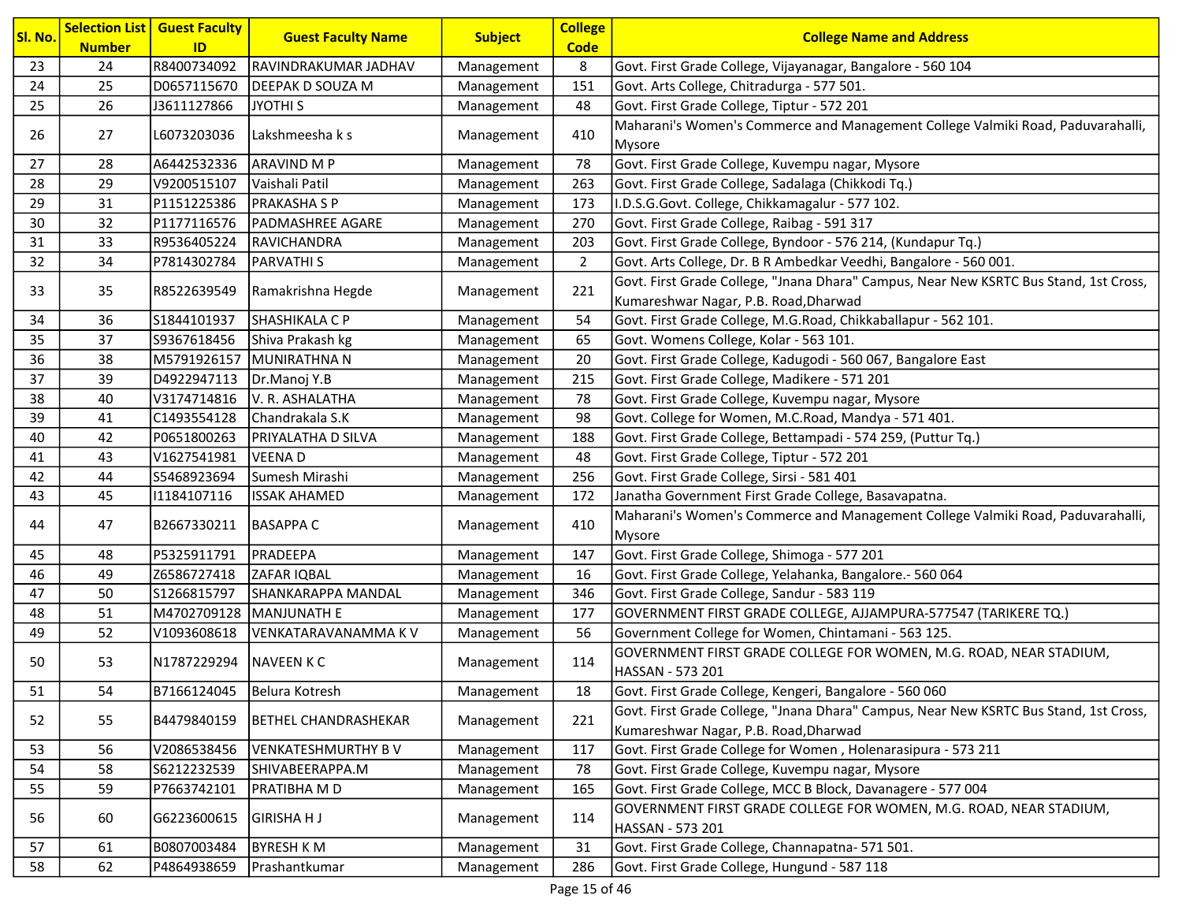| Sl. No. | Selection List Number | Guest Faculty ID | Guest Faculty Name | Subject | College Code | College Name and Address |
|---|---|---|---|---|---|---|
| 23 | 24 | R8400734092 | RAVINDRAKUMAR JADHAV | Management | 8 | Govt. First Grade College, Vijayanagar, Bangalore - 560 104 |
| 24 | 25 | D0657115670 | DEEPAK D SOUZA M | Management | 151 | Govt. Arts College, Chitradurga - 577 501. |
| 25 | 26 | J3611127866 | JYOTHI S | Management | 48 | Govt. First Grade College, Tiptur - 572 201 |
| 26 | 27 | L6073203036 | Lakshmeesha k s | Management | 410 | Maharani's Women's Commerce and Management College Valmiki Road, Paduvarahalli, Mysore |
| 27 | 28 | A6442532336 | ARAVIND M P | Management | 78 | Govt. First Grade College, Kuvempu nagar, Mysore |
| 28 | 29 | V9200515107 | Vaishali Patil | Management | 263 | Govt. First Grade College, Sadalaga (Chikkodi Tq.) |
| 29 | 31 | P1151225386 | PRAKASHA S P | Management | 173 | I.D.S.G.Govt. College, Chikkamagalur - 577 102. |
| 30 | 32 | P1177116576 | PADMASHREE AGARE | Management | 270 | Govt. First Grade College, Raibag - 591 317 |
| 31 | 33 | R9536405224 | RAVICHANDRA | Management | 203 | Govt. First Grade College, Byndoor - 576 214, (Kundapur Tq.) |
| 32 | 34 | P7814302784 | PARVATHI S | Management | 2 | Govt. Arts College, Dr. B R Ambedkar Veedhi, Bangalore - 560 001. |
| 33 | 35 | R8522639549 | Ramakrishna Hegde | Management | 221 | Govt. First Grade College, "Jnana Dhara" Campus, Near New KSRTC Bus Stand, 1st Cross, Kumareshwar Nagar, P.B. Road,Dharwad |
| 34 | 36 | S1844101937 | SHASHIKALA C P | Management | 54 | Govt. First Grade College, M.G.Road, Chikkaballapur - 562 101. |
| 35 | 37 | S9367618456 | Shiva Prakash kg | Management | 65 | Govt. Womens College, Kolar - 563 101. |
| 36 | 38 | M5791926157 | MUNIRATHNA N | Management | 20 | Govt. First Grade College, Kadugodi - 560 067, Bangalore East |
| 37 | 39 | D4922947113 | Dr.Manoj Y.B | Management | 215 | Govt. First Grade College, Madikere - 571 201 |
| 38 | 40 | V3174714816 | V. R. ASHALATHA | Management | 78 | Govt. First Grade College, Kuvempu nagar, Mysore |
| 39 | 41 | C1493554128 | Chandrakala S.K | Management | 98 | Govt. College for Women, M.C.Road, Mandya - 571 401. |
| 40 | 42 | P0651800263 | PRIYALATHA D SILVA | Management | 188 | Govt. First Grade College, Bettampadi - 574 259, (Puttur Tq.) |
| 41 | 43 | V1627541981 | VEENA D | Management | 48 | Govt. First Grade College, Tiptur - 572 201 |
| 42 | 44 | S5468923694 | Sumesh Mirashi | Management | 256 | Govt. First Grade College, Sirsi - 581 401 |
| 43 | 45 | I1184107116 | ISSAK AHAMED | Management | 172 | Janatha Government First Grade College, Basavapatna. |
| 44 | 47 | B2667330211 | BASAPPA C | Management | 410 | Maharani's Women's Commerce and Management College Valmiki Road, Paduvarahalli, Mysore |
| 45 | 48 | P5325911791 | PRADEEPA | Management | 147 | Govt. First Grade College, Shimoga - 577 201 |
| 46 | 49 | Z6586727418 | ZAFAR IQBAL | Management | 16 | Govt. First Grade College, Yelahanka, Bangalore.- 560 064 |
| 47 | 50 | S1266815797 | SHANKARAPPA MANDAL | Management | 346 | Govt. First Grade College, Sandur - 583 119 |
| 48 | 51 | M4702709128 | MANJUNATH E | Management | 177 | GOVERNMENT FIRST GRADE COLLEGE, AJJAMPURA-577547 (TARIKERE TQ.) |
| 49 | 52 | V1093608618 | VENKATARAVANAMMA K V | Management | 56 | Government College for Women, Chintamani - 563 125. |
| 50 | 53 | N1787229294 | NAVEEN K C | Management | 114 | GOVERNMENT FIRST GRADE COLLEGE FOR WOMEN, M.G. ROAD, NEAR STADIUM, HASSAN - 573 201 |
| 51 | 54 | B7166124045 | Belura Kotresh | Management | 18 | Govt. First Grade College, Kengeri, Bangalore - 560 060 |
| 52 | 55 | B4479840159 | BETHEL CHANDRASHEKAR | Management | 221 | Govt. First Grade College, "Jnana Dhara" Campus, Near New KSRTC Bus Stand, 1st Cross, Kumareshwar Nagar, P.B. Road,Dharwad |
| 53 | 56 | V2086538456 | VENKATESHMURTHY B V | Management | 117 | Govt. First Grade College for Women , Holenarasipura - 573 211 |
| 54 | 58 | S6212232539 | SHIVABEERAPPA.M | Management | 78 | Govt. First Grade College, Kuvempu nagar, Mysore |
| 55 | 59 | P7663742101 | PRATIBHA M D | Management | 165 | Govt. First Grade College, MCC B Block, Davanagere - 577 004 |
| 56 | 60 | G6223600615 | GIRISHA H J | Management | 114 | GOVERNMENT FIRST GRADE COLLEGE FOR WOMEN, M.G. ROAD, NEAR STADIUM, HASSAN - 573 201 |
| 57 | 61 | B0807003484 | BYRESH K M | Management | 31 | Govt. First Grade College, Channapatna- 571 501. |
| 58 | 62 | P4864938659 | Prashantkumar | Management | 286 | Govt. First Grade College, Hungund - 587 118 |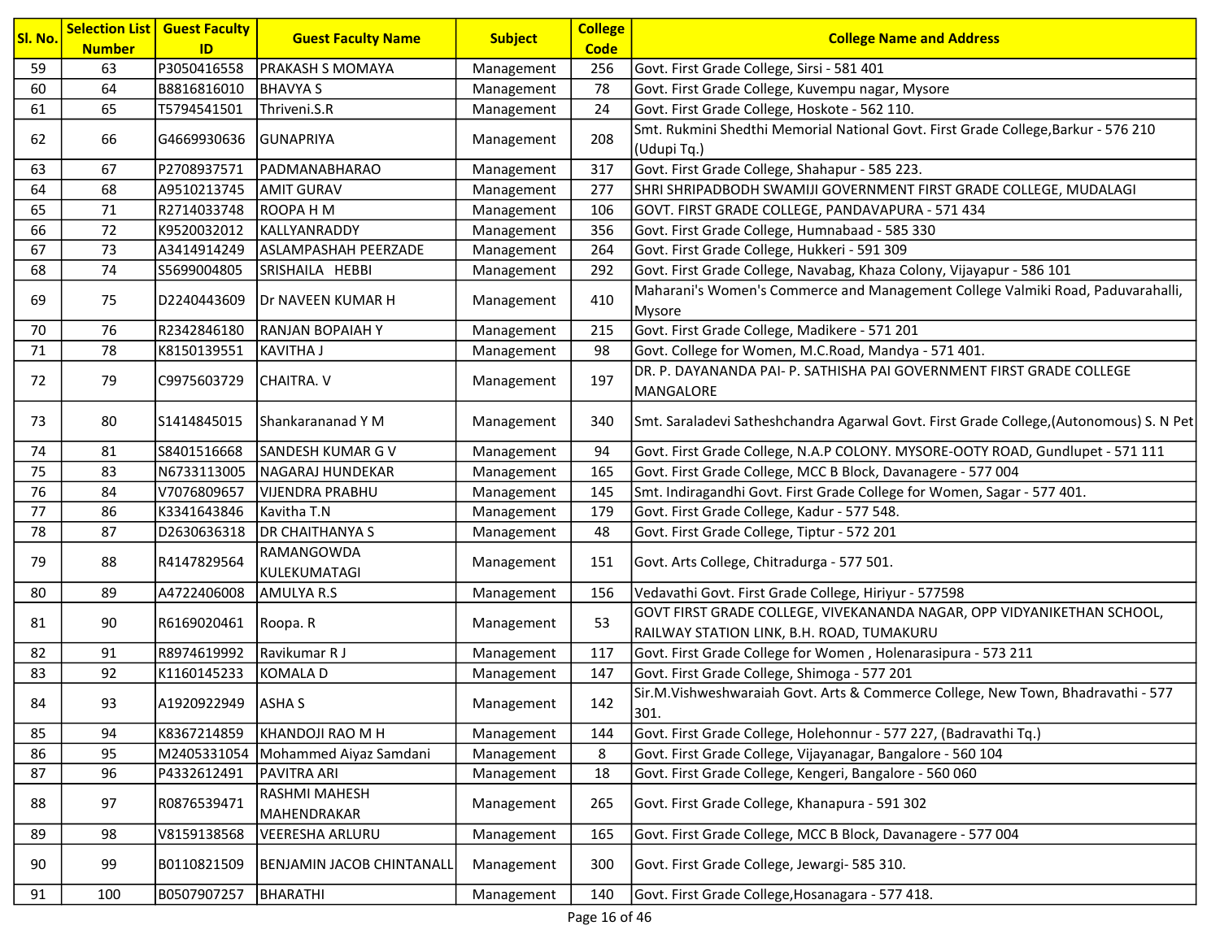| Sl. No. | Selection List Number | Guest Faculty ID | Guest Faculty Name | Subject | College Code | College Name and Address |
|---|---|---|---|---|---|---|
| 59 | 63 | P3050416558 | PRAKASH S MOMAYA | Management | 256 | Govt. First Grade College, Sirsi - 581 401 |
| 60 | 64 | B8816816010 | BHAVYA S | Management | 78 | Govt. First Grade College, Kuvempu nagar, Mysore |
| 61 | 65 | T5794541501 | Thriveni.S.R | Management | 24 | Govt. First Grade College, Hoskote - 562 110. |
| 62 | 66 | G4669930636 | GUNAPRIYA | Management | 208 | Smt. Rukmini Shedthi Memorial National Govt. First Grade College,Barkur - 576 210 (Udupi Tq.) |
| 63 | 67 | P2708937571 | PADMANABHARAO | Management | 317 | Govt. First Grade College, Shahapur - 585 223. |
| 64 | 68 | A9510213745 | AMIT GURAV | Management | 277 | SHRI SHRIPADBODH SWAMIJI GOVERNMENT FIRST GRADE COLLEGE, MUDALAGI |
| 65 | 71 | R2714033748 | ROOPA H M | Management | 106 | GOVT. FIRST GRADE COLLEGE, PANDAVAPURA - 571 434 |
| 66 | 72 | K9520032012 | KALLYANRADDY | Management | 356 | Govt. First Grade College, Humnabaad - 585 330 |
| 67 | 73 | A3414914249 | ASLAMPASHAH PEERZADE | Management | 264 | Govt. First Grade College, Hukkeri - 591 309 |
| 68 | 74 | S5699004805 | SRISHAILA HEBBI | Management | 292 | Govt. First Grade College, Navabag, Khaza Colony, Vijayapur - 586 101 |
| 69 | 75 | D2240443609 | Dr NAVEEN KUMAR H | Management | 410 | Maharani's Women's Commerce and Management College Valmiki Road, Paduvarahalli, Mysore |
| 70 | 76 | R2342846180 | RANJAN BOPAIAH Y | Management | 215 | Govt. First Grade College, Madikere - 571 201 |
| 71 | 78 | K8150139551 | KAVITHA J | Management | 98 | Govt. College for Women, M.C.Road, Mandya - 571 401. |
| 72 | 79 | C9975603729 | CHAITRA. V | Management | 197 | DR. P. DAYANANDA PAI- P. SATHISHA PAI GOVERNMENT FIRST GRADE COLLEGE MANGALORE |
| 73 | 80 | S1414845015 | Shankarananad Y M | Management | 340 | Smt. Saraladevi Satheshchandra Agarwal Govt. First Grade College,(Autonomous) S. N Pet |
| 74 | 81 | S8401516668 | SANDESH KUMAR G V | Management | 94 | Govt. First Grade College, N.A.P COLONY. MYSORE-OOTY ROAD, Gundlupet - 571 111 |
| 75 | 83 | N6733113005 | NAGARAJ HUNDEKAR | Management | 165 | Govt. First Grade College, MCC B Block, Davanagere - 577 004 |
| 76 | 84 | V7076809657 | VIJENDRA PRABHU | Management | 145 | Smt. Indiragandhi Govt. First Grade College for Women, Sagar - 577 401. |
| 77 | 86 | K3341643846 | Kavitha T.N | Management | 179 | Govt. First Grade College, Kadur - 577 548. |
| 78 | 87 | D2630636318 | DR CHAITHANYA S | Management | 48 | Govt. First Grade College, Tiptur - 572 201 |
| 79 | 88 | R4147829564 | RAMANGOWDA KULEKUMATAGI | Management | 151 | Govt. Arts College, Chitradurga - 577 501. |
| 80 | 89 | A4722406008 | AMULYA R.S | Management | 156 | Vedavathi Govt. First Grade College, Hiriyur - 577598 |
| 81 | 90 | R6169020461 | Roopa. R | Management | 53 | GOVT FIRST GRADE COLLEGE, VIVEKANANDA NAGAR, OPP VIDYANIKETHAN SCHOOL, RAILWAY STATION LINK, B.H. ROAD, TUMAKURU |
| 82 | 91 | R8974619992 | Ravikumar R J | Management | 117 | Govt. First Grade College for Women , Holenarasipura - 573 211 |
| 83 | 92 | K1160145233 | KOMALA D | Management | 147 | Govt. First Grade College, Shimoga - 577 201 |
| 84 | 93 | A1920922949 | ASHA S | Management | 142 | Sir.M.Vishweshwaraiah Govt. Arts & Commerce College, New Town, Bhadravathi - 577 301. |
| 85 | 94 | K8367214859 | KHANDOJI RAO M H | Management | 144 | Govt. First Grade College, Holehonnur - 577 227, (Badravathi Tq.) |
| 86 | 95 | M2405331054 | Mohammed Aiyaz Samdani | Management | 8 | Govt. First Grade College, Vijayanagar, Bangalore - 560 104 |
| 87 | 96 | P4332612491 | PAVITRA ARI | Management | 18 | Govt. First Grade College, Kengeri, Bangalore - 560 060 |
| 88 | 97 | R0876539471 | RASHMI MAHESH MAHENDRAKAR | Management | 265 | Govt. First Grade College, Khanapura - 591 302 |
| 89 | 98 | V8159138568 | VEERESHA ARLURU | Management | 165 | Govt. First Grade College, MCC B Block, Davanagere - 577 004 |
| 90 | 99 | B0110821509 | BENJAMIN JACOB CHINTANALL | Management | 300 | Govt. First Grade College, Jewargi- 585 310. |
| 91 | 100 | B0507907257 | BHARATHI | Management | 140 | Govt. First Grade College,Hosanagara - 577 418. |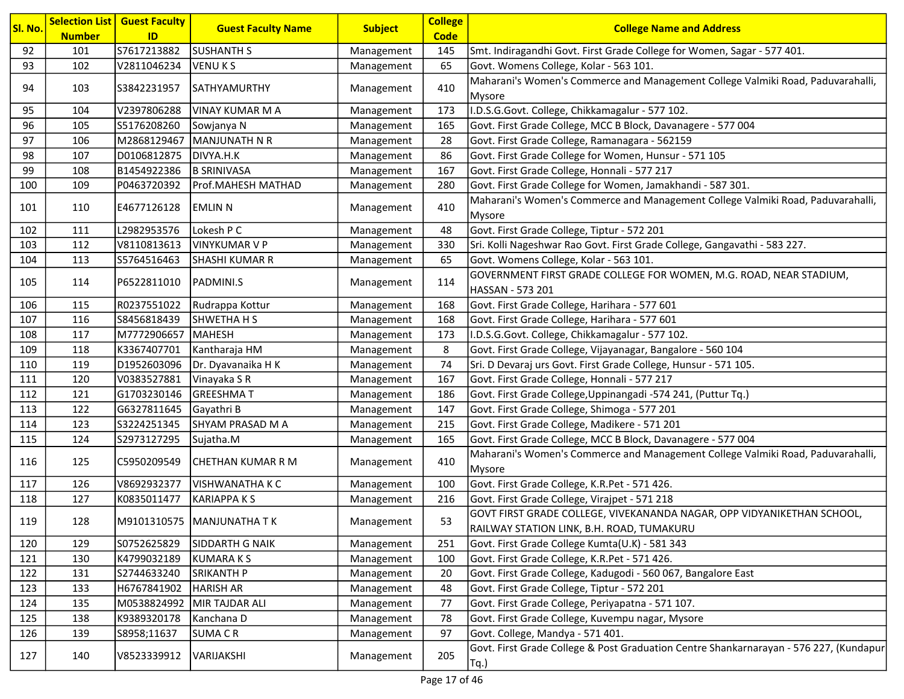| Sl. No. | Selection List Number | Guest Faculty ID | Guest Faculty Name | Subject | College Code | College Name and Address |
|---|---|---|---|---|---|---|
| 92 | 101 | S7617213882 | SUSHANTH S | Management | 145 | Smt. Indiragandhi Govt. First Grade College for Women, Sagar - 577 401. |
| 93 | 102 | V2811046234 | VENU K S | Management | 65 | Govt. Womens College, Kolar - 563 101. |
| 94 | 103 | S3842231957 | SATHYAMURTHY | Management | 410 | Maharani's Women's Commerce and Management College Valmiki Road, Paduvarahalli, Mysore |
| 95 | 104 | V2397806288 | VINAY KUMAR M A | Management | 173 | I.D.S.G.Govt. College, Chikkamagalur - 577 102. |
| 96 | 105 | S5176208260 | Sowjanya N | Management | 165 | Govt. First Grade College, MCC B Block, Davanagere - 577 004 |
| 97 | 106 | M2868129467 | MANJUNATH N R | Management | 28 | Govt. First Grade College, Ramanagara - 562159 |
| 98 | 107 | D0106812875 | DIVYA.H.K | Management | 86 | Govt. First Grade College for Women, Hunsur - 571 105 |
| 99 | 108 | B1454922386 | B SRINIVASA | Management | 167 | Govt. First Grade College, Honnali - 577 217 |
| 100 | 109 | P0463720392 | Prof.MAHESH MATHAD | Management | 280 | Govt. First Grade College for Women, Jamakhandi - 587 301. |
| 101 | 110 | E4677126128 | EMLIN N | Management | 410 | Maharani's Women's Commerce and Management College Valmiki Road, Paduvarahalli, Mysore |
| 102 | 111 | L2982953576 | Lokesh P C | Management | 48 | Govt. First Grade College, Tiptur - 572 201 |
| 103 | 112 | V8110813613 | VINYKUMAR V P | Management | 330 | Sri. Kolli Nageshwar Rao Govt. First Grade College, Gangavathi - 583 227. |
| 104 | 113 | S5764516463 | SHASHI KUMAR R | Management | 65 | Govt. Womens College, Kolar - 563 101. |
| 105 | 114 | P6522811010 | PADMINI.S | Management | 114 | GOVERNMENT FIRST GRADE COLLEGE FOR WOMEN, M.G. ROAD, NEAR STADIUM, HASSAN - 573 201 |
| 106 | 115 | R0237551022 | Rudrappa Kottur | Management | 168 | Govt. First Grade College, Harihara - 577 601 |
| 107 | 116 | S8456818439 | SHWETHA H S | Management | 168 | Govt. First Grade College, Harihara - 577 601 |
| 108 | 117 | M7772906657 | MAHESH | Management | 173 | I.D.S.G.Govt. College, Chikkamagalur - 577 102. |
| 109 | 118 | K3367407701 | Kantharaja HM | Management | 8 | Govt. First Grade College, Vijayanagar, Bangalore - 560 104 |
| 110 | 119 | D1952603096 | Dr. Dyavanaika H K | Management | 74 | Sri. D Devaraj urs Govt. First Grade College, Hunsur - 571 105. |
| 111 | 120 | V0383527881 | Vinayaka S R | Management | 167 | Govt. First Grade College, Honnali - 577 217 |
| 112 | 121 | G1703230146 | GREESHMA T | Management | 186 | Govt. First Grade College,Uppinangadi -574 241, (Puttur Tq.) |
| 113 | 122 | G6327811645 | Gayathri B | Management | 147 | Govt. First Grade College, Shimoga - 577 201 |
| 114 | 123 | S3224251345 | SHYAM PRASAD M A | Management | 215 | Govt. First Grade College, Madikere - 571 201 |
| 115 | 124 | S2973127295 | Sujatha.M | Management | 165 | Govt. First Grade College, MCC B Block, Davanagere - 577 004 |
| 116 | 125 | C5950209549 | CHETHAN KUMAR R M | Management | 410 | Maharani's Women's Commerce and Management College Valmiki Road, Paduvarahalli, Mysore |
| 117 | 126 | V8692932377 | VISHWANATHA K C | Management | 100 | Govt. First Grade College, K.R.Pet - 571 426. |
| 118 | 127 | K0835011477 | KARIAPPA K S | Management | 216 | Govt. First Grade College, Virajpet - 571 218 |
| 119 | 128 | M9101310575 | MANJUNATHA T K | Management | 53 | GOVT FIRST GRADE COLLEGE, VIVEKANANDA NAGAR, OPP VIDYANIKETHAN SCHOOL, RAILWAY STATION LINK, B.H. ROAD, TUMAKURU |
| 120 | 129 | S0752625829 | SIDDARTH G NAIK | Management | 251 | Govt. First Grade College Kumta(U.K) - 581 343 |
| 121 | 130 | K4799032189 | KUMARA K S | Management | 100 | Govt. First Grade College, K.R.Pet - 571 426. |
| 122 | 131 | S2744633240 | SRIKANTH P | Management | 20 | Govt. First Grade College, Kadugodi - 560 067, Bangalore East |
| 123 | 133 | H6767841902 | HARISH AR | Management | 48 | Govt. First Grade College, Tiptur - 572 201 |
| 124 | 135 | M0538824992 | MIR TAJDAR ALI | Management | 77 | Govt. First Grade College, Periyapatna - 571 107. |
| 125 | 138 | K9389320178 | Kanchana D | Management | 78 | Govt. First Grade College, Kuvempu nagar, Mysore |
| 126 | 139 | S8958;11637 | SUMA C R | Management | 97 | Govt. College, Mandya - 571 401. |
| 127 | 140 | V8523339912 | VARIJAKSHI | Management | 205 | Govt. First Grade College & Post Graduation Centre Shankarnarayan - 576 227, (Kundapur Tq.) |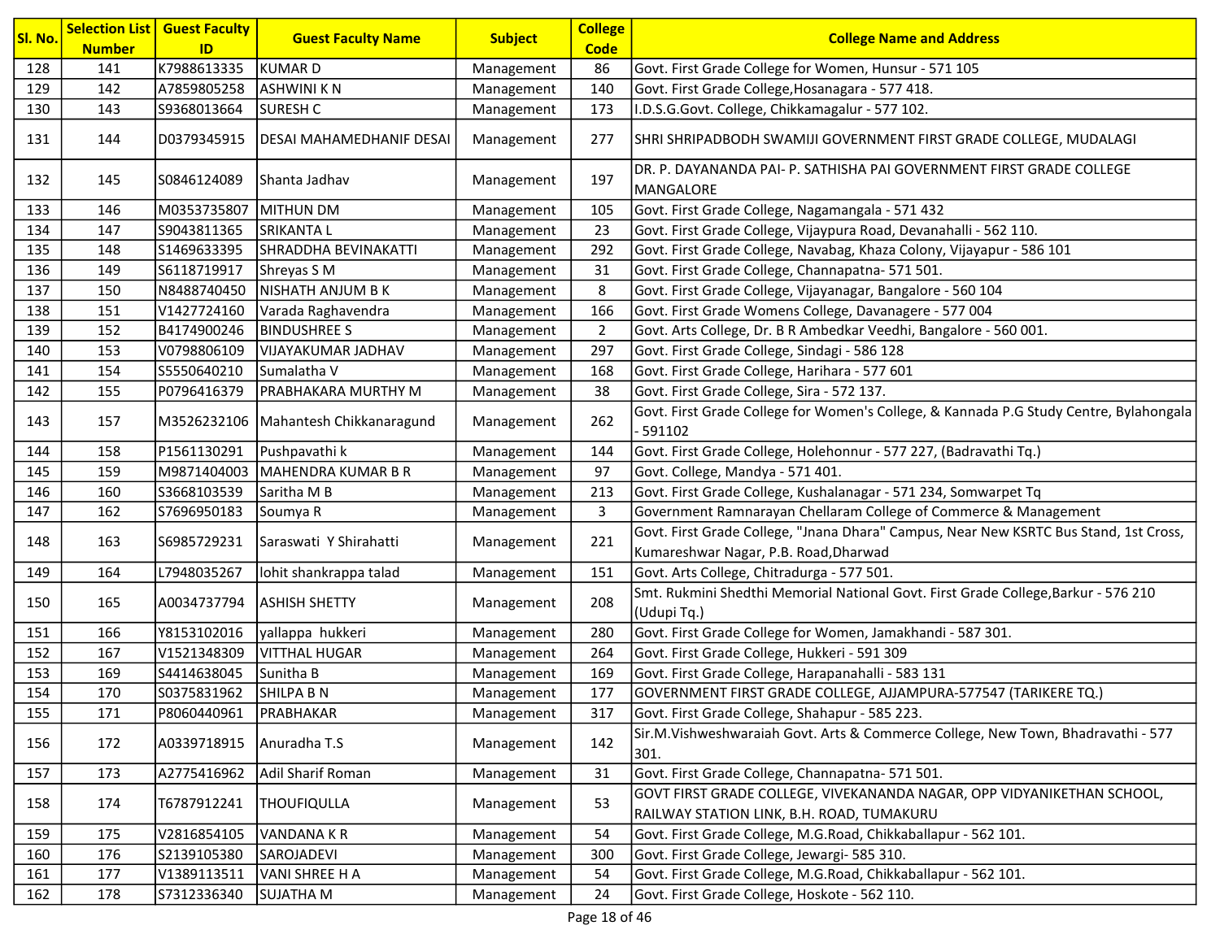| Sl. No. | Selection List Number | Guest Faculty ID | Guest Faculty Name | Subject | College Code | College Name and Address |
|---|---|---|---|---|---|---|
| 128 | 141 | K7988613335 | KUMAR D | Management | 86 | Govt. First Grade College for Women, Hunsur - 571 105 |
| 129 | 142 | A7859805258 | ASHWINI K N | Management | 140 | Govt. First Grade College,Hosanagara - 577 418. |
| 130 | 143 | S9368013664 | SURESH C | Management | 173 | I.D.S.G.Govt. College, Chikkamagalur - 577 102. |
| 131 | 144 | D0379345915 | DESAI MAHAMEDHANIF DESAI | Management | 277 | SHRI SHRIPADBODH SWAMIJI GOVERNMENT FIRST GRADE COLLEGE, MUDALAGI |
| 132 | 145 | S0846124089 | Shanta Jadhav | Management | 197 | DR. P. DAYANANDA PAI- P. SATHISHA PAI GOVERNMENT FIRST GRADE COLLEGE MANGALORE |
| 133 | 146 | M0353735807 | MITHUN DM | Management | 105 | Govt. First Grade College, Nagamangala - 571 432 |
| 134 | 147 | S9043811365 | SRIKANTA L | Management | 23 | Govt. First Grade College, Vijaypura Road, Devanahalli - 562 110. |
| 135 | 148 | S1469633395 | SHRADDHA BEVINAKATTI | Management | 292 | Govt. First Grade College, Navabag, Khaza Colony, Vijayapur - 586 101 |
| 136 | 149 | S6118719917 | Shreyas S M | Management | 31 | Govt. First Grade College, Channapatna- 571 501. |
| 137 | 150 | N8488740450 | NISHATH ANJUM B K | Management | 8 | Govt. First Grade College, Vijayanagar, Bangalore - 560 104 |
| 138 | 151 | V1427724160 | Varada Raghavendra | Management | 166 | Govt. First Grade Womens College, Davanagere - 577 004 |
| 139 | 152 | B4174900246 | BINDUSHREE S | Management | 2 | Govt. Arts College, Dr. B R Ambedkar Veedhi, Bangalore - 560 001. |
| 140 | 153 | V0798806109 | VIJAYAKUMAR JADHAV | Management | 297 | Govt. First Grade College, Sindagi - 586 128 |
| 141 | 154 | S5550640210 | Sumalatha V | Management | 168 | Govt. First Grade College, Harihara - 577 601 |
| 142 | 155 | P0796416379 | PRABHAKARA MURTHY M | Management | 38 | Govt. First Grade College, Sira - 572 137. |
| 143 | 157 | M3526232106 | Mahantesh Chikkanaragund | Management | 262 | Govt. First Grade College for Women's College, & Kannada P.G Study Centre, Bylahongala - 591102 |
| 144 | 158 | P1561130291 | Pushpavathi k | Management | 144 | Govt. First Grade College, Holehonnur - 577 227, (Badravathi Tq.) |
| 145 | 159 | M9871404003 | MAHENDRA KUMAR B R | Management | 97 | Govt. College, Mandya - 571 401. |
| 146 | 160 | S3668103539 | Saritha M B | Management | 213 | Govt. First Grade College, Kushalanagar - 571 234, Somwarpet Tq |
| 147 | 162 | S7696950183 | Soumya R | Management | 3 | Government Ramnarayan Chellaram College of Commerce & Management |
| 148 | 163 | S6985729231 | Saraswati Y Shirahatti | Management | 221 | Govt. First Grade College, "Jnana Dhara" Campus, Near New KSRTC Bus Stand, 1st Cross, Kumareshwar Nagar, P.B. Road,Dharwad |
| 149 | 164 | L7948035267 | lohit shankrappa talad | Management | 151 | Govt. Arts College, Chitradurga - 577 501. |
| 150 | 165 | A0034737794 | ASHISH SHETTY | Management | 208 | Smt. Rukmini Shedthi Memorial National Govt. First Grade College,Barkur - 576 210 (Udupi Tq.) |
| 151 | 166 | Y8153102016 | yallappa hukkeri | Management | 280 | Govt. First Grade College for Women, Jamakhandi - 587 301. |
| 152 | 167 | V1521348309 | VITTHAL HUGAR | Management | 264 | Govt. First Grade College, Hukkeri - 591 309 |
| 153 | 169 | S4414638045 | Sunitha B | Management | 169 | Govt. First Grade College, Harapanahalli - 583 131 |
| 154 | 170 | S0375831962 | SHILPA B N | Management | 177 | GOVERNMENT FIRST GRADE COLLEGE, AJJAMPURA-577547 (TARIKERE TQ.) |
| 155 | 171 | P8060440961 | PRABHAKAR | Management | 317 | Govt. First Grade College, Shahapur - 585 223. |
| 156 | 172 | A0339718915 | Anuradha T.S | Management | 142 | Sir.M.Vishweshwaraiah Govt. Arts & Commerce College, New Town, Bhadravathi - 577 301. |
| 157 | 173 | A2775416962 | Adil Sharif Roman | Management | 31 | Govt. First Grade College, Channapatna- 571 501. |
| 158 | 174 | T6787912241 | THOUFIQULLA | Management | 53 | GOVT FIRST GRADE COLLEGE, VIVEKANANDA NAGAR, OPP VIDYANIKETHAN SCHOOL, RAILWAY STATION LINK, B.H. ROAD, TUMAKURU |
| 159 | 175 | V2816854105 | VANDANA K R | Management | 54 | Govt. First Grade College, M.G.Road, Chikkaballapur - 562 101. |
| 160 | 176 | S2139105380 | SAROJADEVI | Management | 300 | Govt. First Grade College, Jewargi- 585 310. |
| 161 | 177 | V1389113511 | VANI SHREE H A | Management | 54 | Govt. First Grade College, M.G.Road, Chikkaballapur - 562 101. |
| 162 | 178 | S7312336340 | SUJATHA M | Management | 24 | Govt. First Grade College, Hoskote - 562 110. |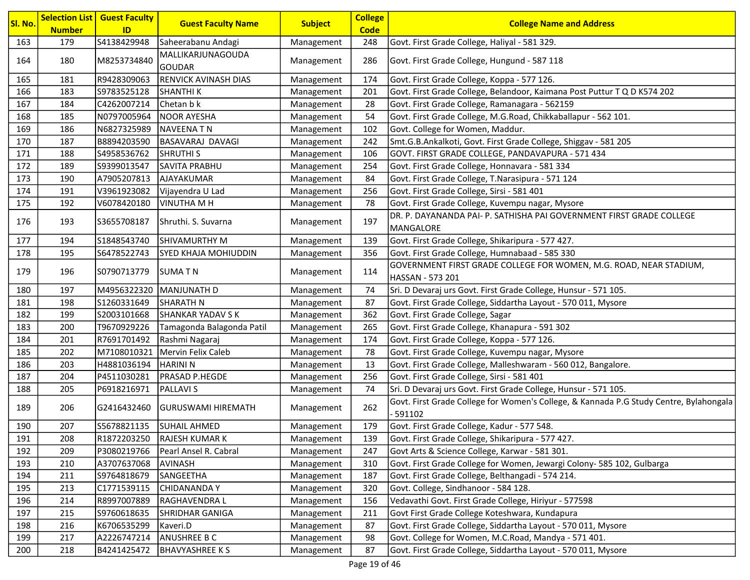| Sl. No. | Selection List Number | Guest Faculty ID | Guest Faculty Name | Subject | College Code | College Name and Address |
|---|---|---|---|---|---|---|
| 163 | 179 | S4138429948 | Saheerabanu Andagi | Management | 248 | Govt. First Grade College, Haliyal - 581 329. |
| 164 | 180 | M8253734840 | MALLIKARJUNAGOUDA GOUDAR | Management | 286 | Govt. First Grade College, Hungund - 587 118 |
| 165 | 181 | R9428309063 | RENVICK AVINASH DIAS | Management | 174 | Govt. First Grade College, Koppa - 577 126. |
| 166 | 183 | S9783525128 | SHANTHI K | Management | 201 | Govt. First Grade College, Belandoor, Kaimana Post Puttur T Q D K574 202 |
| 167 | 184 | C4262007214 | Chetan b k | Management | 28 | Govt. First Grade College, Ramanagara - 562159 |
| 168 | 185 | N0797005964 | NOOR AYESHA | Management | 54 | Govt. First Grade College, M.G.Road, Chikkaballapur - 562 101. |
| 169 | 186 | N6827325989 | NAVEENA T N | Management | 102 | Govt. College for Women, Maddur. |
| 170 | 187 | B8894203590 | BASAVARAJ DAVAGI | Management | 242 | Smt.G.B.Ankalkoti, Govt. First Grade College, Shiggav - 581 205 |
| 171 | 188 | S4958536762 | SHRUTHI S | Management | 106 | GOVT. FIRST GRADE COLLEGE, PANDAVAPURA - 571 434 |
| 172 | 189 | S9399013547 | SAVITA PRABHU | Management | 254 | Govt. First Grade College, Honnavara - 581 334 |
| 173 | 190 | A7905207813 | AJAYAKUMAR | Management | 84 | Govt. First Grade College, T.Narasipura - 571 124 |
| 174 | 191 | V3961923082 | Vijayendra U Lad | Management | 256 | Govt. First Grade College, Sirsi - 581 401 |
| 175 | 192 | V6078420180 | VINUTHA M H | Management | 78 | Govt. First Grade College, Kuvempu nagar, Mysore |
| 176 | 193 | S3655708187 | Shruthi. S. Suvarna | Management | 197 | DR. P. DAYANANDA PAI- P. SATHISHA PAI GOVERNMENT FIRST GRADE COLLEGE MANGALORE |
| 177 | 194 | S1848543740 | SHIVAMURTHY M | Management | 139 | Govt. First Grade College, Shikaripura - 577 427. |
| 178 | 195 | S6478522743 | SYED KHAJA MOHIUDDIN | Management | 356 | Govt. First Grade College, Humnabaad - 585 330 |
| 179 | 196 | S0790713779 | SUMA T N | Management | 114 | GOVERNMENT FIRST GRADE COLLEGE FOR WOMEN, M.G. ROAD, NEAR STADIUM, HASSAN - 573 201 |
| 180 | 197 | M4956322320 | MANJUNATH D | Management | 74 | Sri. D Devaraj urs Govt. First Grade College, Hunsur - 571 105. |
| 181 | 198 | S1260331649 | SHARATH N | Management | 87 | Govt. First Grade College, Siddartha Layout - 570 011, Mysore |
| 182 | 199 | S2003101668 | SHANKAR YADAV S K | Management | 362 | Govt. First Grade College, Sagar |
| 183 | 200 | T9670929226 | Tamagonda Balagonda Patil | Management | 265 | Govt. First Grade College, Khanapura - 591 302 |
| 184 | 201 | R7691701492 | Rashmi Nagaraj | Management | 174 | Govt. First Grade College, Koppa - 577 126. |
| 185 | 202 | M7108010321 | Mervin Felix Caleb | Management | 78 | Govt. First Grade College, Kuvempu nagar, Mysore |
| 186 | 203 | H4881036194 | HARINI N | Management | 13 | Govt. First Grade College, Malleshwaram - 560 012, Bangalore. |
| 187 | 204 | P4511030281 | PRASAD P.HEGDE | Management | 256 | Govt. First Grade College, Sirsi - 581 401 |
| 188 | 205 | P6918216971 | PALLAVI S | Management | 74 | Sri. D Devaraj urs Govt. First Grade College, Hunsur - 571 105. |
| 189 | 206 | G2416432460 | GURUSWAMI HIREMATH | Management | 262 | Govt. First Grade College for Women's College, & Kannada P.G Study Centre, Bylahongala - 591102 |
| 190 | 207 | S5678821135 | SUHAIL AHMED | Management | 179 | Govt. First Grade College, Kadur - 577 548. |
| 191 | 208 | R1872203250 | RAJESH KUMAR K | Management | 139 | Govt. First Grade College, Shikaripura - 577 427. |
| 192 | 209 | P3080219766 | Pearl Ansel R. Cabral | Management | 247 | Govt Arts & Science College, Karwar - 581 301. |
| 193 | 210 | A3707637068 | AVINASH | Management | 310 | Govt. First Grade College for Women, Jewargi Colony- 585 102, Gulbarga |
| 194 | 211 | S9764818679 | SANGEETHA | Management | 187 | Govt. First Grade College, Belthangadi - 574 214. |
| 195 | 213 | C1771539115 | CHIDANANDA Y | Management | 320 | Govt. College, Sindhanoor - 584 128. |
| 196 | 214 | R8997007889 | RAGHAVENDRA L | Management | 156 | Vedavathi Govt. First Grade College, Hiriyur - 577598 |
| 197 | 215 | S9760618635 | SHRIDHAR GANIGA | Management | 211 | Govt First Grade College Koteshwara, Kundapura |
| 198 | 216 | K6706535299 | Kaveri.D | Management | 87 | Govt. First Grade College, Siddartha Layout - 570 011, Mysore |
| 199 | 217 | A2226747214 | ANUSHREE B C | Management | 98 | Govt. College for Women, M.C.Road, Mandya - 571 401. |
| 200 | 218 | B4241425472 | BHAVYASHREE K S | Management | 87 | Govt. First Grade College, Siddartha Layout - 570 011, Mysore |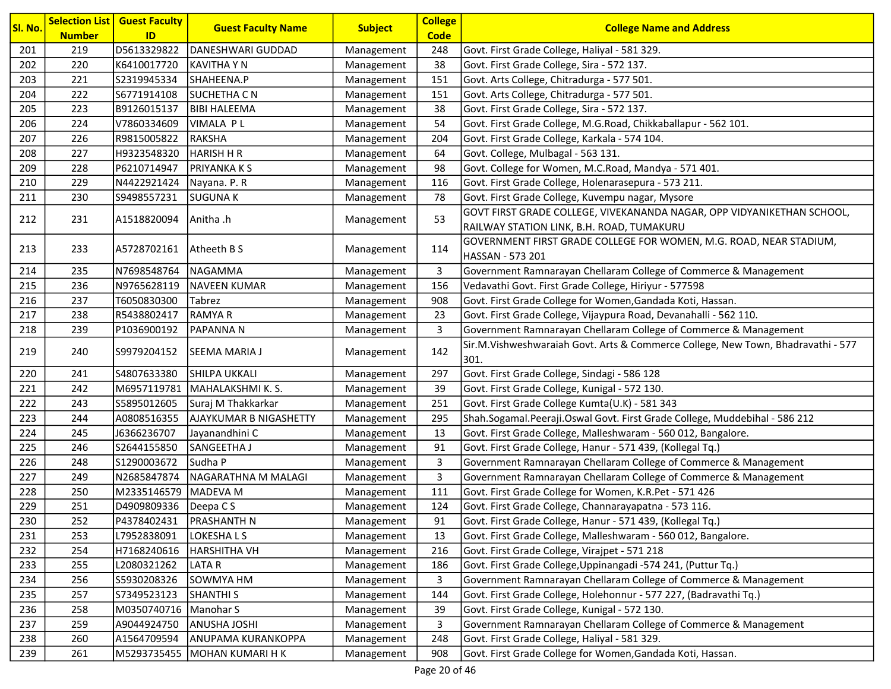| Sl. No. | Selection List Number | Guest Faculty ID | Guest Faculty Name | Subject | College Code | College Name and Address |
|---|---|---|---|---|---|---|
| 201 | 219 | D5613329822 | DANESHWARI GUDDAD | Management | 248 | Govt. First Grade College, Haliyal - 581 329. |
| 202 | 220 | K6410017720 | KAVITHA Y N | Management | 38 | Govt. First Grade College, Sira - 572 137. |
| 203 | 221 | S2319945334 | SHAHEENA.P | Management | 151 | Govt. Arts College, Chitradurga - 577 501. |
| 204 | 222 | S6771914108 | SUCHETHA C N | Management | 151 | Govt. Arts College, Chitradurga - 577 501. |
| 205 | 223 | B9126015137 | BIBI HALEEMA | Management | 38 | Govt. First Grade College, Sira - 572 137. |
| 206 | 224 | V7860334609 | VIMALA P L | Management | 54 | Govt. First Grade College, M.G.Road, Chikkaballapur - 562 101. |
| 207 | 226 | R9815005822 | RAKSHA | Management | 204 | Govt. First Grade College, Karkala - 574 104. |
| 208 | 227 | H9323548320 | HARISH H R | Management | 64 | Govt. College, Mulbagal - 563 131. |
| 209 | 228 | P6210714947 | PRIYANKA K S | Management | 98 | Govt. College for Women, M.C.Road, Mandya - 571 401. |
| 210 | 229 | N4422921424 | Nayana. P. R | Management | 116 | Govt. First Grade College, Holenarasepura - 573 211. |
| 211 | 230 | S9498557231 | SUGUNA K | Management | 78 | Govt. First Grade College, Kuvempu nagar, Mysore |
| 212 | 231 | A1518820094 | Anitha .h | Management | 53 | GOVT FIRST GRADE COLLEGE, VIVEKANANDA NAGAR, OPP VIDYANIKETHAN SCHOOL, RAILWAY STATION LINK, B.H. ROAD, TUMAKURU |
| 213 | 233 | A5728702161 | Atheeth B S | Management | 114 | GOVERNMENT FIRST GRADE COLLEGE FOR WOMEN, M.G. ROAD, NEAR STADIUM, HASSAN - 573 201 |
| 214 | 235 | N7698548764 | NAGAMMA | Management | 3 | Government Ramnarayan Chellaram College of Commerce & Management |
| 215 | 236 | N9765628119 | NAVEEN KUMAR | Management | 156 | Vedavathi Govt. First Grade College, Hiriyur - 577598 |
| 216 | 237 | T6050830300 | Tabrez | Management | 908 | Govt. First Grade College for Women,Gandada Koti, Hassan. |
| 217 | 238 | R5438802417 | RAMYA R | Management | 23 | Govt. First Grade College, Vijaypura Road, Devanahalli - 562 110. |
| 218 | 239 | P1036900192 | PAPANNA N | Management | 3 | Government Ramnarayan Chellaram College of Commerce & Management |
| 219 | 240 | S9979204152 | SEEMA MARIA J | Management | 142 | Sir.M.Vishweshwaraiah Govt. Arts & Commerce College, New Town, Bhadravathi - 577 301. |
| 220 | 241 | S4807633380 | SHILPA UKKALI | Management | 297 | Govt. First Grade College, Sindagi - 586 128 |
| 221 | 242 | M6957119781 | MAHALAKSHMI K. S. | Management | 39 | Govt. First Grade College, Kunigal - 572 130. |
| 222 | 243 | S5895012605 | Suraj M Thakkarkar | Management | 251 | Govt. First Grade College Kumta(U.K) - 581 343 |
| 223 | 244 | A0808516355 | AJAYKUMAR B NIGASHETTY | Management | 295 | Shah.Sogamal.Peeraji.Oswal Govt. First Grade College, Muddebihal - 586 212 |
| 224 | 245 | J6366236707 | Jayanandhini C | Management | 13 | Govt. First Grade College, Malleshwaram - 560 012, Bangalore. |
| 225 | 246 | S2644155850 | SANGEETHA J | Management | 91 | Govt. First Grade College, Hanur - 571 439, (Kollegal Tq.) |
| 226 | 248 | S1290003672 | Sudha P | Management | 3 | Government Ramnarayan Chellaram College of Commerce & Management |
| 227 | 249 | N2685847874 | NAGARATHNA M MALAGI | Management | 3 | Government Ramnarayan Chellaram College of Commerce & Management |
| 228 | 250 | M2335146579 | MADEVA M | Management | 111 | Govt. First Grade College for Women, K.R.Pet - 571 426 |
| 229 | 251 | D4909809336 | Deepa C S | Management | 124 | Govt. First Grade College, Channarayapatna - 573 116. |
| 230 | 252 | P4378402431 | PRASHANTH N | Management | 91 | Govt. First Grade College, Hanur - 571 439, (Kollegal Tq.) |
| 231 | 253 | L7952838091 | LOKESHA L S | Management | 13 | Govt. First Grade College, Malleshwaram - 560 012, Bangalore. |
| 232 | 254 | H7168240616 | HARSHITHA VH | Management | 216 | Govt. First Grade College, Virajpet - 571 218 |
| 233 | 255 | L2080321262 | LATA R | Management | 186 | Govt. First Grade College,Uppinangadi -574 241, (Puttur Tq.) |
| 234 | 256 | S5930208326 | SOWMYA HM | Management | 3 | Government Ramnarayan Chellaram College of Commerce & Management |
| 235 | 257 | S7349523123 | SHANTHI S | Management | 144 | Govt. First Grade College, Holehonnur - 577 227, (Badravathi Tq.) |
| 236 | 258 | M0350740716 | Manohar S | Management | 39 | Govt. First Grade College, Kunigal - 572 130. |
| 237 | 259 | A9044924750 | ANUSHA JOSHI | Management | 3 | Government Ramnarayan Chellaram College of Commerce & Management |
| 238 | 260 | A1564709594 | ANUPAMA KURANKOPPA | Management | 248 | Govt. First Grade College, Haliyal - 581 329. |
| 239 | 261 | M5293735455 | MOHAN KUMARI H K | Management | 908 | Govt. First Grade College for Women,Gandada Koti, Hassan. |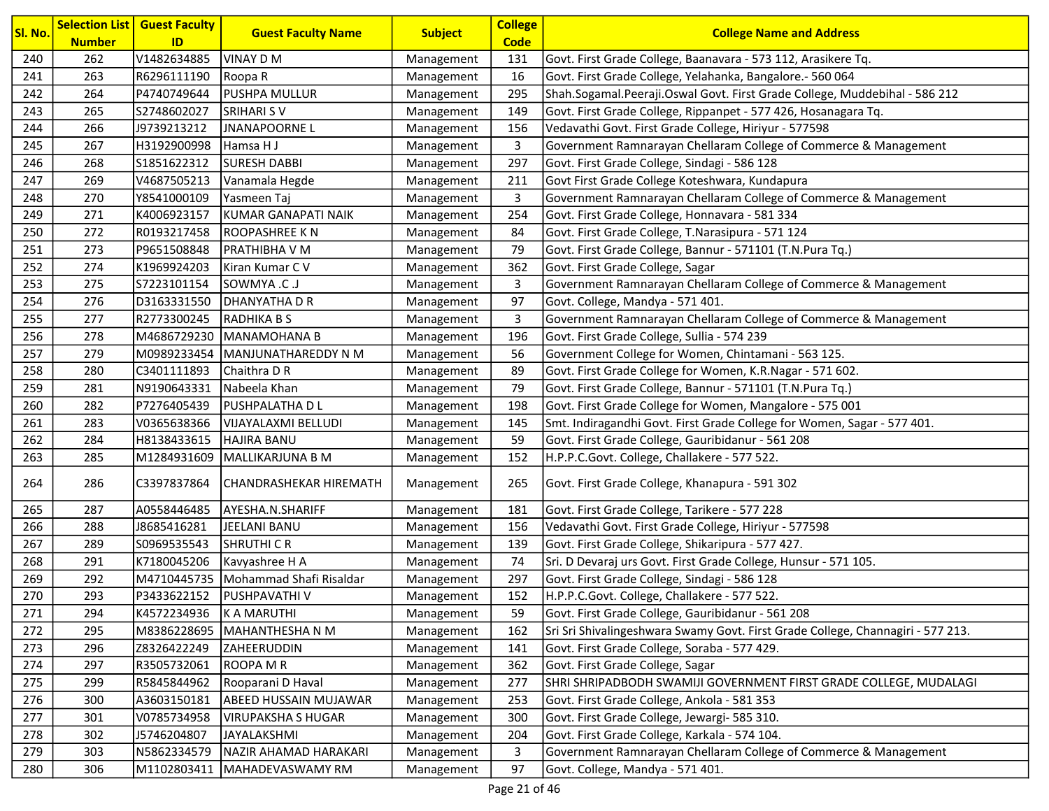| Sl. No. | Selection List Number | Guest Faculty ID | Guest Faculty Name | Subject | College Code | College Name and Address |
|---|---|---|---|---|---|---|
| 240 | 262 | V1482634885 | VINAY D M | Management | 131 | Govt. First Grade College, Baanavara - 573 112, Arasikere Tq. |
| 241 | 263 | R6296111190 | Roopa R | Management | 16 | Govt. First Grade College, Yelahanka, Bangalore.- 560 064 |
| 242 | 264 | P4740749644 | PUSHPA MULLUR | Management | 295 | Shah.Sogamal.Peeraji.Oswal Govt. First Grade College, Muddebihal - 586 212 |
| 243 | 265 | S2748602027 | SRIHARI S V | Management | 149 | Govt. First Grade College, Rippanpet - 577 426, Hosanagara Tq. |
| 244 | 266 | J9739213212 | JNANAPOORNE L | Management | 156 | Vedavathi Govt. First Grade College, Hiriyur - 577598 |
| 245 | 267 | H3192900998 | Hamsa H J | Management | 3 | Government Ramnarayan Chellaram College of Commerce & Management |
| 246 | 268 | S1851622312 | SURESH DABBI | Management | 297 | Govt. First Grade College, Sindagi - 586 128 |
| 247 | 269 | V4687505213 | Vanamala Hegde | Management | 211 | Govt First Grade College Koteshwara, Kundapura |
| 248 | 270 | Y8541000109 | Yasmeen Taj | Management | 3 | Government Ramnarayan Chellaram College of Commerce & Management |
| 249 | 271 | K4006923157 | KUMAR GANAPATI NAIK | Management | 254 | Govt. First Grade College, Honnavara - 581 334 |
| 250 | 272 | R0193217458 | ROOPASHREE K N | Management | 84 | Govt. First Grade College, T.Narasipura - 571 124 |
| 251 | 273 | P9651508848 | PRATHIBHA V M | Management | 79 | Govt. First Grade College, Bannur - 571101 (T.N.Pura Tq.) |
| 252 | 274 | K1969924203 | Kiran Kumar C V | Management | 362 | Govt. First Grade College, Sagar |
| 253 | 275 | S7223101154 | SOWMYA .C .J | Management | 3 | Government Ramnarayan Chellaram College of Commerce & Management |
| 254 | 276 | D3163331550 | DHANYATHA D R | Management | 97 | Govt. College, Mandya - 571 401. |
| 255 | 277 | R2773300245 | RADHIKA B S | Management | 3 | Government Ramnarayan Chellaram College of Commerce & Management |
| 256 | 278 | M4686729230 | MANAMOHANA B | Management | 196 | Govt. First Grade College, Sullia - 574 239 |
| 257 | 279 | M0989233454 | MANJUNATHAREDDY N M | Management | 56 | Government College for Women, Chintamani - 563 125. |
| 258 | 280 | C3401111893 | Chaithra D R | Management | 89 | Govt. First Grade College for Women, K.R.Nagar - 571 602. |
| 259 | 281 | N9190643331 | Nabeela Khan | Management | 79 | Govt. First Grade College, Bannur - 571101 (T.N.Pura Tq.) |
| 260 | 282 | P7276405439 | PUSHPALATHA D L | Management | 198 | Govt. First Grade College for Women, Mangalore - 575 001 |
| 261 | 283 | V0365638366 | VIJAYALAXMI BELLUDI | Management | 145 | Smt. Indiragandhi Govt. First Grade College for Women, Sagar - 577 401. |
| 262 | 284 | H8138433615 | HAJIRA BANU | Management | 59 | Govt. First Grade College, Gauribidanur - 561 208 |
| 263 | 285 | M1284931609 | MALLIKARJUNA B M | Management | 152 | H.P.P.C.Govt. College, Challakere - 577 522. |
| 264 | 286 | C3397837864 | CHANDRASHEKAR HIREMATH | Management | 265 | Govt. First Grade College, Khanapura - 591 302 |
| 265 | 287 | A0558446485 | AYESHA.N.SHARIFF | Management | 181 | Govt. First Grade College, Tarikere - 577 228 |
| 266 | 288 | J8685416281 | JEELANI BANU | Management | 156 | Vedavathi Govt. First Grade College, Hiriyur - 577598 |
| 267 | 289 | S0969535543 | SHRUTHI C R | Management | 139 | Govt. First Grade College, Shikaripura - 577 427. |
| 268 | 291 | K7180045206 | Kavyashree H A | Management | 74 | Sri. D Devaraj urs Govt. First Grade College, Hunsur - 571 105. |
| 269 | 292 | M4710445735 | Mohammad Shafi Risaldar | Management | 297 | Govt. First Grade College, Sindagi - 586 128 |
| 270 | 293 | P3433622152 | PUSHPAVATHI V | Management | 152 | H.P.P.C.Govt. College, Challakere - 577 522. |
| 271 | 294 | K4572234936 | K A MARUTHI | Management | 59 | Govt. First Grade College, Gauribidanur - 561 208 |
| 272 | 295 | M8386228695 | MAHANTHESHA N M | Management | 162 | Sri Sri Shivalingeshwara Swamy Govt. First Grade College, Channagiri - 577 213. |
| 273 | 296 | Z8326422249 | ZAHEERUDDIN | Management | 141 | Govt. First Grade College, Soraba - 577 429. |
| 274 | 297 | R3505732061 | ROOPA M R | Management | 362 | Govt. First Grade College, Sagar |
| 275 | 299 | R5845844962 | Rooparani D Haval | Management | 277 | SHRI SHRIPADBODH SWAMIJI GOVERNMENT FIRST GRADE COLLEGE, MUDALAGI |
| 276 | 300 | A3603150181 | ABEED HUSSAIN MUJAWAR | Management | 253 | Govt. First Grade College, Ankola - 581 353 |
| 277 | 301 | V0785734958 | VIRUPAKSHA S HUGAR | Management | 300 | Govt. First Grade College, Jewargi- 585 310. |
| 278 | 302 | J5746204807 | JAYALAKSHMI | Management | 204 | Govt. First Grade College, Karkala - 574 104. |
| 279 | 303 | N5862334579 | NAZIR AHAMAD HARAKARI | Management | 3 | Government Ramnarayan Chellaram College of Commerce & Management |
| 280 | 306 | M1102803411 | MAHADEVASWAMY RM | Management | 97 | Govt. College, Mandya - 571 401. |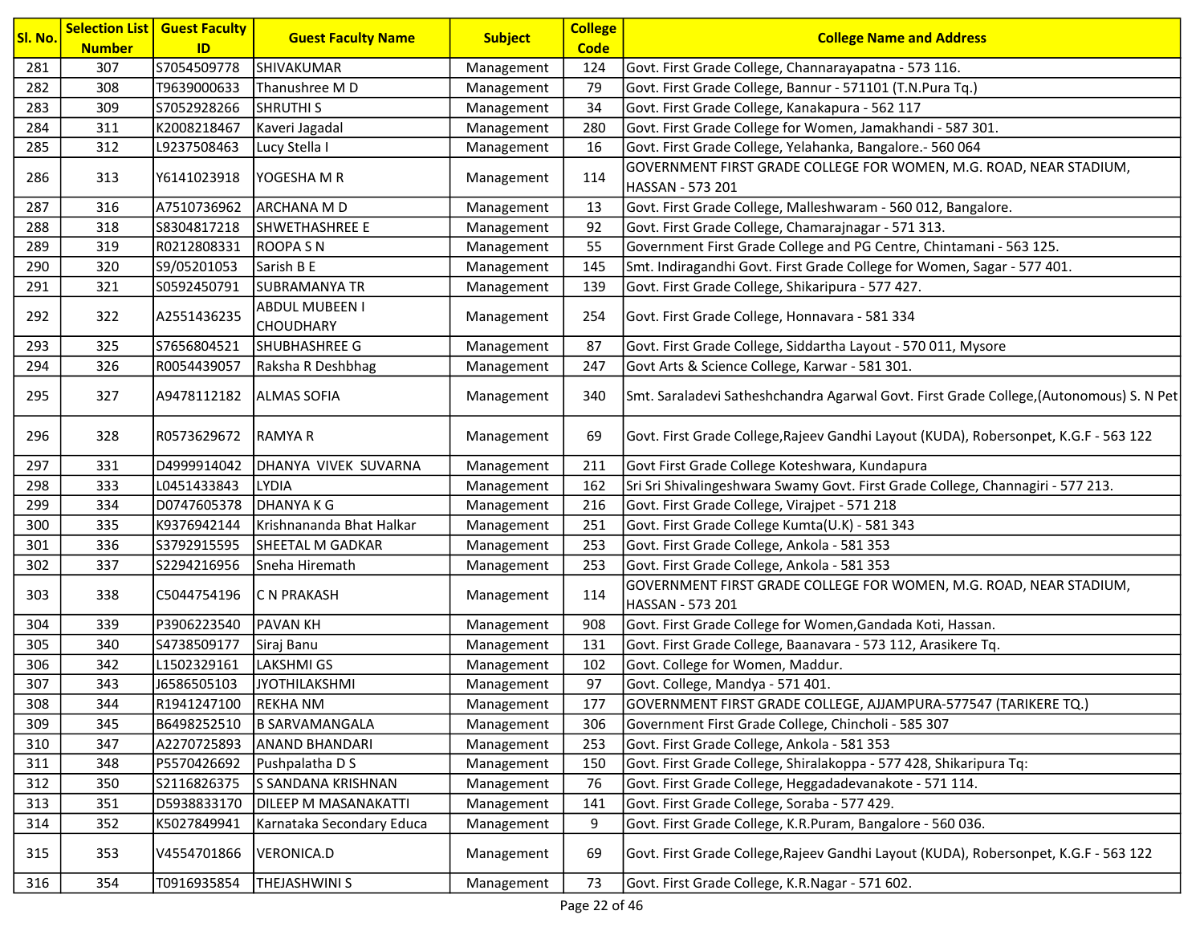| Sl. No. | Selection List Number | Guest Faculty ID | Guest Faculty Name | Subject | College Code | College Name and Address |
|---|---|---|---|---|---|---|
| 281 | 307 | S7054509778 | SHIVAKUMAR | Management | 124 | Govt. First Grade College, Channarayapatna - 573 116. |
| 282 | 308 | T9639000633 | Thanushree M D | Management | 79 | Govt. First Grade College, Bannur - 571101 (T.N.Pura Tq.) |
| 283 | 309 | S7052928266 | SHRUTHI S | Management | 34 | Govt. First Grade College, Kanakapura - 562 117 |
| 284 | 311 | K2008218467 | Kaveri Jagadal | Management | 280 | Govt. First Grade College for Women, Jamakhandi - 587 301. |
| 285 | 312 | L9237508463 | Lucy Stella I | Management | 16 | Govt. First Grade College, Yelahanka, Bangalore.- 560 064 |
| 286 | 313 | Y6141023918 | YOGESHA M R | Management | 114 | GOVERNMENT FIRST GRADE COLLEGE FOR WOMEN, M.G. ROAD, NEAR STADIUM, HASSAN - 573 201 |
| 287 | 316 | A7510736962 | ARCHANA M D | Management | 13 | Govt. First Grade College, Malleshwaram - 560 012, Bangalore. |
| 288 | 318 | S8304817218 | SHWETHASHREE E | Management | 92 | Govt. First Grade College, Chamarajnagar - 571 313. |
| 289 | 319 | R0212808331 | ROOPA S N | Management | 55 | Government First Grade College and PG Centre, Chintamani - 563 125. |
| 290 | 320 | S9/05201053 | Sarish B E | Management | 145 | Smt. Indiragandhi Govt. First Grade College for Women, Sagar - 577 401. |
| 291 | 321 | S0592450791 | SUBRAMANYA TR | Management | 139 | Govt. First Grade College, Shikaripura - 577 427. |
| 292 | 322 | A2551436235 | ABDUL MUBEEN I CHOUDHARY | Management | 254 | Govt. First Grade College, Honnavara - 581 334 |
| 293 | 325 | S7656804521 | SHUBHASHREE G | Management | 87 | Govt. First Grade College, Siddartha Layout - 570 011, Mysore |
| 294 | 326 | R0054439057 | Raksha R Deshbhag | Management | 247 | Govt Arts & Science College, Karwar - 581 301. |
| 295 | 327 | A9478112182 | ALMAS SOFIA | Management | 340 | Smt. Saraladevi Satheshchandra Agarwal Govt. First Grade College,(Autonomous) S. N Pet |
| 296 | 328 | R0573629672 | RAMYA R | Management | 69 | Govt. First Grade College,Rajeev Gandhi Layout (KUDA), Robersonpet, K.G.F - 563 122 |
| 297 | 331 | D4999914042 | DHANYA VIVEK SUVARNA | Management | 211 | Govt First Grade College Koteshwara, Kundapura |
| 298 | 333 | L0451433843 | LYDIA | Management | 162 | Sri Sri Shivalingeshwara Swamy Govt. First Grade College, Channagiri - 577 213. |
| 299 | 334 | D0747605378 | DHANYA K G | Management | 216 | Govt. First Grade College, Virajpet - 571 218 |
| 300 | 335 | K9376942144 | Krishnananda Bhat Halkar | Management | 251 | Govt. First Grade College Kumta(U.K) - 581 343 |
| 301 | 336 | S3792915595 | SHEETAL M GADKAR | Management | 253 | Govt. First Grade College, Ankola - 581 353 |
| 302 | 337 | S2294216956 | Sneha Hiremath | Management | 253 | Govt. First Grade College, Ankola - 581 353 |
| 303 | 338 | C5044754196 | C N PRAKASH | Management | 114 | GOVERNMENT FIRST GRADE COLLEGE FOR WOMEN, M.G. ROAD, NEAR STADIUM, HASSAN - 573 201 |
| 304 | 339 | P3906223540 | PAVAN KH | Management | 908 | Govt. First Grade College for Women,Gandada Koti, Hassan. |
| 305 | 340 | S4738509177 | Siraj Banu | Management | 131 | Govt. First Grade College, Baanavara - 573 112, Arasikere Tq. |
| 306 | 342 | L1502329161 | LAKSHMI GS | Management | 102 | Govt. College for Women, Maddur. |
| 307 | 343 | J6586505103 | JYOTHILAKSHMI | Management | 97 | Govt. College, Mandya - 571 401. |
| 308 | 344 | R1941247100 | REKHA NM | Management | 177 | GOVERNMENT FIRST GRADE COLLEGE, AJJAMPURA-577547 (TARIKERE TQ.) |
| 309 | 345 | B6498252510 | B SARVAMANGALA | Management | 306 | Government First Grade College, Chincholi - 585 307 |
| 310 | 347 | A2270725893 | ANAND BHANDARI | Management | 253 | Govt. First Grade College, Ankola - 581 353 |
| 311 | 348 | P5570426692 | Pushpalatha D S | Management | 150 | Govt. First Grade College, Shiralakoppa - 577 428, Shikaripura Tq: |
| 312 | 350 | S2116826375 | S SANDANA KRISHNAN | Management | 76 | Govt. First Grade College, Heggadadevanakote - 571 114. |
| 313 | 351 | D5938833170 | DILEEP M MASANAKATTI | Management | 141 | Govt. First Grade College, Soraba - 577 429. |
| 314 | 352 | K5027849941 | Karnataka Secondary Educa | Management | 9 | Govt. First Grade College, K.R.Puram, Bangalore - 560 036. |
| 315 | 353 | V4554701866 | VERONICA.D | Management | 69 | Govt. First Grade College,Rajeev Gandhi Layout (KUDA), Robersonpet, K.G.F - 563 122 |
| 316 | 354 | T0916935854 | THEJASHWINI S | Management | 73 | Govt. First Grade College, K.R.Nagar - 571 602. |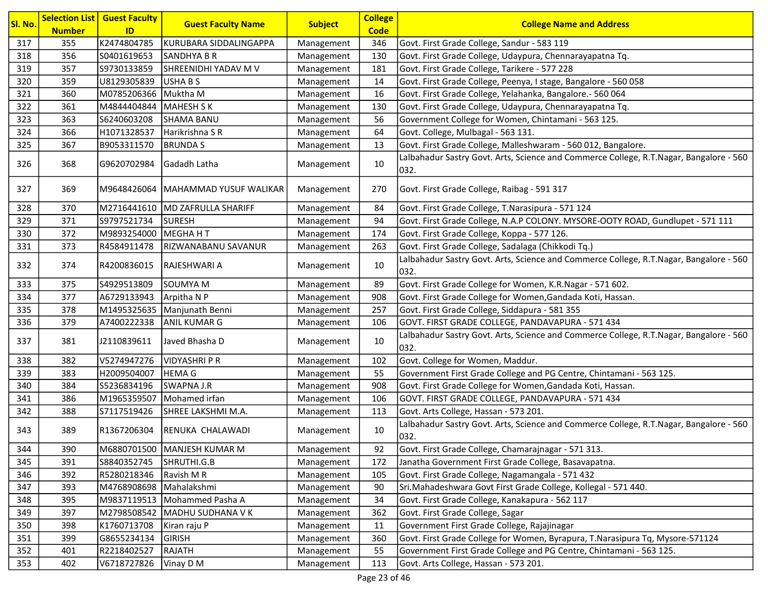| Sl. No. | Selection List Number | Guest Faculty ID | Guest Faculty Name | Subject | College Code | College Name and Address |
|---|---|---|---|---|---|---|
| 317 | 355 | K2474804785 | KURUBARA SIDDALINGAPPA | Management | 346 | Govt. First Grade College, Sandur - 583 119 |
| 318 | 356 | S0401619653 | SANDHYA B R | Management | 130 | Govt. First Grade College, Udayapura, Chennarayapatna Tq. |
| 319 | 357 | S9730133859 | SHREENIDHI YADAV M V | Management | 181 | Govt. First Grade College, Tarikere - 577 228 |
| 320 | 359 | U8129305839 | USHA B S | Management | 14 | Govt. First Grade College, Peenya, I stage, Bangalore - 560 058 |
| 321 | 360 | M0785206366 | Muktha M | Management | 16 | Govt. First Grade College, Yelahanka, Bangalore.- 560 064 |
| 322 | 361 | M4844404844 | MAHESH S K | Management | 130 | Govt. First Grade College, Udaypura, Chennarayapatna Tq. |
| 323 | 363 | S6240603208 | SHAMA BANU | Management | 56 | Government College for Women, Chintamani - 563 125. |
| 324 | 366 | H1071328537 | Harikrishna S R | Management | 64 | Govt. College, Mulbagal - 563 131. |
| 325 | 367 | B9053311570 | BRUNDA S | Management | 13 | Govt. First Grade College, Malleshwaram - 560 012, Bangalore. |
| 326 | 368 | G9620702984 | Gadadh Latha | Management | 10 | Lalbahadur Sastry Govt. Arts, Science and Commerce College, R.T.Nagar, Bangalore - 560 032. |
| 327 | 369 | M9648426064 | MAHAMMAD YUSUF WALIKAR | Management | 270 | Govt. First Grade College, Raibag - 591 317 |
| 328 | 370 | M2716441610 | MD ZAFRULLA SHARIFF | Management | 84 | Govt. First Grade College, T.Narasipura - 571 124 |
| 329 | 371 | S9797521734 | SURESH | Management | 94 | Govt. First Grade College, N.A.P COLONY. MYSORE-OOTY ROAD, Gundlupet - 571 111 |
| 330 | 372 | M9893254000 | MEGHA H T | Management | 174 | Govt. First Grade College, Koppa - 577 126. |
| 331 | 373 | R4584911478 | RIZWANABANU SAVANUR | Management | 263 | Govt. First Grade College, Sadalaga (Chikkodi Tq.) |
| 332 | 374 | R4200836015 | RAJESHWARI A | Management | 10 | Lalbahadur Sastry Govt. Arts, Science and Commerce College, R.T.Nagar, Bangalore - 560 032. |
| 333 | 375 | S4929513809 | SOUMYA M | Management | 89 | Govt. First Grade College for Women, K.R.Nagar - 571 602. |
| 334 | 377 | A6729133943 | Arpitha N P | Management | 908 | Govt. First Grade College for Women,Gandada Koti, Hassan. |
| 335 | 378 | M1495325635 | Manjunath Benni | Management | 257 | Govt. First Grade College, Siddapura - 581 355 |
| 336 | 379 | A7400222338 | ANIL KUMAR G | Management | 106 | GOVT. FIRST GRADE COLLEGE, PANDAVAPURA - 571 434 |
| 337 | 381 | J2110839611 | Javed Bhasha D | Management | 10 | Lalbahadur Sastry Govt. Arts, Science and Commerce College, R.T.Nagar, Bangalore - 560 032. |
| 338 | 382 | V5274947276 | VIDYASHRI P R | Management | 102 | Govt. College for Women, Maddur. |
| 339 | 383 | H2009504007 | HEMA G | Management | 55 | Government First Grade College and PG Centre, Chintamani - 563 125. |
| 340 | 384 | S5236834196 | SWAPNA J.R | Management | 908 | Govt. First Grade College for Women,Gandada Koti, Hassan. |
| 341 | 386 | M1965359507 | Mohamed irfan | Management | 106 | GOVT. FIRST GRADE COLLEGE, PANDAVAPURA - 571 434 |
| 342 | 388 | S7117519426 | SHREE LAKSHMI M.A. | Management | 113 | Govt. Arts College, Hassan - 573 201. |
| 343 | 389 | R1367206304 | RENUKA CHALAWADI | Management | 10 | Lalbahadur Sastry Govt. Arts, Science and Commerce College, R.T.Nagar, Bangalore - 560 032. |
| 344 | 390 | M6880701500 | MANJESH KUMAR M | Management | 92 | Govt. First Grade College, Chamarajnagar - 571 313. |
| 345 | 391 | S8840352745 | SHRUTHI.G.B | Management | 172 | Janatha Government First Grade College, Basavapatna. |
| 346 | 392 | R5280218346 | Ravish M R | Management | 105 | Govt. First Grade College, Nagamangala - 571 432 |
| 347 | 393 | M4768908698 | Mahalakshmi | Management | 90 | Sri.Mahadeshwara Govt First Grade College, Kollegal - 571 440. |
| 348 | 395 | M9837119513 | Mohammed Pasha A | Management | 34 | Govt. First Grade College, Kanakapura - 562 117 |
| 349 | 397 | M2798508542 | MADHU SUDHANA V K | Management | 362 | Govt. First Grade College, Sagar |
| 350 | 398 | K1760713708 | Kiran raju P | Management | 11 | Government First Grade College, Rajajinagar |
| 351 | 399 | G8655234134 | GIRISH | Management | 360 | Govt. First Grade College for Women, Byrapura, T.Narasipura Tq, Mysore-571124 |
| 352 | 401 | R2218402527 | RAJATH | Management | 55 | Government First Grade College and PG Centre, Chintamani - 563 125. |
| 353 | 402 | V6718727826 | Vinay D M | Management | 113 | Govt. Arts College, Hassan - 573 201. |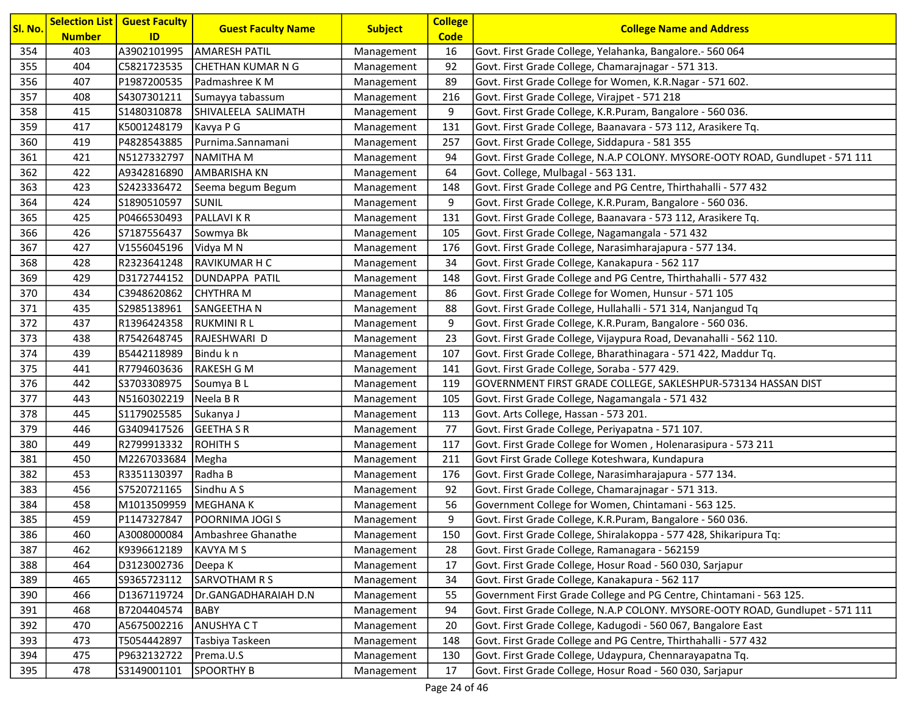| Sl. No. | Selection List Number | Guest Faculty ID | Guest Faculty Name | Subject | College Code | College Name and Address |
|---|---|---|---|---|---|---|
| 354 | 403 | A3902101995 | AMARESH PATIL | Management | 16 | Govt. First Grade College, Yelahanka, Bangalore.- 560 064 |
| 355 | 404 | C5821723535 | CHETHAN KUMAR N G | Management | 92 | Govt. First Grade College, Chamarajnagar - 571 313. |
| 356 | 407 | P1987200535 | Padmashree K M | Management | 89 | Govt. First Grade College for Women, K.R.Nagar - 571 602. |
| 357 | 408 | S4307301211 | Sumayya tabassum | Management | 216 | Govt. First Grade College, Virajpet - 571 218 |
| 358 | 415 | S1480310878 | SHIVALEELA SALIMATH | Management | 9 | Govt. First Grade College, K.R.Puram, Bangalore - 560 036. |
| 359 | 417 | K5001248179 | Kavya P G | Management | 131 | Govt. First Grade College, Baanavara - 573 112, Arasikere Tq. |
| 360 | 419 | P4828543885 | Purnima.Sannamani | Management | 257 | Govt. First Grade College, Siddapura - 581 355 |
| 361 | 421 | N5127332797 | NAMITHA M | Management | 94 | Govt. First Grade College, N.A.P COLONY. MYSORE-OOTY ROAD, Gundlupet - 571 111 |
| 362 | 422 | A9342816890 | AMBARISHA KN | Management | 64 | Govt. College, Mulbagal - 563 131. |
| 363 | 423 | S2423336472 | Seema begum Begum | Management | 148 | Govt. First Grade College and PG Centre, Thirthahalli - 577 432 |
| 364 | 424 | S1890510597 | SUNIL | Management | 9 | Govt. First Grade College, K.R.Puram, Bangalore - 560 036. |
| 365 | 425 | P0466530493 | PALLAVI K R | Management | 131 | Govt. First Grade College, Baanavara - 573 112, Arasikere Tq. |
| 366 | 426 | S7187556437 | Sowmya Bk | Management | 105 | Govt. First Grade College, Nagamangala - 571 432 |
| 367 | 427 | V1556045196 | Vidya M N | Management | 176 | Govt. First Grade College, Narasimharajapura - 577 134. |
| 368 | 428 | R2323641248 | RAVIKUMAR H C | Management | 34 | Govt. First Grade College, Kanakapura - 562 117 |
| 369 | 429 | D3172744152 | DUNDAPPA PATIL | Management | 148 | Govt. First Grade College and PG Centre, Thirthahalli - 577 432 |
| 370 | 434 | C3948620862 | CHYTHRA M | Management | 86 | Govt. First Grade College for Women, Hunsur - 571 105 |
| 371 | 435 | S2985138961 | SANGEETHA N | Management | 88 | Govt. First Grade College, Hullahalli - 571 314, Nanjangud Tq |
| 372 | 437 | R1396424358 | RUKMINI R L | Management | 9 | Govt. First Grade College, K.R.Puram, Bangalore - 560 036. |
| 373 | 438 | R7542648745 | RAJESHWARI D | Management | 23 | Govt. First Grade College, Vijaypura Road, Devanahalli - 562 110. |
| 374 | 439 | B5442118989 | Bindu k n | Management | 107 | Govt. First Grade College, Bharathinagara - 571 422, Maddur Tq. |
| 375 | 441 | R7794603636 | RAKESH G M | Management | 141 | Govt. First Grade College, Soraba - 577 429. |
| 376 | 442 | S3703308975 | Soumya B L | Management | 119 | GOVERNMENT FIRST GRADE COLLEGE, SAKLESHPUR-573134 HASSAN DIST |
| 377 | 443 | N5160302219 | Neela B R | Management | 105 | Govt. First Grade College, Nagamangala - 571 432 |
| 378 | 445 | S1179025585 | Sukanya J | Management | 113 | Govt. Arts College, Hassan - 573 201. |
| 379 | 446 | G3409417526 | GEETHA S R | Management | 77 | Govt. First Grade College, Periyapatna - 571 107. |
| 380 | 449 | R2799913332 | ROHITH S | Management | 117 | Govt. First Grade College for Women , Holenarasipura - 573 211 |
| 381 | 450 | M2267033684 | Megha | Management | 211 | Govt First Grade College Koteshwara, Kundapura |
| 382 | 453 | R3351130397 | Radha B | Management | 176 | Govt. First Grade College, Narasimharajapura - 577 134. |
| 383 | 456 | S7520721165 | Sindhu A S | Management | 92 | Govt. First Grade College, Chamarajnagar - 571 313. |
| 384 | 458 | M1013509959 | MEGHANA K | Management | 56 | Government College for Women, Chintamani - 563 125. |
| 385 | 459 | P1147327847 | POORNIMA JOGI S | Management | 9 | Govt. First Grade College, K.R.Puram, Bangalore - 560 036. |
| 386 | 460 | A3008000084 | Ambashree Ghanathe | Management | 150 | Govt. First Grade College, Shiralakoppa - 577 428, Shikaripura Tq: |
| 387 | 462 | K9396612189 | KAVYA M S | Management | 28 | Govt. First Grade College, Ramanagara - 562159 |
| 388 | 464 | D3123002736 | Deepa K | Management | 17 | Govt. First Grade College, Hosur Road - 560 030, Sarjapur |
| 389 | 465 | S9365723112 | SARVOTHAM R S | Management | 34 | Govt. First Grade College, Kanakapura - 562 117 |
| 390 | 466 | D1367119724 | Dr.GANGADHARAIAH D.N | Management | 55 | Government First Grade College and PG Centre, Chintamani - 563 125. |
| 391 | 468 | B7204404574 | BABY | Management | 94 | Govt. First Grade College, N.A.P COLONY. MYSORE-OOTY ROAD, Gundlupet - 571 111 |
| 392 | 470 | A5675002216 | ANUSHYA C T | Management | 20 | Govt. First Grade College, Kadugodi - 560 067, Bangalore East |
| 393 | 473 | T5054442897 | Tasbiya Taskeen | Management | 148 | Govt. First Grade College and PG Centre, Thirthahalli - 577 432 |
| 394 | 475 | P9632132722 | Prema.U.S | Management | 130 | Govt. First Grade College, Udaypura, Chennarayapatna Tq. |
| 395 | 478 | S3149001101 | SPOORTHY B | Management | 17 | Govt. First Grade College, Hosur Road - 560 030, Sarjapur |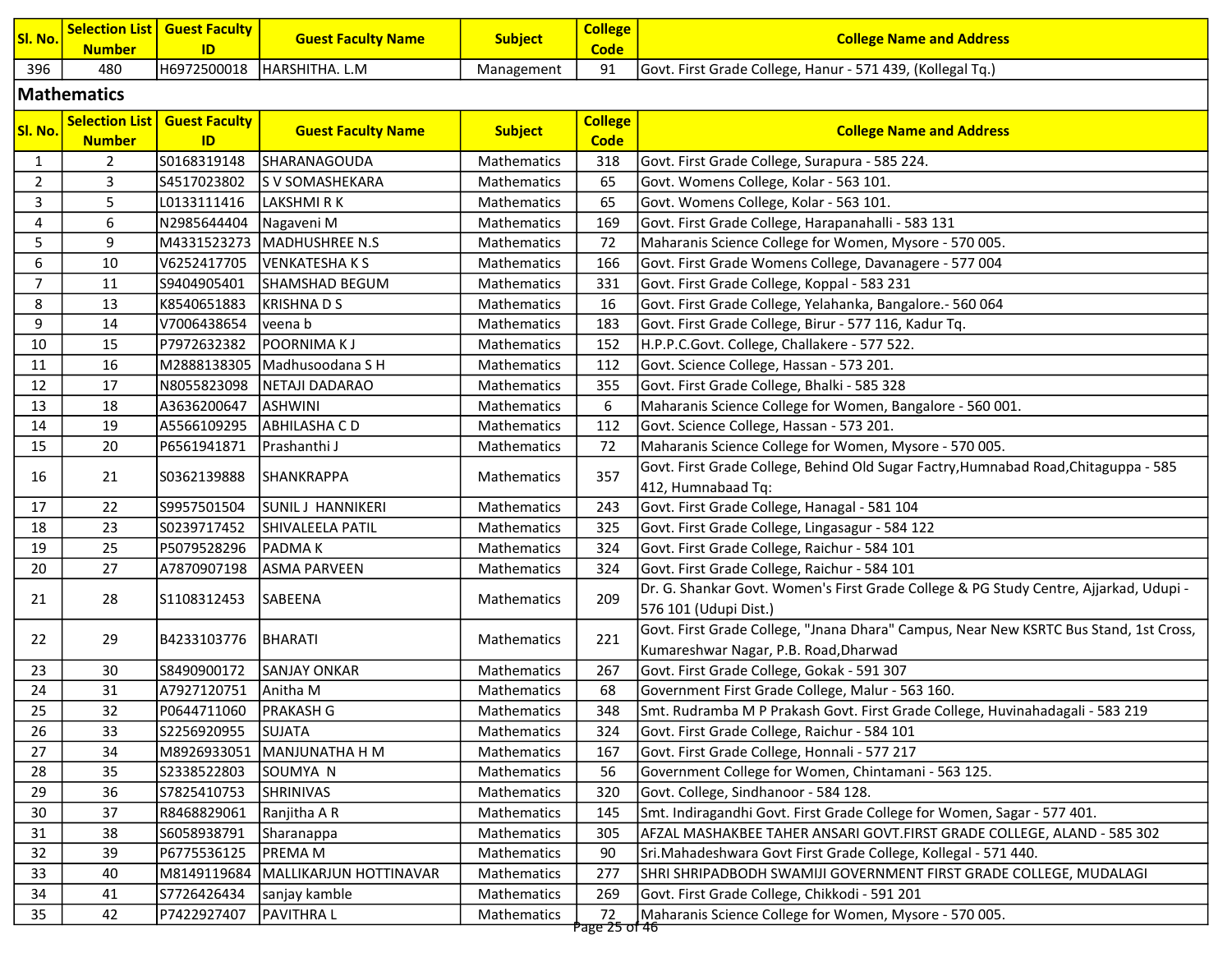| Sl. No. | Selection List Number | Guest Faculty ID | Guest Faculty Name | Subject | College Code | College Name and Address |
|---|---|---|---|---|---|---|
| 396 | 480 | H6972500018 | HARSHITHA. L.M | Management | 91 | Govt. First Grade College, Hanur - 571 439, (Kollegal Tq.) |

## Mathematics

| Sl. No. | Selection List Number | Guest Faculty ID | Guest Faculty Name | Subject | College Code | College Name and Address |
|---|---|---|---|---|---|---|
| 1 | 2 | S0168319148 | SHARANAGOUDA | Mathematics | 318 | Govt. First Grade College, Surapura - 585 224. |
| 2 | 3 | S4517023802 | S V SOMASHEKARA | Mathematics | 65 | Govt. Womens College, Kolar - 563 101. |
| 3 | 5 | L0133111416 | LAKSHMI R K | Mathematics | 65 | Govt. Womens College, Kolar - 563 101. |
| 4 | 6 | N2985644404 | Nagaveni M | Mathematics | 169 | Govt. First Grade College, Harapanahalli - 583 131 |
| 5 | 9 | M4331523273 | MADHUSHREE N.S | Mathematics | 72 | Maharanis Science College for Women, Mysore - 570 005. |
| 6 | 10 | V6252417705 | VENKATESHA K S | Mathematics | 166 | Govt. First Grade Womens College, Davanagere - 577 004 |
| 7 | 11 | S9404905401 | SHAMSHAD BEGUM | Mathematics | 331 | Govt. First Grade College, Koppal - 583 231 |
| 8 | 13 | K8540651883 | KRISHNA D S | Mathematics | 16 | Govt. First Grade College, Yelahanka, Bangalore.- 560 064 |
| 9 | 14 | V7006438654 | veena b | Mathematics | 183 | Govt. First Grade College, Birur - 577 116, Kadur Tq. |
| 10 | 15 | P7972632382 | POORNIMA K J | Mathematics | 152 | H.P.P.C.Govt. College, Challakere - 577 522. |
| 11 | 16 | M2888138305 | Madhusoodana S H | Mathematics | 112 | Govt. Science College, Hassan - 573 201. |
| 12 | 17 | N8055823098 | NETAJI DADARAO | Mathematics | 355 | Govt. First Grade College, Bhalki - 585 328 |
| 13 | 18 | A3636200647 | ASHWINI | Mathematics | 6 | Maharanis Science College for Women, Bangalore - 560 001. |
| 14 | 19 | A5566109295 | ABHILASHA C D | Mathematics | 112 | Govt. Science College, Hassan - 573 201. |
| 15 | 20 | P6561941871 | Prashanthi J | Mathematics | 72 | Maharanis Science College for Women, Mysore - 570 005. |
| 16 | 21 | S0362139888 | SHANKRAPPA | Mathematics | 357 | Govt. First Grade College, Behind Old Sugar Factry,Humnabad Road,Chitaguppa - 585 412, Humnabaad Tq: |
| 17 | 22 | S9957501504 | SUNIL J HANNIKERI | Mathematics | 243 | Govt. First Grade College, Hanagal - 581 104 |
| 18 | 23 | S0239717452 | SHIVALEELA PATIL | Mathematics | 325 | Govt. First Grade College, Lingasagur - 584 122 |
| 19 | 25 | P5079528296 | PADMA K | Mathematics | 324 | Govt. First Grade College, Raichur - 584 101 |
| 20 | 27 | A7870907198 | ASMA PARVEEN | Mathematics | 324 | Govt. First Grade College, Raichur - 584 101 |
| 21 | 28 | S1108312453 | SABEENA | Mathematics | 209 | Dr. G. Shankar Govt. Women's First Grade College & PG Study Centre, Ajjarkad, Udupi - 576 101 (Udupi Dist.) |
| 22 | 29 | B4233103776 | BHARATI | Mathematics | 221 | Govt. First Grade College, "Jnana Dhara" Campus, Near New KSRTC Bus Stand, 1st Cross, Kumareshwar Nagar, P.B. Road,Dharwad |
| 23 | 30 | S8490900172 | SANJAY ONKAR | Mathematics | 267 | Govt. First Grade College, Gokak - 591 307 |
| 24 | 31 | A7927120751 | Anitha M | Mathematics | 68 | Government First Grade College, Malur - 563 160. |
| 25 | 32 | P0644711060 | PRAKASH G | Mathematics | 348 | Smt. Rudramba M P Prakash Govt. First Grade College, Huvinahadagali - 583 219 |
| 26 | 33 | S2256920955 | SUJATA | Mathematics | 324 | Govt. First Grade College, Raichur - 584 101 |
| 27 | 34 | M8926933051 | MANJUNATHA H M | Mathematics | 167 | Govt. First Grade College, Honnali - 577 217 |
| 28 | 35 | S2338522803 | SOUMYA N | Mathematics | 56 | Government College for Women, Chintamani - 563 125. |
| 29 | 36 | S7825410753 | SHRINIVAS | Mathematics | 320 | Govt. College, Sindhanoor - 584 128. |
| 30 | 37 | R8468829061 | Ranjitha A R | Mathematics | 145 | Smt. Indiragandhi Govt. First Grade College for Women, Sagar - 577 401. |
| 31 | 38 | S6058938791 | Sharanappa | Mathematics | 305 | AFZAL MASHAKBEE TAHER ANSARI GOVT.FIRST GRADE COLLEGE, ALAND - 585 302 |
| 32 | 39 | P6775536125 | PREMA M | Mathematics | 90 | Sri.Mahadeshwara Govt First Grade College, Kollegal - 571 440. |
| 33 | 40 | M8149119684 | MALLIKARJUN HOTTINAVAR | Mathematics | 277 | SHRI SHRIPADBODH SWAMIJI GOVERNMENT FIRST GRADE COLLEGE, MUDALAGI |
| 34 | 41 | S7726426434 | sanjay kamble | Mathematics | 269 | Govt. First Grade College, Chikkodi - 591 201 |
| 35 | 42 | P7422927407 | PAVITHRA L | Mathematics | 72 | Maharanis Science College for Women, Mysore - 570 005. |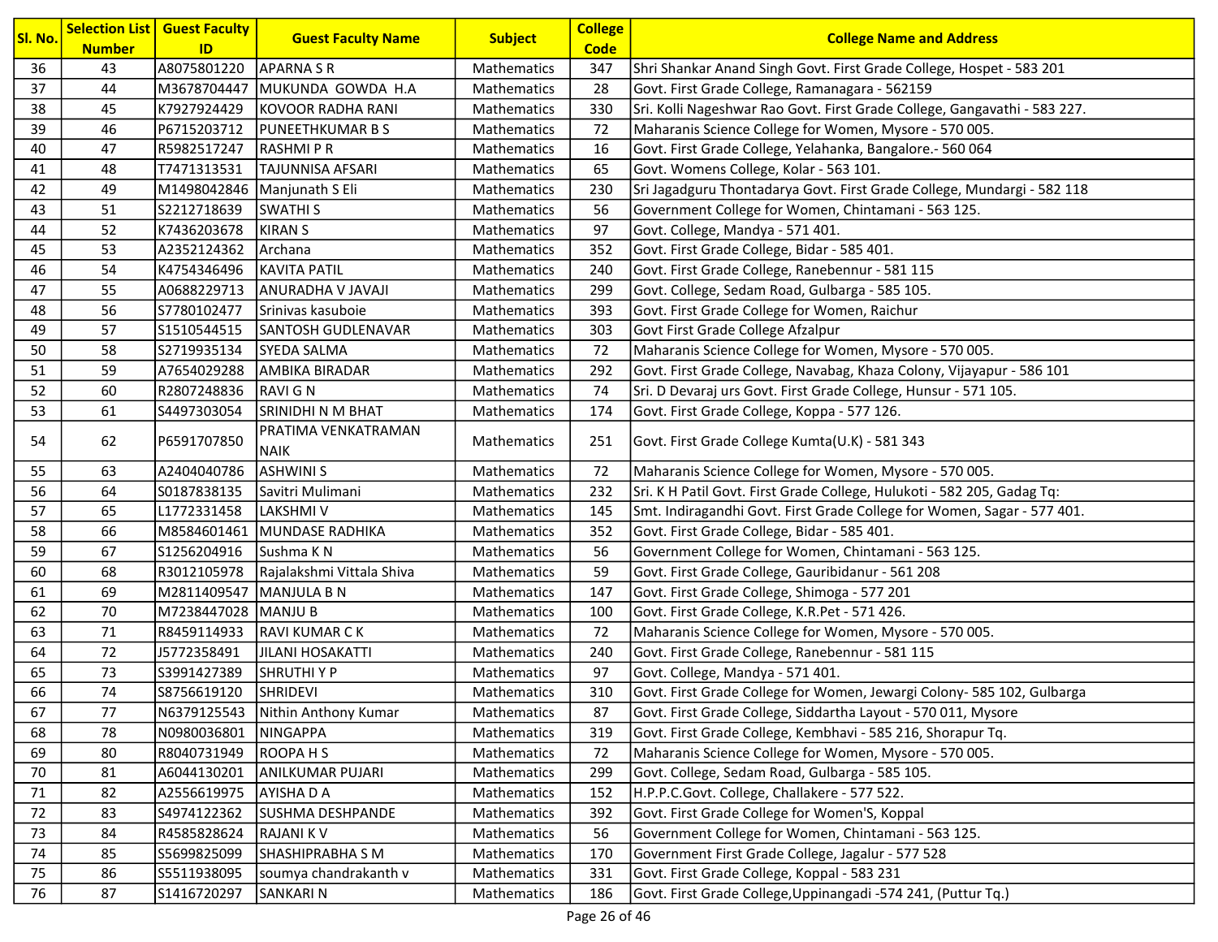| Sl. No. | Selection List Number | Guest Faculty ID | Guest Faculty Name | Subject | College Code | College Name and Address |
|---|---|---|---|---|---|---|
| 36 | 43 | A8075801220 | APARNA S R | Mathematics | 347 | Shri Shankar Anand Singh Govt. First Grade College, Hospet - 583 201 |
| 37 | 44 | M3678704447 | MUKUNDA GOWDA H.A | Mathematics | 28 | Govt. First Grade College, Ramanagara - 562159 |
| 38 | 45 | K7927924429 | KOVOOR RADHA RANI | Mathematics | 330 | Sri. Kolli Nageshwar Rao Govt. First Grade College, Gangavathi - 583 227. |
| 39 | 46 | P6715203712 | PUNEETHKUMAR B S | Mathematics | 72 | Maharanis Science College for Women, Mysore - 570 005. |
| 40 | 47 | R5982517247 | RASHMI P R | Mathematics | 16 | Govt. First Grade College, Yelahanka, Bangalore.- 560 064 |
| 41 | 48 | T7471313531 | TAJUNNISA AFSARI | Mathematics | 65 | Govt. Womens College, Kolar - 563 101. |
| 42 | 49 | M1498042846 | Manjunath S Eli | Mathematics | 230 | Sri Jagadguru Thontadarya Govt. First Grade College, Mundargi - 582 118 |
| 43 | 51 | S2212718639 | SWATHI S | Mathematics | 56 | Government College for Women, Chintamani - 563 125. |
| 44 | 52 | K7436203678 | KIRAN S | Mathematics | 97 | Govt. College, Mandya - 571 401. |
| 45 | 53 | A2352124362 | Archana | Mathematics | 352 | Govt. First Grade College, Bidar - 585 401. |
| 46 | 54 | K4754346496 | KAVITA PATIL | Mathematics | 240 | Govt. First Grade College, Ranebennur - 581 115 |
| 47 | 55 | A0688229713 | ANURADHA V JAVAJI | Mathematics | 299 | Govt. College, Sedam Road, Gulbarga - 585 105. |
| 48 | 56 | S7780102477 | Srinivas kasuboie | Mathematics | 393 | Govt. First Grade College for Women, Raichur |
| 49 | 57 | S1510544515 | SANTOSH GUDLENAVAR | Mathematics | 303 | Govt First Grade College Afzalpur |
| 50 | 58 | S2719935134 | SYEDA SALMA | Mathematics | 72 | Maharanis Science College for Women, Mysore - 570 005. |
| 51 | 59 | A7654029288 | AMBIKA BIRADAR | Mathematics | 292 | Govt. First Grade College, Navabag, Khaza Colony, Vijayapur - 586 101 |
| 52 | 60 | R2807248836 | RAVI G N | Mathematics | 74 | Sri. D Devaraj urs Govt. First Grade College, Hunsur - 571 105. |
| 53 | 61 | S4497303054 | SRINIDHI N M BHAT | Mathematics | 174 | Govt. First Grade College, Koppa - 577 126. |
| 54 | 62 | P6591707850 | PRATIMA VENKATRAMAN NAIK | Mathematics | 251 | Govt. First Grade College Kumta(U.K) - 581 343 |
| 55 | 63 | A2404040786 | ASHWINI S | Mathematics | 72 | Maharanis Science College for Women, Mysore - 570 005. |
| 56 | 64 | S0187838135 | Savitri Mulimani | Mathematics | 232 | Sri. K H Patil Govt. First Grade College, Hulukoti - 582 205, Gadag Tq: |
| 57 | 65 | L1772331458 | LAKSHMI V | Mathematics | 145 | Smt. Indiragandhi Govt. First Grade College for Women, Sagar - 577 401. |
| 58 | 66 | M8584601461 | MUNDASE RADHIKA | Mathematics | 352 | Govt. First Grade College, Bidar - 585 401. |
| 59 | 67 | S1256204916 | Sushma K N | Mathematics | 56 | Government College for Women, Chintamani - 563 125. |
| 60 | 68 | R3012105978 | Rajalakshmi Vittala Shiva | Mathematics | 59 | Govt. First Grade College, Gauribidanur - 561 208 |
| 61 | 69 | M2811409547 | MANJULA B N | Mathematics | 147 | Govt. First Grade College, Shimoga - 577 201 |
| 62 | 70 | M7238447028 | MANJU B | Mathematics | 100 | Govt. First Grade College, K.R.Pet - 571 426. |
| 63 | 71 | R8459114933 | RAVI KUMAR C K | Mathematics | 72 | Maharanis Science College for Women, Mysore - 570 005. |
| 64 | 72 | J5772358491 | JILANI HOSAKATTI | Mathematics | 240 | Govt. First Grade College, Ranebennur - 581 115 |
| 65 | 73 | S3991427389 | SHRUTHI Y P | Mathematics | 97 | Govt. College, Mandya - 571 401. |
| 66 | 74 | S8756619120 | SHRIDEVI | Mathematics | 310 | Govt. First Grade College for Women, Jewargi Colony- 585 102, Gulbarga |
| 67 | 77 | N6379125543 | Nithin Anthony Kumar | Mathematics | 87 | Govt. First Grade College, Siddartha Layout - 570 011, Mysore |
| 68 | 78 | N0980036801 | NINGAPPA | Mathematics | 319 | Govt. First Grade College, Kembhavi - 585 216, Shorapur Tq. |
| 69 | 80 | R8040731949 | ROOPA H S | Mathematics | 72 | Maharanis Science College for Women, Mysore - 570 005. |
| 70 | 81 | A6044130201 | ANILKUMAR PUJARI | Mathematics | 299 | Govt. College, Sedam Road, Gulbarga - 585 105. |
| 71 | 82 | A2556619975 | AYISHA D A | Mathematics | 152 | H.P.P.C.Govt. College, Challakere - 577 522. |
| 72 | 83 | S4974122362 | SUSHMA DESHPANDE | Mathematics | 392 | Govt. First Grade College for Women'S, Koppal |
| 73 | 84 | R4585828624 | RAJANI K V | Mathematics | 56 | Government College for Women, Chintamani - 563 125. |
| 74 | 85 | S5699825099 | SHASHIPRABHA S M | Mathematics | 170 | Government First Grade College, Jagalur - 577 528 |
| 75 | 86 | S5511938095 | soumya chandrakanth v | Mathematics | 331 | Govt. First Grade College, Koppal - 583 231 |
| 76 | 87 | S1416720297 | SANKARI N | Mathematics | 186 | Govt. First Grade College,Uppinangadi -574 241, (Puttur Tq.) |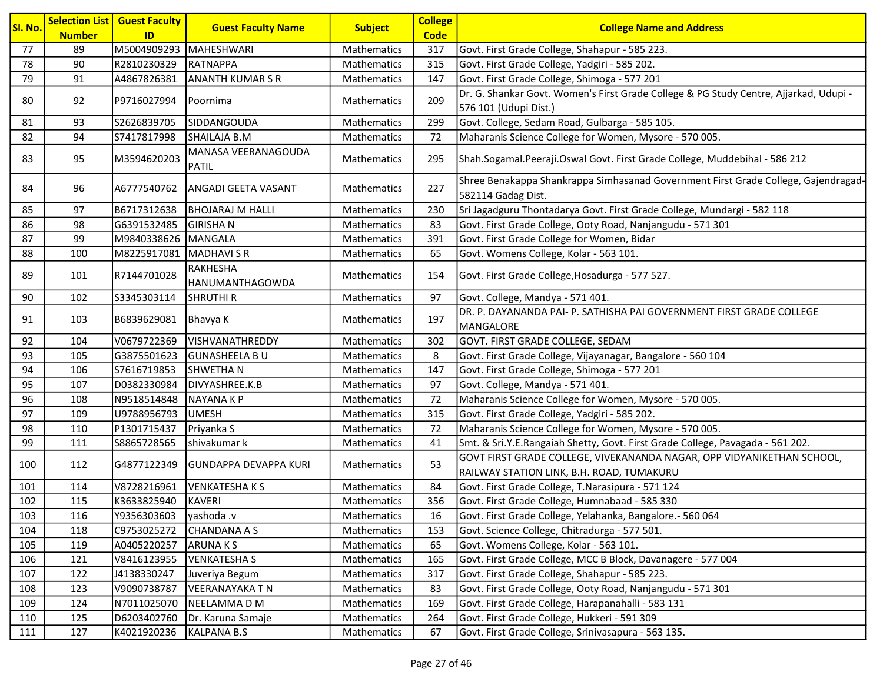| Sl. No. | Selection List Number | Guest Faculty ID | Guest Faculty Name | Subject | College Code | College Name and Address |
|---|---|---|---|---|---|---|
| 77 | 89 | M5004909293 | MAHESHWARI | Mathematics | 317 | Govt. First Grade College, Shahapur - 585 223. |
| 78 | 90 | R2810230329 | RATNAPPA | Mathematics | 315 | Govt. First Grade College, Yadgiri - 585 202. |
| 79 | 91 | A4867826381 | ANANTH KUMAR S R | Mathematics | 147 | Govt. First Grade College, Shimoga - 577 201 |
| 80 | 92 | P9716027994 | Poornima | Mathematics | 209 | Dr. G. Shankar Govt. Women's First Grade College & PG Study Centre, Ajjarkad, Udupi - 576 101 (Udupi Dist.) |
| 81 | 93 | S2626839705 | SIDDANGOUDA | Mathematics | 299 | Govt. College, Sedam Road, Gulbarga - 585 105. |
| 82 | 94 | S7417817998 | SHAILAJA B.M | Mathematics | 72 | Maharanis Science College for Women, Mysore - 570 005. |
| 83 | 95 | M3594620203 | MANASA VEERANAGOUDA PATIL | Mathematics | 295 | Shah.Sogamal.Peeraji.Oswal Govt. First Grade College, Muddebihal - 586 212 |
| 84 | 96 | A6777540762 | ANGADI GEETA VASANT | Mathematics | 227 | Shree Benakappa Shankrappa Simhasanad Government First Grade College, Gajendragad-582114 Gadag Dist. |
| 85 | 97 | B6717312638 | BHOJARAJ M HALLI | Mathematics | 230 | Sri Jagadguru Thontadarya Govt. First Grade College, Mundargi - 582 118 |
| 86 | 98 | G6391532485 | GIRISHA N | Mathematics | 83 | Govt. First Grade College, Ooty Road, Nanjangudu - 571 301 |
| 87 | 99 | M9840338626 | MANGALA | Mathematics | 391 | Govt. First Grade College for Women, Bidar |
| 88 | 100 | M8225917081 | MADHAVI S R | Mathematics | 65 | Govt. Womens College, Kolar - 563 101. |
| 89 | 101 | R7144701028 | RAKHESHA HANUMANTHAGOWDA | Mathematics | 154 | Govt. First Grade College,Hosadurga - 577 527. |
| 90 | 102 | S3345303114 | SHRUTHI R | Mathematics | 97 | Govt. College, Mandya - 571 401. |
| 91 | 103 | B6839629081 | Bhavya K | Mathematics | 197 | DR. P. DAYANANDA PAI- P. SATHISHA PAI GOVERNMENT FIRST GRADE COLLEGE MANGALORE |
| 92 | 104 | V0679722369 | VISHVANATHREDDY | Mathematics | 302 | GOVT. FIRST GRADE COLLEGE, SEDAM |
| 93 | 105 | G3875501623 | GUNASHEELA B U | Mathematics | 8 | Govt. First Grade College, Vijayanagar, Bangalore - 560 104 |
| 94 | 106 | S7616719853 | SHWETHA N | Mathematics | 147 | Govt. First Grade College, Shimoga - 577 201 |
| 95 | 107 | D0382330984 | DIVYASHREE.K.B | Mathematics | 97 | Govt. College, Mandya - 571 401. |
| 96 | 108 | N9518514848 | NAYANA K P | Mathematics | 72 | Maharanis Science College for Women, Mysore - 570 005. |
| 97 | 109 | U9788956793 | UMESH | Mathematics | 315 | Govt. First Grade College, Yadgiri - 585 202. |
| 98 | 110 | P1301715437 | Priyanka S | Mathematics | 72 | Maharanis Science College for Women, Mysore - 570 005. |
| 99 | 111 | S8865728565 | shivakumar k | Mathematics | 41 | Smt. & Sri.Y.E.Rangaiah Shetty, Govt. First Grade College, Pavagada - 561 202. |
| 100 | 112 | G4877122349 | GUNDAPPA DEVAPPA KURI | Mathematics | 53 | GOVT FIRST GRADE COLLEGE, VIVEKANANDA NAGAR, OPP VIDYANIKETHAN SCHOOL, RAILWAY STATION LINK, B.H. ROAD, TUMAKURU |
| 101 | 114 | V8728216961 | VENKATESHA K S | Mathematics | 84 | Govt. First Grade College, T.Narasipura - 571 124 |
| 102 | 115 | K3633825940 | KAVERI | Mathematics | 356 | Govt. First Grade College, Humnabaad - 585 330 |
| 103 | 116 | Y9356303603 | yashoda .v | Mathematics | 16 | Govt. First Grade College, Yelahanka, Bangalore.- 560 064 |
| 104 | 118 | C9753025272 | CHANDANA A S | Mathematics | 153 | Govt. Science College, Chitradurga - 577 501. |
| 105 | 119 | A0405220257 | ARUNA K S | Mathematics | 65 | Govt. Womens College, Kolar - 563 101. |
| 106 | 121 | V8416123955 | VENKATESHA S | Mathematics | 165 | Govt. First Grade College, MCC B Block, Davanagere - 577 004 |
| 107 | 122 | J4138330247 | Juveriya Begum | Mathematics | 317 | Govt. First Grade College, Shahapur - 585 223. |
| 108 | 123 | V9090738787 | VEERANAYAKA T N | Mathematics | 83 | Govt. First Grade College, Ooty Road, Nanjangudu - 571 301 |
| 109 | 124 | N7011025070 | NEELAMMA D M | Mathematics | 169 | Govt. First Grade College, Harapanahalli - 583 131 |
| 110 | 125 | D6203402760 | Dr. Karuna Samaje | Mathematics | 264 | Govt. First Grade College, Hukkeri - 591 309 |
| 111 | 127 | K4021920236 | KALPANA B.S | Mathematics | 67 | Govt. First Grade College, Srinivasapura - 563 135. |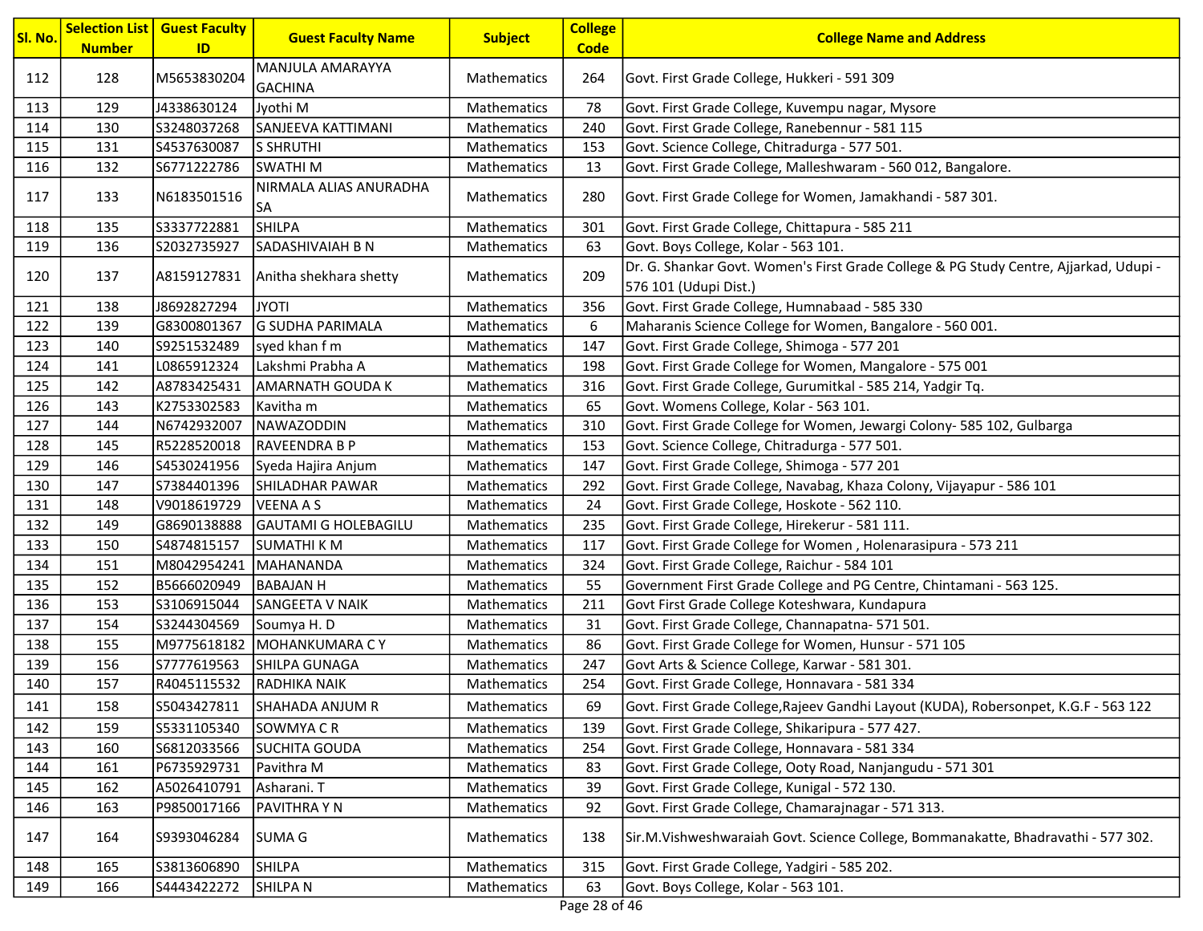| Sl. No. | Selection List Number | Guest Faculty ID | Guest Faculty Name | Subject | College Code | College Name and Address |
|---|---|---|---|---|---|---|
| 112 | 128 | M5653830204 | MANJULA AMARAYYA GACHINA | Mathematics | 264 | Govt. First Grade College, Hukkeri - 591 309 |
| 113 | 129 | J4338630124 | Jyothi M | Mathematics | 78 | Govt. First Grade College, Kuvempu nagar, Mysore |
| 114 | 130 | S3248037268 | SANJEEVA KATTIMANI | Mathematics | 240 | Govt. First Grade College, Ranebennur - 581 115 |
| 115 | 131 | S4537630087 | S SHRUTHI | Mathematics | 153 | Govt. Science College, Chitradurga - 577 501. |
| 116 | 132 | S6771222786 | SWATHI M | Mathematics | 13 | Govt. First Grade College, Malleshwaram - 560 012, Bangalore. |
| 117 | 133 | N6183501516 | NIRMALA ALIAS ANURADHA SA | Mathematics | 280 | Govt. First Grade College for Women, Jamakhandi - 587 301. |
| 118 | 135 | S3337722881 | SHILPA | Mathematics | 301 | Govt. First Grade College, Chittapura - 585 211 |
| 119 | 136 | S2032735927 | SADASHIVAIAH B N | Mathematics | 63 | Govt. Boys College, Kolar - 563 101. |
| 120 | 137 | A8159127831 | Anitha shekhara shetty | Mathematics | 209 | Dr. G. Shankar Govt. Women's First Grade College & PG Study Centre, Ajjarkad, Udupi - 576 101 (Udupi Dist.) |
| 121 | 138 | J8692827294 | JYOTI | Mathematics | 356 | Govt. First Grade College, Humnabaad - 585 330 |
| 122 | 139 | G8300801367 | G SUDHA PARIMALA | Mathematics | 6 | Maharanis Science College for Women, Bangalore - 560 001. |
| 123 | 140 | S9251532489 | syed khan f m | Mathematics | 147 | Govt. First Grade College, Shimoga - 577 201 |
| 124 | 141 | L0865912324 | Lakshmi Prabha A | Mathematics | 198 | Govt. First Grade College for Women, Mangalore - 575 001 |
| 125 | 142 | A8783425431 | AMARNATH GOUDA K | Mathematics | 316 | Govt. First Grade College, Gurumitkal - 585 214, Yadgir Tq. |
| 126 | 143 | K2753302583 | Kavitha m | Mathematics | 65 | Govt. Womens College, Kolar - 563 101. |
| 127 | 144 | N6742932007 | NAWAZODDIN | Mathematics | 310 | Govt. First Grade College for Women, Jewargi Colony- 585 102, Gulbarga |
| 128 | 145 | R5228520018 | RAVEENDRA B P | Mathematics | 153 | Govt. Science College, Chitradurga - 577 501. |
| 129 | 146 | S4530241956 | Syeda Hajira Anjum | Mathematics | 147 | Govt. First Grade College, Shimoga - 577 201 |
| 130 | 147 | S7384401396 | SHILADHAR PAWAR | Mathematics | 292 | Govt. First Grade College, Navabag, Khaza Colony, Vijayapur - 586 101 |
| 131 | 148 | V9018619729 | VEENA A S | Mathematics | 24 | Govt. First Grade College, Hoskote - 562 110. |
| 132 | 149 | G8690138888 | GAUTAMI G HOLEBAGILU | Mathematics | 235 | Govt. First Grade College, Hirekerur - 581 111. |
| 133 | 150 | S4874815157 | SUMATHI K M | Mathematics | 117 | Govt. First Grade College for Women , Holenarasipura - 573 211 |
| 134 | 151 | M8042954241 | MAHANANDA | Mathematics | 324 | Govt. First Grade College, Raichur - 584 101 |
| 135 | 152 | B5666020949 | BABAJAN H | Mathematics | 55 | Government First Grade College and PG Centre, Chintamani - 563 125. |
| 136 | 153 | S3106915044 | SANGEETA V NAIK | Mathematics | 211 | Govt First Grade College Koteshwara, Kundapura |
| 137 | 154 | S3244304569 | Soumya H. D | Mathematics | 31 | Govt. First Grade College, Channapatna- 571 501. |
| 138 | 155 | M9775618182 | MOHANKUMARA C Y | Mathematics | 86 | Govt. First Grade College for Women, Hunsur - 571 105 |
| 139 | 156 | S7777619563 | SHILPA GUNAGA | Mathematics | 247 | Govt Arts & Science College, Karwar - 581 301. |
| 140 | 157 | R4045115532 | RADHIKA NAIK | Mathematics | 254 | Govt. First Grade College, Honnavara - 581 334 |
| 141 | 158 | S5043427811 | SHAHADA ANJUM R | Mathematics | 69 | Govt. First Grade College,Rajeev Gandhi Layout (KUDA), Robersonpet, K.G.F - 563 122 |
| 142 | 159 | S5331105340 | SOWMYA C R | Mathematics | 139 | Govt. First Grade College, Shikaripura - 577 427. |
| 143 | 160 | S6812033566 | SUCHITA GOUDA | Mathematics | 254 | Govt. First Grade College, Honnavara - 581 334 |
| 144 | 161 | P6735929731 | Pavithra M | Mathematics | 83 | Govt. First Grade College, Ooty Road, Nanjangudu - 571 301 |
| 145 | 162 | A5026410791 | Asharani. T | Mathematics | 39 | Govt. First Grade College, Kunigal - 572 130. |
| 146 | 163 | P9850017166 | PAVITHRA Y N | Mathematics | 92 | Govt. First Grade College, Chamarajnagar - 571 313. |
| 147 | 164 | S9393046284 | SUMA G | Mathematics | 138 | Sir.M.Vishweshwaraiah Govt. Science College, Bommanakatte, Bhadravathi - 577 302. |
| 148 | 165 | S3813606890 | SHILPA | Mathematics | 315 | Govt. First Grade College, Yadgiri - 585 202. |
| 149 | 166 | S4443422272 | SHILPA N | Mathematics | 63 | Govt. Boys College, Kolar - 563 101. |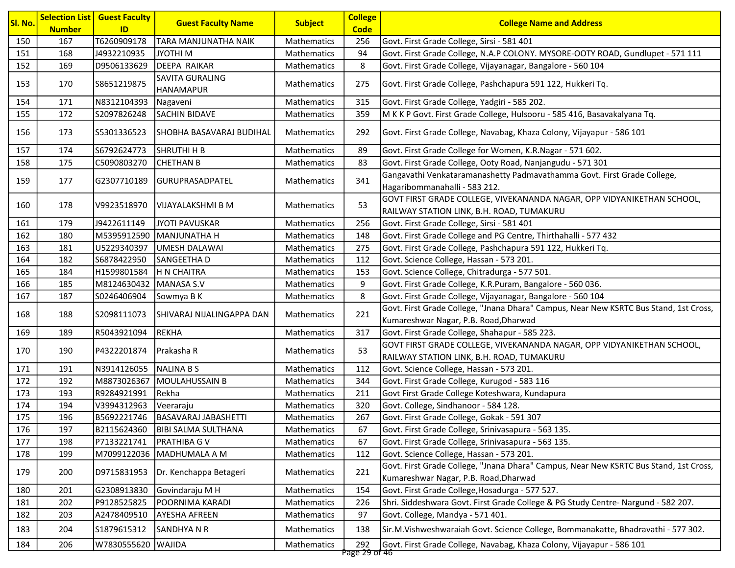| Sl. No. | Selection List Number | Guest Faculty ID | Guest Faculty Name | Subject | College Code | College Name and Address |
|---|---|---|---|---|---|---|
| 150 | 167 | T6260909178 | TARA MANJUNATHA NAIK | Mathematics | 256 | Govt. First Grade College, Sirsi - 581 401 |
| 151 | 168 | J4932210935 | JYOTHI M | Mathematics | 94 | Govt. First Grade College, N.A.P COLONY. MYSORE-OOTY ROAD, Gundlupet - 571 111 |
| 152 | 169 | D9506133629 | DEEPA RAIKAR | Mathematics | 8 | Govt. First Grade College, Vijayanagar, Bangalore - 560 104 |
| 153 | 170 | S8651219875 | SAVITA GURALING HANAMAPUR | Mathematics | 275 | Govt. First Grade College, Pashchapura 591 122, Hukkeri Tq. |
| 154 | 171 | N8312104393 | Nagaveni | Mathematics | 315 | Govt. First Grade College, Yadgiri - 585 202. |
| 155 | 172 | S2097826248 | SACHIN BIDAVE | Mathematics | 359 | M K K P Govt. First Grade College, Hulsooru - 585 416, Basavakalyana Tq. |
| 156 | 173 | S5301336523 | SHOBHA BASAVARAJ BUDIHAL | Mathematics | 292 | Govt. First Grade College, Navabag, Khaza Colony, Vijayapur - 586 101 |
| 157 | 174 | S6792624773 | SHRUTHI H B | Mathematics | 89 | Govt. First Grade College for Women, K.R.Nagar - 571 602. |
| 158 | 175 | C5090803270 | CHETHAN B | Mathematics | 83 | Govt. First Grade College, Ooty Road, Nanjangudu - 571 301 |
| 159 | 177 | G2307710189 | GURUPRASADPATEL | Mathematics | 341 | Gangavathi Venkataramanashetty Padmavathamma Govt. First Grade College, Hagaribommanahalli - 583 212. |
| 160 | 178 | V9923518970 | VIJAYALAKSHMI B M | Mathematics | 53 | GOVT FIRST GRADE COLLEGE, VIVEKANANDA NAGAR, OPP VIDYANIKETHAN SCHOOL, RAILWAY STATION LINK, B.H. ROAD, TUMAKURU |
| 161 | 179 | J9422611149 | JYOTI PAVUSKAR | Mathematics | 256 | Govt. First Grade College, Sirsi - 581 401 |
| 162 | 180 | M5395912590 | MANJUNATHA H | Mathematics | 148 | Govt. First Grade College and PG Centre, Thirthahalli - 577 432 |
| 163 | 181 | U5229340397 | UMESH DALAWAI | Mathematics | 275 | Govt. First Grade College, Pashchapura 591 122, Hukkeri Tq. |
| 164 | 182 | S6878422950 | SANGEETHA D | Mathematics | 112 | Govt. Science College, Hassan - 573 201. |
| 165 | 184 | H1599801584 | H N CHAITRA | Mathematics | 153 | Govt. Science College, Chitradurga - 577 501. |
| 166 | 185 | M8124630432 | MANASA S.V | Mathematics | 9 | Govt. First Grade College, K.R.Puram, Bangalore - 560 036. |
| 167 | 187 | S0246406904 | Sowmya B K | Mathematics | 8 | Govt. First Grade College, Vijayanagar, Bangalore - 560 104 |
| 168 | 188 | S2098111073 | SHIVARAJ NIJALINGAPPA DAN | Mathematics | 221 | Govt. First Grade College, "Jnana Dhara" Campus, Near New KSRTC Bus Stand, 1st Cross, Kumareshwar Nagar, P.B. Road,Dharwad |
| 169 | 189 | R5043921094 | REKHA | Mathematics | 317 | Govt. First Grade College, Shahapur - 585 223. |
| 170 | 190 | P4322201874 | Prakasha R | Mathematics | 53 | GOVT FIRST GRADE COLLEGE, VIVEKANANDA NAGAR, OPP VIDYANIKETHAN SCHOOL, RAILWAY STATION LINK, B.H. ROAD, TUMAKURU |
| 171 | 191 | N3914126055 | NALINA B S | Mathematics | 112 | Govt. Science College, Hassan - 573 201. |
| 172 | 192 | M8873026367 | MOULAHUSSAIN B | Mathematics | 344 | Govt. First Grade College, Kurugod - 583 116 |
| 173 | 193 | R9284921991 | Rekha | Mathematics | 211 | Govt First Grade College Koteshwara, Kundapura |
| 174 | 194 | V3994312963 | Veeraraju | Mathematics | 320 | Govt. College, Sindhanoor - 584 128. |
| 175 | 196 | B5692221746 | BASAVARAJ JABASHETTI | Mathematics | 267 | Govt. First Grade College, Gokak - 591 307 |
| 176 | 197 | B2115624360 | BIBI SALMA SULTHANA | Mathematics | 67 | Govt. First Grade College, Srinivasapura - 563 135. |
| 177 | 198 | P7133221741 | PRATHIBA G V | Mathematics | 67 | Govt. First Grade College, Srinivasapura - 563 135. |
| 178 | 199 | M7099122036 | MADHUMALA A M | Mathematics | 112 | Govt. Science College, Hassan - 573 201. |
| 179 | 200 | D9715831953 | Dr. Kenchappa Betageri | Mathematics | 221 | Govt. First Grade College, "Jnana Dhara" Campus, Near New KSRTC Bus Stand, 1st Cross, Kumareshwar Nagar, P.B. Road,Dharwad |
| 180 | 201 | G2308913830 | Govindaraju M H | Mathematics | 154 | Govt. First Grade College,Hosadurga - 577 527. |
| 181 | 202 | P9128525825 | POORNIMA KARADI | Mathematics | 226 | Shri. Siddeshwara Govt. First Grade College & PG Study Centre- Nargund - 582 207. |
| 182 | 203 | A2478409510 | AYESHA AFREEN | Mathematics | 97 | Govt. College, Mandya - 571 401. |
| 183 | 204 | S1879615312 | SANDHYA N R | Mathematics | 138 | Sir.M.Vishweshwaraiah Govt. Science College, Bommanakatte, Bhadravathi - 577 302. |
| 184 | 206 | W7830555620 | WAJIDA | Mathematics | 292 | Govt. First Grade College, Navabag, Khaza Colony, Vijayapur - 586 101 |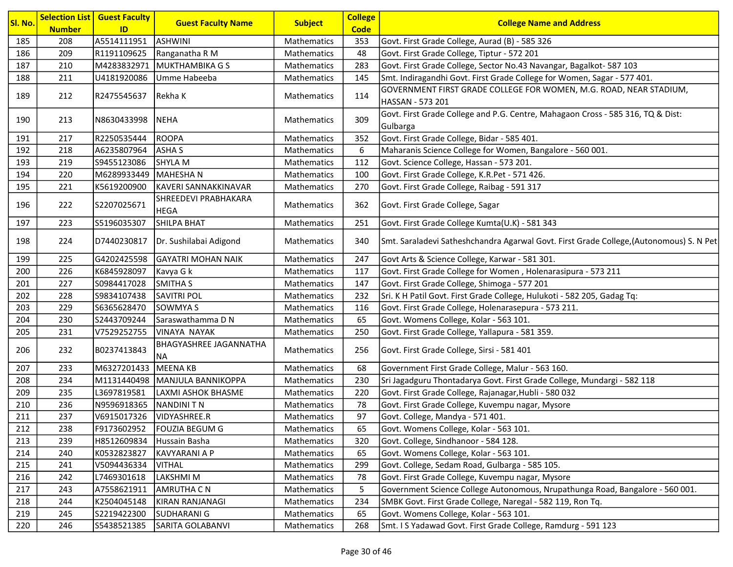| Sl. No. | Selection List Number | Guest Faculty ID | Guest Faculty Name | Subject | College Code | College Name and Address |
|---|---|---|---|---|---|---|
| 185 | 208 | A5514111951 | ASHWINI | Mathematics | 353 | Govt. First Grade College, Aurad (B) - 585 326 |
| 186 | 209 | R1191109625 | Ranganatha R M | Mathematics | 48 | Govt. First Grade College, Tiptur - 572 201 |
| 187 | 210 | M4283832971 | MUKTHAMBIKA G S | Mathematics | 283 | Govt. First Grade College, Sector No.43 Navangar, Bagalkot- 587 103 |
| 188 | 211 | U4181920086 | Umme Habeeba | Mathematics | 145 | Smt. Indiragandhi Govt. First Grade College for Women, Sagar - 577 401. |
| 189 | 212 | R2475545637 | Rekha K | Mathematics | 114 | GOVERNMENT FIRST GRADE COLLEGE FOR WOMEN, M.G. ROAD, NEAR STADIUM, HASSAN - 573 201 |
| 190 | 213 | N8630433998 | NEHA | Mathematics | 309 | Govt. First Grade College and P.G. Centre, Mahagaon Cross - 585 316, TQ & Dist: Gulbarga |
| 191 | 217 | R2250535444 | ROOPA | Mathematics | 352 | Govt. First Grade College, Bidar - 585 401. |
| 192 | 218 | A6235807964 | ASHA S | Mathematics | 6 | Maharanis Science College for Women, Bangalore - 560 001. |
| 193 | 219 | S9455123086 | SHYLA M | Mathematics | 112 | Govt. Science College, Hassan - 573 201. |
| 194 | 220 | M6289933449 | MAHESHA N | Mathematics | 100 | Govt. First Grade College, K.R.Pet - 571 426. |
| 195 | 221 | K5619200900 | KAVERI SANNAKKINAVAR | Mathematics | 270 | Govt. First Grade College, Raibag - 591 317 |
| 196 | 222 | S2207025671 | SHREEDEVI PRABHAKARA HEGA | Mathematics | 362 | Govt. First Grade College, Sagar |
| 197 | 223 | S5196035307 | SHILPA BHAT | Mathematics | 251 | Govt. First Grade College Kumta(U.K) - 581 343 |
| 198 | 224 | D7440230817 | Dr. Sushilabai Adigond | Mathematics | 340 | Smt. Saraladevi Satheshchandra Agarwal Govt. First Grade College,(Autonomous) S. N Pet |
| 199 | 225 | G4202425598 | GAYATRI MOHAN NAIK | Mathematics | 247 | Govt Arts & Science College, Karwar - 581 301. |
| 200 | 226 | K6845928097 | Kavya G k | Mathematics | 117 | Govt. First Grade College for Women , Holenarasipura - 573 211 |
| 201 | 227 | S0984417028 | SMITHA S | Mathematics | 147 | Govt. First Grade College, Shimoga - 577 201 |
| 202 | 228 | S9834107438 | SAVITRI POL | Mathematics | 232 | Sri. K H Patil Govt. First Grade College, Hulukoti - 582 205, Gadag Tq: |
| 203 | 229 | S6365628470 | SOWMYA S | Mathematics | 116 | Govt. First Grade College, Holenarasepura - 573 211. |
| 204 | 230 | S2443709244 | Saraswathamma D N | Mathematics | 65 | Govt. Womens College, Kolar - 563 101. |
| 205 | 231 | V7529252755 | VINAYA NAYAK | Mathematics | 250 | Govt. First Grade College, Yallapura - 581 359. |
| 206 | 232 | B0237413843 | BHAGYASHREE JAGANNATHA NA | Mathematics | 256 | Govt. First Grade College, Sirsi - 581 401 |
| 207 | 233 | M6327201433 | MEENA KB | Mathematics | 68 | Government First Grade College, Malur - 563 160. |
| 208 | 234 | M1131440498 | MANJULA BANNIKOPPA | Mathematics | 230 | Sri Jagadguru Thontadarya Govt. First Grade College, Mundargi - 582 118 |
| 209 | 235 | L3697819581 | LAXMI ASHOK BHASME | Mathematics | 220 | Govt. First Grade College, Rajanagar,Hubli - 580 032 |
| 210 | 236 | N9596918365 | NANDINI T N | Mathematics | 78 | Govt. First Grade College, Kuvempu nagar, Mysore |
| 211 | 237 | V6915017326 | VIDYASHREE.R | Mathematics | 97 | Govt. College, Mandya - 571 401. |
| 212 | 238 | F9173602952 | FOUZIA BEGUM G | Mathematics | 65 | Govt. Womens College, Kolar - 563 101. |
| 213 | 239 | H8512609834 | Hussain Basha | Mathematics | 320 | Govt. College, Sindhanoor - 584 128. |
| 214 | 240 | K0532823827 | KAVYARANI A P | Mathematics | 65 | Govt. Womens College, Kolar - 563 101. |
| 215 | 241 | V5094436334 | VITHAL | Mathematics | 299 | Govt. College, Sedam Road, Gulbarga - 585 105. |
| 216 | 242 | L7469301618 | LAKSHMI M | Mathematics | 78 | Govt. First Grade College, Kuvempu nagar, Mysore |
| 217 | 243 | A7558621911 | AMRUTHA C N | Mathematics | 5 | Government Science College Autonomous, Nrupathunga Road, Bangalore - 560 001. |
| 218 | 244 | K2504045148 | KIRAN RANJANAGI | Mathematics | 234 | SMBK Govt. First Grade College, Naregal - 582 119, Ron Tq. |
| 219 | 245 | S2219422300 | SUDHARANI G | Mathematics | 65 | Govt. Womens College, Kolar - 563 101. |
| 220 | 246 | S5438521385 | SARITA GOLABANVI | Mathematics | 268 | Smt. I S Yadawad Govt. First Grade College, Ramdurg - 591 123 |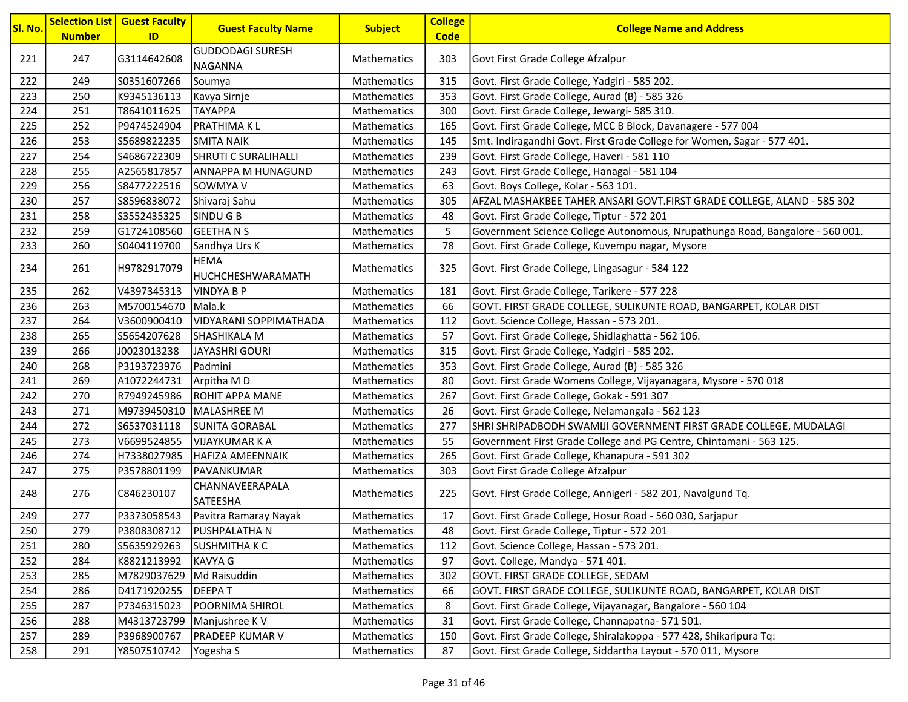| Sl. No. | Selection List Number | Guest Faculty ID | Guest Faculty Name | Subject | College Code | College Name and Address |
|---|---|---|---|---|---|---|
| 221 | 247 | G3114642608 | GUDDODAGI SURESH NAGANNA | Mathematics | 303 | Govt First Grade College Afzalpur |
| 222 | 249 | S0351607266 | Soumya | Mathematics | 315 | Govt. First Grade College, Yadgiri - 585 202. |
| 223 | 250 | K9345136113 | Kavya Sirnje | Mathematics | 353 | Govt. First Grade College, Aurad (B) - 585 326 |
| 224 | 251 | T8641011625 | TAYAPPA | Mathematics | 300 | Govt. First Grade College, Jewargi- 585 310. |
| 225 | 252 | P9474524904 | PRATHIMA K L | Mathematics | 165 | Govt. First Grade College, MCC B Block, Davanagere - 577 004 |
| 226 | 253 | S5689822235 | SMITA NAIK | Mathematics | 145 | Smt. Indiragandhi Govt. First Grade College for Women, Sagar - 577 401. |
| 227 | 254 | S4686722309 | SHRUTI C SURALIHALLI | Mathematics | 239 | Govt. First Grade College, Haveri - 581 110 |
| 228 | 255 | A2565817857 | ANNAPPA M HUNAGUND | Mathematics | 243 | Govt. First Grade College, Hanagal - 581 104 |
| 229 | 256 | S8477222516 | SOWMYA V | Mathematics | 63 | Govt. Boys College, Kolar - 563 101. |
| 230 | 257 | S8596838072 | Shivaraj Sahu | Mathematics | 305 | AFZAL MASHAKBEE TAHER ANSARI GOVT.FIRST GRADE COLLEGE, ALAND - 585 302 |
| 231 | 258 | S3552435325 | SINDU G B | Mathematics | 48 | Govt. First Grade College, Tiptur - 572 201 |
| 232 | 259 | G1724108560 | GEETHA N S | Mathematics | 5 | Government Science College Autonomous, Nrupathunga Road, Bangalore - 560 001. |
| 233 | 260 | S0404119700 | Sandhya Urs K | Mathematics | 78 | Govt. First Grade College, Kuvempu nagar, Mysore |
| 234 | 261 | H9782917079 | HEMA HUCHCHESHWARAMATH | Mathematics | 325 | Govt. First Grade College, Lingasagur - 584 122 |
| 235 | 262 | V4397345313 | VINDYA B P | Mathematics | 181 | Govt. First Grade College, Tarikere - 577 228 |
| 236 | 263 | M5700154670 | Mala.k | Mathematics | 66 | GOVT. FIRST GRADE COLLEGE, SULIKUNTE ROAD, BANGARPET, KOLAR DIST |
| 237 | 264 | V3600900410 | VIDYARANI SOPPIMATHADA | Mathematics | 112 | Govt. Science College, Hassan - 573 201. |
| 238 | 265 | S5654207628 | SHASHIKALA M | Mathematics | 57 | Govt. First Grade College, Shidlaghatta - 562 106. |
| 239 | 266 | J0023013238 | JAYASHRI GOURI | Mathematics | 315 | Govt. First Grade College, Yadgiri - 585 202. |
| 240 | 268 | P3193723976 | Padmini | Mathematics | 353 | Govt. First Grade College, Aurad (B) - 585 326 |
| 241 | 269 | A1072244731 | Arpitha M D | Mathematics | 80 | Govt. First Grade Womens College, Vijayanagara, Mysore - 570 018 |
| 242 | 270 | R7949245986 | ROHIT APPA MANE | Mathematics | 267 | Govt. First Grade College, Gokak - 591 307 |
| 243 | 271 | M9739450310 | MALASHREE M | Mathematics | 26 | Govt. First Grade College, Nelamangala - 562 123 |
| 244 | 272 | S6537031118 | SUNITA GORABAL | Mathematics | 277 | SHRI SHRIPADBODH SWAMIJI GOVERNMENT FIRST GRADE COLLEGE, MUDALAGI |
| 245 | 273 | V6699524855 | VIJAYKUMAR K A | Mathematics | 55 | Government First Grade College and PG Centre, Chintamani - 563 125. |
| 246 | 274 | H7338027985 | HAFIZA AMEENNAIK | Mathematics | 265 | Govt. First Grade College, Khanapura - 591 302 |
| 247 | 275 | P3578801199 | PAVANKUMAR | Mathematics | 303 | Govt First Grade College Afzalpur |
| 248 | 276 | C846230107 | CHANNAVEERAPALA SATEESHA | Mathematics | 225 | Govt. First Grade College, Annigeri - 582 201, Navalgund Tq. |
| 249 | 277 | P3373058543 | Pavitra Ramaray Nayak | Mathematics | 17 | Govt. First Grade College, Hosur Road - 560 030, Sarjapur |
| 250 | 279 | P3808308712 | PUSHPALATHA N | Mathematics | 48 | Govt. First Grade College, Tiptur - 572 201 |
| 251 | 280 | S5635929263 | SUSHMITHA K C | Mathematics | 112 | Govt. Science College, Hassan - 573 201. |
| 252 | 284 | K8821213992 | KAVYA G | Mathematics | 97 | Govt. College, Mandya - 571 401. |
| 253 | 285 | M7829037629 | Md Raisuddin | Mathematics | 302 | GOVT. FIRST GRADE COLLEGE, SEDAM |
| 254 | 286 | D4171920255 | DEEPA T | Mathematics | 66 | GOVT. FIRST GRADE COLLEGE, SULIKUNTE ROAD, BANGARPET, KOLAR DIST |
| 255 | 287 | P7346315023 | POORNIMA SHIROL | Mathematics | 8 | Govt. First Grade College, Vijayanagar, Bangalore - 560 104 |
| 256 | 288 | M4313723799 | Manjushree K V | Mathematics | 31 | Govt. First Grade College, Channapatna- 571 501. |
| 257 | 289 | P3968900767 | PRADEEP KUMAR V | Mathematics | 150 | Govt. First Grade College, Shiralakoppa - 577 428, Shikaripura Tq: |
| 258 | 291 | Y8507510742 | Yogesha S | Mathematics | 87 | Govt. First Grade College, Siddartha Layout - 570 011, Mysore |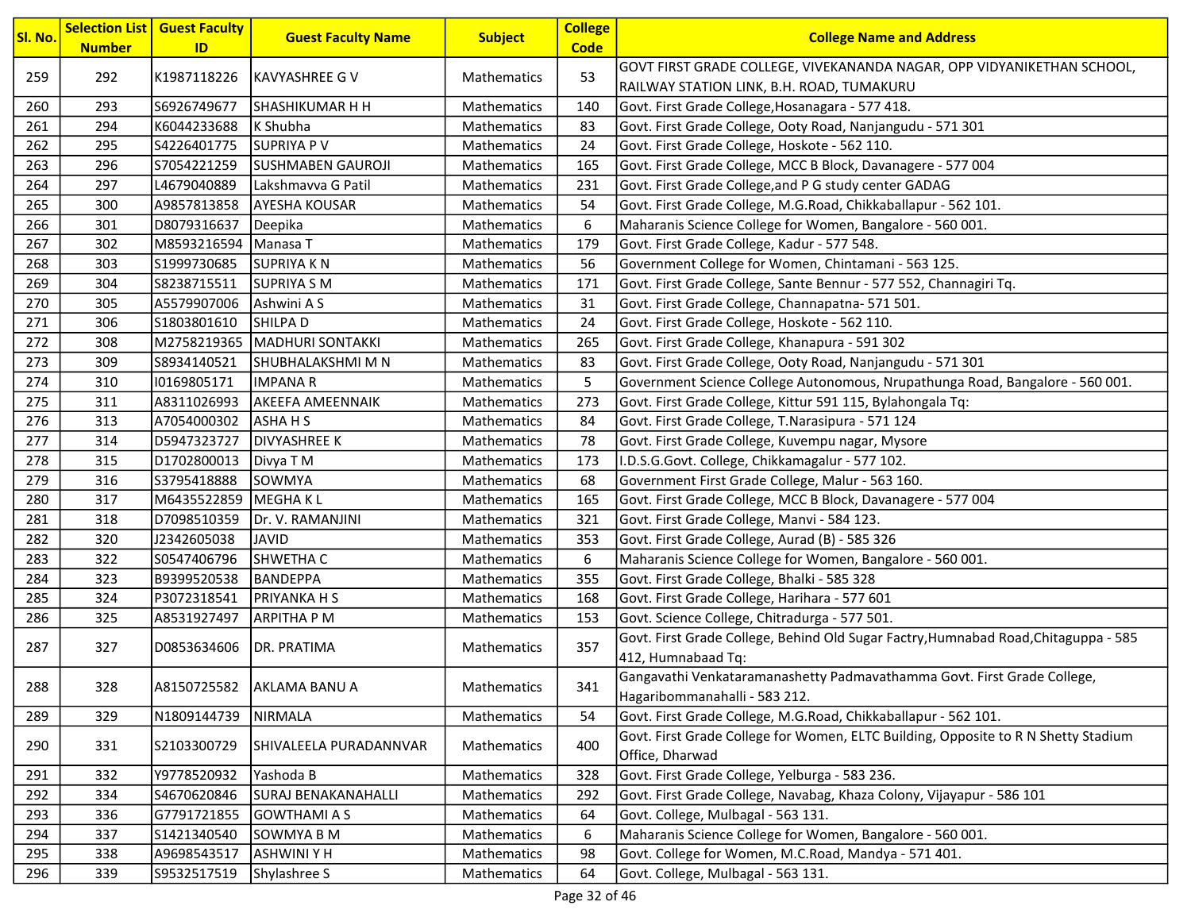| Sl. No. | Selection List Number | Guest Faculty ID | Guest Faculty Name | Subject | College Code | College Name and Address |
|---|---|---|---|---|---|---|
| 259 | 292 | K1987118226 | KAVYASHREE G V | Mathematics | 53 | GOVT FIRST GRADE COLLEGE, VIVEKANANDA NAGAR, OPP VIDYANIKETHAN SCHOOL, RAILWAY STATION LINK, B.H. ROAD, TUMAKURU |
| 260 | 293 | S6926749677 | SHASHIKUMAR H H | Mathematics | 140 | Govt. First Grade College,Hosanagara - 577 418. |
| 261 | 294 | K6044233688 | K Shubha | Mathematics | 83 | Govt. First Grade College, Ooty Road, Nanjangudu - 571 301 |
| 262 | 295 | S4226401775 | SUPRIYA P V | Mathematics | 24 | Govt. First Grade College, Hoskote - 562 110. |
| 263 | 296 | S7054221259 | SUSHMABEN GAUROJI | Mathematics | 165 | Govt. First Grade College, MCC B Block, Davanagere - 577 004 |
| 264 | 297 | L4679040889 | Lakshmavva G Patil | Mathematics | 231 | Govt. First Grade College,and P G study center GADAG |
| 265 | 300 | A9857813858 | AYESHA KOUSAR | Mathematics | 54 | Govt. First Grade College, M.G.Road, Chikkaballapur - 562 101. |
| 266 | 301 | D8079316637 | Deepika | Mathematics | 6 | Maharanis Science College for Women, Bangalore - 560 001. |
| 267 | 302 | M8593216594 | Manasa T | Mathematics | 179 | Govt. First Grade College, Kadur - 577 548. |
| 268 | 303 | S1999730685 | SUPRIYA K N | Mathematics | 56 | Government College for Women, Chintamani - 563 125. |
| 269 | 304 | S8238715511 | SUPRIYA S M | Mathematics | 171 | Govt. First Grade College, Sante Bennur - 577 552, Channagiri Tq. |
| 270 | 305 | A5579907006 | Ashwini A S | Mathematics | 31 | Govt. First Grade College, Channapatna- 571 501. |
| 271 | 306 | S1803801610 | SHILPA D | Mathematics | 24 | Govt. First Grade College, Hoskote - 562 110. |
| 272 | 308 | M2758219365 | MADHURI SONTAKKI | Mathematics | 265 | Govt. First Grade College, Khanapura - 591 302 |
| 273 | 309 | S8934140521 | SHUBHALAKSHMI M N | Mathematics | 83 | Govt. First Grade College, Ooty Road, Nanjangudu - 571 301 |
| 274 | 310 | I0169805171 | IMPANA R | Mathematics | 5 | Government Science College Autonomous, Nrupathunga Road, Bangalore - 560 001. |
| 275 | 311 | A8311026993 | AKEEFA AMEENNAIK | Mathematics | 273 | Govt. First Grade College, Kittur 591 115, Bylahongala Tq: |
| 276 | 313 | A7054000302 | ASHA H S | Mathematics | 84 | Govt. First Grade College, T.Narasipura - 571 124 |
| 277 | 314 | D5947323727 | DIVYASHREE K | Mathematics | 78 | Govt. First Grade College, Kuvempu nagar, Mysore |
| 278 | 315 | D1702800013 | Divya T M | Mathematics | 173 | I.D.S.G.Govt. College, Chikkamagalur - 577 102. |
| 279 | 316 | S3795418888 | SOWMYA | Mathematics | 68 | Government First Grade College, Malur - 563 160. |
| 280 | 317 | M6435522859 | MEGHA K L | Mathematics | 165 | Govt. First Grade College, MCC B Block, Davanagere - 577 004 |
| 281 | 318 | D7098510359 | Dr. V. RAMANJINI | Mathematics | 321 | Govt. First Grade College, Manvi - 584 123. |
| 282 | 320 | J2342605038 | JAVID | Mathematics | 353 | Govt. First Grade College, Aurad (B) - 585 326 |
| 283 | 322 | S0547406796 | SHWETHA C | Mathematics | 6 | Maharanis Science College for Women, Bangalore - 560 001. |
| 284 | 323 | B9399520538 | BANDEPPA | Mathematics | 355 | Govt. First Grade College, Bhalki - 585 328 |
| 285 | 324 | P3072318541 | PRIYANKA H S | Mathematics | 168 | Govt. First Grade College, Harihara - 577 601 |
| 286 | 325 | A8531927497 | ARPITHA P M | Mathematics | 153 | Govt. Science College, Chitradurga - 577 501. |
| 287 | 327 | D0853634606 | DR. PRATIMA | Mathematics | 357 | Govt. First Grade College, Behind Old Sugar Factry,Humnabad Road,Chitaguppa - 585 412, Humnabaad Tq: |
| 288 | 328 | A8150725582 | AKLAMA BANU A | Mathematics | 341 | Gangavathi Venkataramanashetty Padmavathamma Govt. First Grade College, Hagaribommanahalli - 583 212. |
| 289 | 329 | N1809144739 | NIRMALA | Mathematics | 54 | Govt. First Grade College, M.G.Road, Chikkaballapur - 562 101. |
| 290 | 331 | S2103300729 | SHIVALEELA PURADANNVAR | Mathematics | 400 | Govt. First Grade College for Women, ELTC Building, Opposite to R N Shetty Stadium Office, Dharwad |
| 291 | 332 | Y9778520932 | Yashoda B | Mathematics | 328 | Govt. First Grade College, Yelburga - 583 236. |
| 292 | 334 | S4670620846 | SURAJ BENAKANAHALLI | Mathematics | 292 | Govt. First Grade College, Navabag, Khaza Colony, Vijayapur - 586 101 |
| 293 | 336 | G7791721855 | GOWTHAMI A S | Mathematics | 64 | Govt. College, Mulbagal - 563 131. |
| 294 | 337 | S1421340540 | SOWMYA B M | Mathematics | 6 | Maharanis Science College for Women, Bangalore - 560 001. |
| 295 | 338 | A9698543517 | ASHWINI Y H | Mathematics | 98 | Govt. College for Women, M.C.Road, Mandya - 571 401. |
| 296 | 339 | S9532517519 | Shylashree S | Mathematics | 64 | Govt. College, Mulbagal - 563 131. |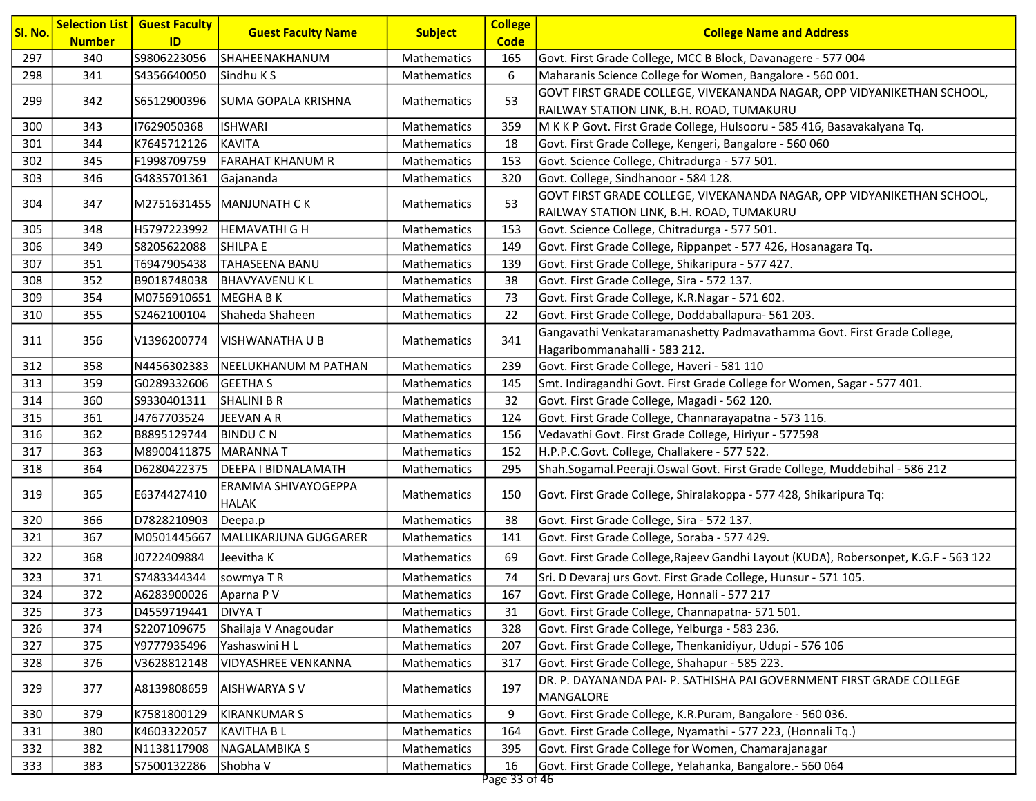| Sl. No. | Selection List Number | Guest Faculty ID | Guest Faculty Name | Subject | College Code | College Name and Address |
|---|---|---|---|---|---|---|
| 297 | 340 | S9806223056 | SHAHEENAKHANUM | Mathematics | 165 | Govt. First Grade College, MCC B Block, Davanagere - 577 004 |
| 298 | 341 | S4356640050 | Sindhu K S | Mathematics | 6 | Maharanis Science College for Women, Bangalore - 560 001. |
| 299 | 342 | S6512900396 | SUMA GOPALA KRISHNA | Mathematics | 53 | GOVT FIRST GRADE COLLEGE, VIVEKANANDA NAGAR, OPP VIDYANIKETHAN SCHOOL, RAILWAY STATION LINK, B.H. ROAD, TUMAKURU |
| 300 | 343 | I7629050368 | ISHWARI | Mathematics | 359 | M K K P Govt. First Grade College, Hulsooru - 585 416, Basavakalyana Tq. |
| 301 | 344 | K7645712126 | KAVITA | Mathematics | 18 | Govt. First Grade College, Kengeri, Bangalore - 560 060 |
| 302 | 345 | F1998709759 | FARAHAT KHANUM R | Mathematics | 153 | Govt. Science College, Chitradurga - 577 501. |
| 303 | 346 | G4835701361 | Gajananda | Mathematics | 320 | Govt. College, Sindhanoor - 584 128. |
| 304 | 347 | M2751631455 | MANJUNATH C K | Mathematics | 53 | GOVT FIRST GRADE COLLEGE, VIVEKANANDA NAGAR, OPP VIDYANIKETHAN SCHOOL, RAILWAY STATION LINK, B.H. ROAD, TUMAKURU |
| 305 | 348 | H5797223992 | HEMAVATHI G H | Mathematics | 153 | Govt. Science College, Chitradurga - 577 501. |
| 306 | 349 | S8205622088 | SHILPA E | Mathematics | 149 | Govt. First Grade College, Rippanpet - 577 426, Hosanagara Tq. |
| 307 | 351 | T6947905438 | TAHASEENA BANU | Mathematics | 139 | Govt. First Grade College, Shikaripura - 577 427. |
| 308 | 352 | B9018748038 | BHAVYAVENU K L | Mathematics | 38 | Govt. First Grade College, Sira - 572 137. |
| 309 | 354 | M0756910651 | MEGHA B K | Mathematics | 73 | Govt. First Grade College, K.R.Nagar - 571 602. |
| 310 | 355 | S2462100104 | Shaheda Shaheen | Mathematics | 22 | Govt. First Grade College, Doddaballapura- 561 203. |
| 311 | 356 | V1396200774 | VISHWANATHA U B | Mathematics | 341 | Gangavathi Venkataramanashetty Padmavathamma Govt. First Grade College, Hagaribommanahalli - 583 212. |
| 312 | 358 | N4456302383 | NEELUKHANUM M PATHAN | Mathematics | 239 | Govt. First Grade College, Haveri - 581 110 |
| 313 | 359 | G0289332606 | GEETHA S | Mathematics | 145 | Smt. Indiragandhi Govt. First Grade College for Women, Sagar - 577 401. |
| 314 | 360 | S9330401311 | SHALINI B R | Mathematics | 32 | Govt. First Grade College, Magadi - 562 120. |
| 315 | 361 | J4767703524 | JEEVAN A R | Mathematics | 124 | Govt. First Grade College, Channarayapatna - 573 116. |
| 316 | 362 | B8895129744 | BINDU C N | Mathematics | 156 | Vedavathi Govt. First Grade College, Hiriyur - 577598 |
| 317 | 363 | M8900411875 | MARANNA T | Mathematics | 152 | H.P.P.C.Govt. College, Challakere - 577 522. |
| 318 | 364 | D6280422375 | DEEPA I BIDNALAMATH | Mathematics | 295 | Shah.Sogamal.Peeraji.Oswal Govt. First Grade College, Muddebihal - 586 212 |
| 319 | 365 | E6374427410 | ERAMMA SHIVAYOGEPPA HALAK | Mathematics | 150 | Govt. First Grade College, Shiralakoppa - 577 428, Shikaripura Tq: |
| 320 | 366 | D7828210903 | Deepa.p | Mathematics | 38 | Govt. First Grade College, Sira - 572 137. |
| 321 | 367 | M0501445667 | MALLIKARJUNA GUGGARER | Mathematics | 141 | Govt. First Grade College, Soraba - 577 429. |
| 322 | 368 | J0722409884 | Jeevitha K | Mathematics | 69 | Govt. First Grade College,Rajeev Gandhi Layout (KUDA), Robersonpet, K.G.F - 563 122 |
| 323 | 371 | S7483344344 | sowmya T R | Mathematics | 74 | Sri. D Devaraj urs Govt. First Grade College, Hunsur - 571 105. |
| 324 | 372 | A6283900026 | Aparna P V | Mathematics | 167 | Govt. First Grade College, Honnali - 577 217 |
| 325 | 373 | D4559719441 | DIVYA T | Mathematics | 31 | Govt. First Grade College, Channapatna- 571 501. |
| 326 | 374 | S2207109675 | Shailaja V Anagoudar | Mathematics | 328 | Govt. First Grade College, Yelburga - 583 236. |
| 327 | 375 | Y9777935496 | Yashaswini H L | Mathematics | 207 | Govt. First Grade College, Thenkanidiyur, Udupi - 576 106 |
| 328 | 376 | V3628812148 | VIDYASHREE VENKANNA | Mathematics | 317 | Govt. First Grade College, Shahapur - 585 223. |
| 329 | 377 | A8139808659 | AISHWARYA S V | Mathematics | 197 | DR. P. DAYANANDA PAI- P. SATHISHA PAI GOVERNMENT FIRST GRADE COLLEGE MANGALORE |
| 330 | 379 | K7581800129 | KIRANKUMAR S | Mathematics | 9 | Govt. First Grade College, K.R.Puram, Bangalore - 560 036. |
| 331 | 380 | K4603322057 | KAVITHA B L | Mathematics | 164 | Govt. First Grade College, Nyamathi - 577 223, (Honnali Tq.) |
| 332 | 382 | N1138117908 | NAGALAMBIKA S | Mathematics | 395 | Govt. First Grade College for Women, Chamarajanagar |
| 333 | 383 | S7500132286 | Shobha V | Mathematics | 16 | Govt. First Grade College, Yelahanka, Bangalore.- 560 064 |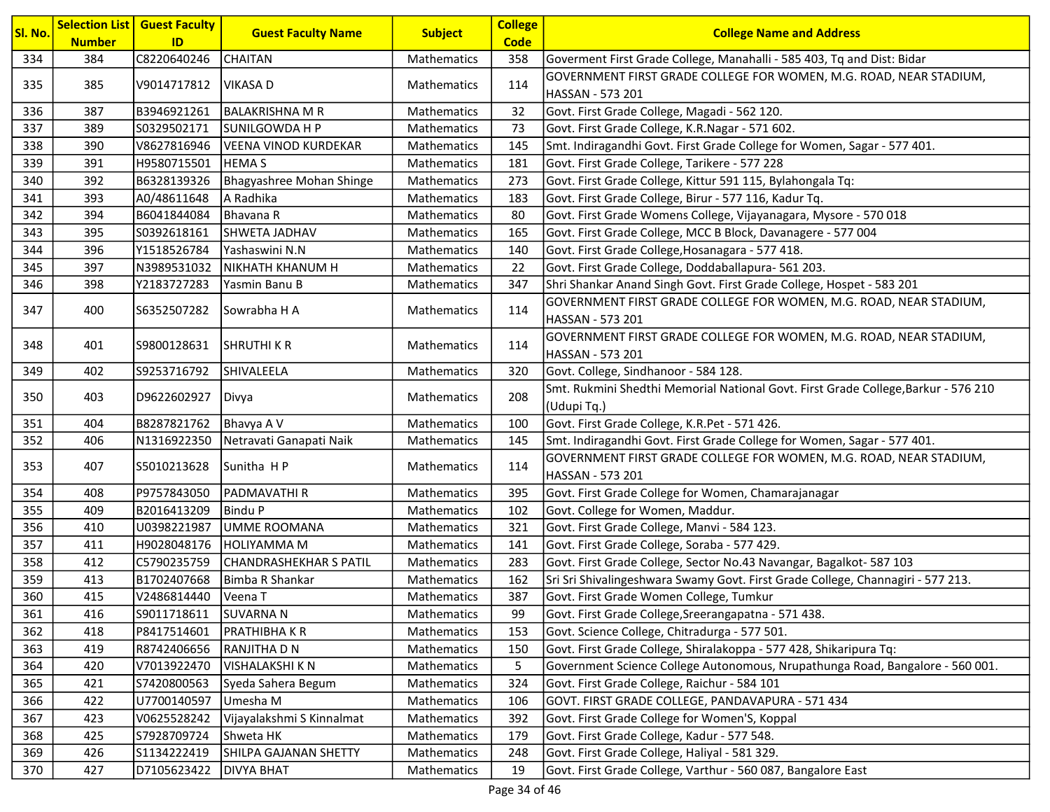| Sl. No. | Selection List Number | Guest Faculty ID | Guest Faculty Name | Subject | College Code | College Name and Address |
|---|---|---|---|---|---|---|
| 334 | 384 | C8220640246 | CHAITAN | Mathematics | 358 | Goverment First Grade College, Manahalli - 585 403, Tq and Dist: Bidar |
| 335 | 385 | V9014717812 | VIKASA D | Mathematics | 114 | GOVERNMENT FIRST GRADE COLLEGE FOR WOMEN, M.G. ROAD, NEAR STADIUM, HASSAN - 573 201 |
| 336 | 387 | B3946921261 | BALAKRISHNA M R | Mathematics | 32 | Govt. First Grade College, Magadi - 562 120. |
| 337 | 389 | S0329502171 | SUNILGOWDA H P | Mathematics | 73 | Govt. First Grade College, K.R.Nagar - 571 602. |
| 338 | 390 | V8627816946 | VEENA VINOD KURDEKAR | Mathematics | 145 | Smt. Indiragandhi Govt. First Grade College for Women, Sagar - 577 401. |
| 339 | 391 | H9580715501 | HEMA S | Mathematics | 181 | Govt. First Grade College, Tarikere - 577 228 |
| 340 | 392 | B6328139326 | Bhagyashree Mohan Shinge | Mathematics | 273 | Govt. First Grade College, Kittur 591 115, Bylahongala Tq: |
| 341 | 393 | A0/48611648 | A Radhika | Mathematics | 183 | Govt. First Grade College, Birur - 577 116, Kadur Tq. |
| 342 | 394 | B6041844084 | Bhavana R | Mathematics | 80 | Govt. First Grade Womens College, Vijayanagara, Mysore - 570 018 |
| 343 | 395 | S0392618161 | SHWETA JADHAV | Mathematics | 165 | Govt. First Grade College, MCC B Block, Davanagere - 577 004 |
| 344 | 396 | Y1518526784 | Yashaswini N.N | Mathematics | 140 | Govt. First Grade College,Hosanagara - 577 418. |
| 345 | 397 | N3989531032 | NIKHATH KHANUM H | Mathematics | 22 | Govt. First Grade College, Doddaballapura- 561 203. |
| 346 | 398 | Y2183727283 | Yasmin Banu B | Mathematics | 347 | Shri Shankar Anand Singh Govt. First Grade College, Hospet - 583 201 |
| 347 | 400 | S6352507282 | Sowrabha H A | Mathematics | 114 | GOVERNMENT FIRST GRADE COLLEGE FOR WOMEN, M.G. ROAD, NEAR STADIUM, HASSAN - 573 201 |
| 348 | 401 | S9800128631 | SHRUTHI K R | Mathematics | 114 | GOVERNMENT FIRST GRADE COLLEGE FOR WOMEN, M.G. ROAD, NEAR STADIUM, HASSAN - 573 201 |
| 349 | 402 | S9253716792 | SHIVALEELA | Mathematics | 320 | Govt. College, Sindhanoor - 584 128. |
| 350 | 403 | D9622602927 | Divya | Mathematics | 208 | Smt. Rukmini Shedthi Memorial National Govt. First Grade College,Barkur - 576 210 (Udupi Tq.) |
| 351 | 404 | B8287821762 | Bhavya A V | Mathematics | 100 | Govt. First Grade College, K.R.Pet - 571 426. |
| 352 | 406 | N1316922350 | Netravati Ganapati Naik | Mathematics | 145 | Smt. Indiragandhi Govt. First Grade College for Women, Sagar - 577 401. |
| 353 | 407 | S5010213628 | Sunitha H P | Mathematics | 114 | GOVERNMENT FIRST GRADE COLLEGE FOR WOMEN, M.G. ROAD, NEAR STADIUM, HASSAN - 573 201 |
| 354 | 408 | P9757843050 | PADMAVATHI R | Mathematics | 395 | Govt. First Grade College for Women, Chamarajanagar |
| 355 | 409 | B2016413209 | Bindu P | Mathematics | 102 | Govt. College for Women, Maddur. |
| 356 | 410 | U0398221987 | UMME ROOMANA | Mathematics | 321 | Govt. First Grade College, Manvi - 584 123. |
| 357 | 411 | H9028048176 | HOLIYAMMA M | Mathematics | 141 | Govt. First Grade College, Soraba - 577 429. |
| 358 | 412 | C5790235759 | CHANDRASHEKHAR S PATIL | Mathematics | 283 | Govt. First Grade College, Sector No.43 Navangar, Bagalkot- 587 103 |
| 359 | 413 | B1702407668 | Bimba R Shankar | Mathematics | 162 | Sri Sri Shivalingeshwara Swamy Govt. First Grade College, Channagiri - 577 213. |
| 360 | 415 | V2486814440 | Veena T | Mathematics | 387 | Govt. First Grade Women College, Tumkur |
| 361 | 416 | S9011718611 | SUVARNA N | Mathematics | 99 | Govt. First Grade College,Sreerangapatna - 571 438. |
| 362 | 418 | P8417514601 | PRATHIBHA K R | Mathematics | 153 | Govt. Science College, Chitradurga - 577 501. |
| 363 | 419 | R8742406656 | RANJITHA D N | Mathematics | 150 | Govt. First Grade College, Shiralakoppa - 577 428, Shikaripura Tq: |
| 364 | 420 | V7013922470 | VISHALAKSHI K N | Mathematics | 5 | Government Science College Autonomous, Nrupathunga Road, Bangalore - 560 001. |
| 365 | 421 | S7420800563 | Syeda Sahera Begum | Mathematics | 324 | Govt. First Grade College, Raichur - 584 101 |
| 366 | 422 | U7700140597 | Umesha M | Mathematics | 106 | GOVT. FIRST GRADE COLLEGE, PANDAVAPURA - 571 434 |
| 367 | 423 | V0625528242 | Vijayalakshmi S Kinnalmat | Mathematics | 392 | Govt. First Grade College for Women'S, Koppal |
| 368 | 425 | S7928709724 | Shweta HK | Mathematics | 179 | Govt. First Grade College, Kadur - 577 548. |
| 369 | 426 | S1134222419 | SHILPA GAJANAN SHETTY | Mathematics | 248 | Govt. First Grade College, Haliyal - 581 329. |
| 370 | 427 | D7105623422 | DIVYA BHAT | Mathematics | 19 | Govt. First Grade College, Varthur - 560 087, Bangalore East |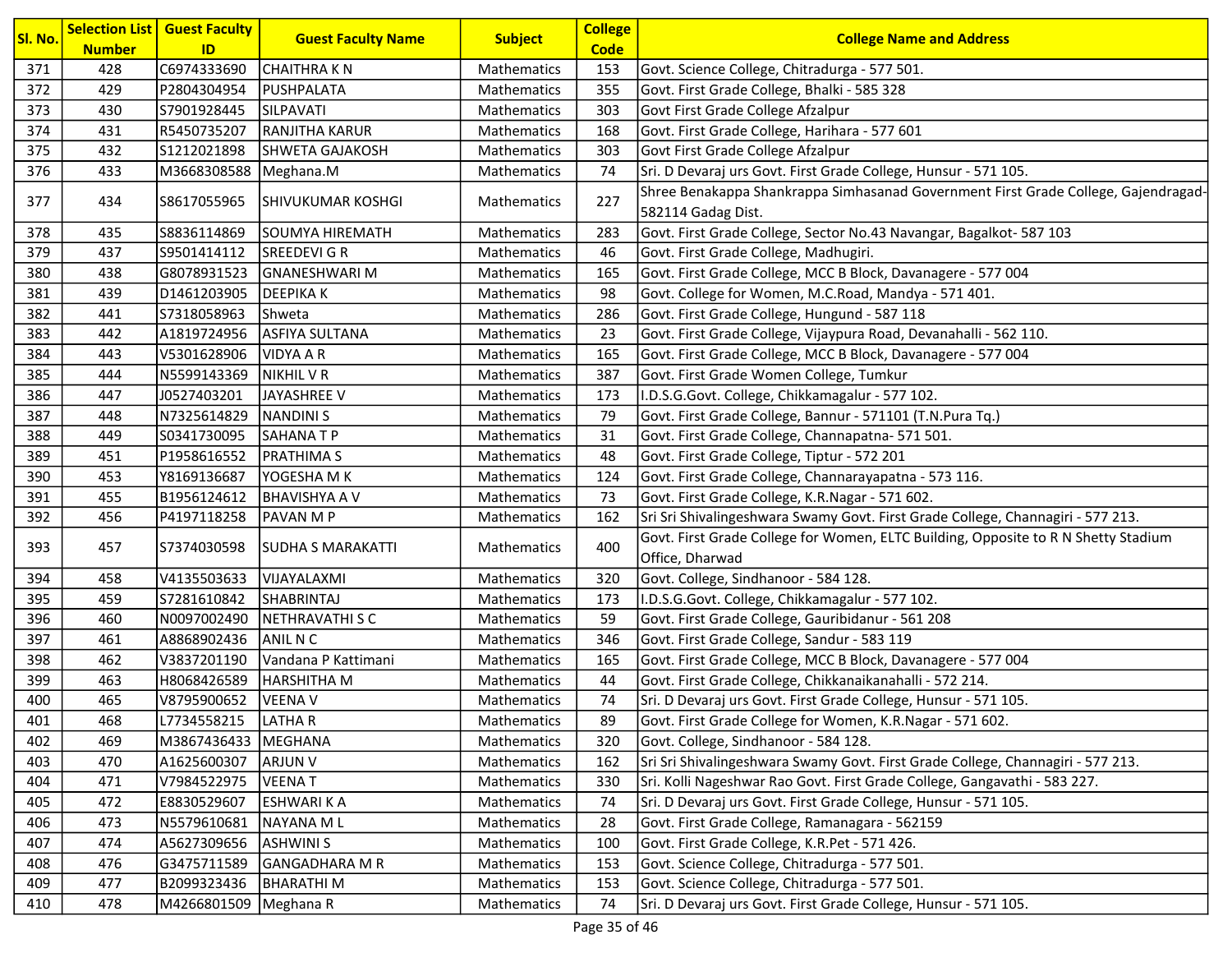| Sl. No. | Selection List Number | Guest Faculty ID | Guest Faculty Name | Subject | College Code | College Name and Address |
|---|---|---|---|---|---|---|
| 371 | 428 | C6974333690 | CHAITHRA K N | Mathematics | 153 | Govt. Science College, Chitradurga - 577 501. |
| 372 | 429 | P2804304954 | PUSHPALATA | Mathematics | 355 | Govt. First Grade College, Bhalki - 585 328 |
| 373 | 430 | S7901928445 | SILPAVATI | Mathematics | 303 | Govt First Grade College Afzalpur |
| 374 | 431 | R5450735207 | RANJITHA KARUR | Mathematics | 168 | Govt. First Grade College, Harihara - 577 601 |
| 375 | 432 | S1212021898 | SHWETA GAJAKOSH | Mathematics | 303 | Govt First Grade College Afzalpur |
| 376 | 433 | M3668308588 | Meghana.M | Mathematics | 74 | Sri. D Devaraj urs Govt. First Grade College, Hunsur - 571 105. |
| 377 | 434 | S8617055965 | SHIVUKUMAR KOSHGI | Mathematics | 227 | Shree Benakappa Shankrappa Simhasanad Government First Grade College, Gajendragad-582114 Gadag Dist. |
| 378 | 435 | S8836114869 | SOUMYA HIREMATH | Mathematics | 283 | Govt. First Grade College, Sector No.43 Navangar, Bagalkot- 587 103 |
| 379 | 437 | S9501414112 | SREEDEVI G R | Mathematics | 46 | Govt. First Grade College, Madhugiri. |
| 380 | 438 | G8078931523 | GNANESHWARI M | Mathematics | 165 | Govt. First Grade College, MCC B Block, Davanagere - 577 004 |
| 381 | 439 | D1461203905 | DEEPIKA K | Mathematics | 98 | Govt. College for Women, M.C.Road, Mandya - 571 401. |
| 382 | 441 | S7318058963 | Shweta | Mathematics | 286 | Govt. First Grade College, Hungund - 587 118 |
| 383 | 442 | A1819724956 | ASFIYA SULTANA | Mathematics | 23 | Govt. First Grade College, Vijaypura Road, Devanahalli - 562 110. |
| 384 | 443 | V5301628906 | VIDYA A R | Mathematics | 165 | Govt. First Grade College, MCC B Block, Davanagere - 577 004 |
| 385 | 444 | N5599143369 | NIKHIL V R | Mathematics | 387 | Govt. First Grade Women College, Tumkur |
| 386 | 447 | J0527403201 | JAYASHREE V | Mathematics | 173 | I.D.S.G.Govt. College, Chikkamagalur - 577 102. |
| 387 | 448 | N7325614829 | NANDINI S | Mathematics | 79 | Govt. First Grade College, Bannur - 571101 (T.N.Pura Tq.) |
| 388 | 449 | S0341730095 | SAHANA T P | Mathematics | 31 | Govt. First Grade College, Channapatna- 571 501. |
| 389 | 451 | P1958616552 | PRATHIMA S | Mathematics | 48 | Govt. First Grade College, Tiptur - 572 201 |
| 390 | 453 | Y8169136687 | YOGESHA M K | Mathematics | 124 | Govt. First Grade College, Channarayapatna - 573 116. |
| 391 | 455 | B1956124612 | BHAVISHYA A V | Mathematics | 73 | Govt. First Grade College, K.R.Nagar - 571 602. |
| 392 | 456 | P4197118258 | PAVAN M P | Mathematics | 162 | Sri Sri Shivalingeshwara Swamy Govt. First Grade College, Channagiri - 577 213. |
| 393 | 457 | S7374030598 | SUDHA S MARAKATTI | Mathematics | 400 | Govt. First Grade College for Women, ELTC Building, Opposite to R N Shetty Stadium Office, Dharwad |
| 394 | 458 | V4135503633 | VIJAYALAXMI | Mathematics | 320 | Govt. College, Sindhanoor - 584 128. |
| 395 | 459 | S7281610842 | SHABRINTAJ | Mathematics | 173 | I.D.S.G.Govt. College, Chikkamagalur - 577 102. |
| 396 | 460 | N0097002490 | NETHRAVATHI S C | Mathematics | 59 | Govt. First Grade College, Gauribidanur - 561 208 |
| 397 | 461 | A8868902436 | ANIL N C | Mathematics | 346 | Govt. First Grade College, Sandur - 583 119 |
| 398 | 462 | V3837201190 | Vandana P Kattimani | Mathematics | 165 | Govt. First Grade College, MCC B Block, Davanagere - 577 004 |
| 399 | 463 | H8068426589 | HARSHITHA M | Mathematics | 44 | Govt. First Grade College, Chikkanaikanahalli - 572 214. |
| 400 | 465 | V8795900652 | VEENA V | Mathematics | 74 | Sri. D Devaraj urs Govt. First Grade College, Hunsur - 571 105. |
| 401 | 468 | L7734558215 | LATHA R | Mathematics | 89 | Govt. First Grade College for Women, K.R.Nagar - 571 602. |
| 402 | 469 | M3867436433 | MEGHANA | Mathematics | 320 | Govt. College, Sindhanoor - 584 128. |
| 403 | 470 | A1625600307 | ARJUN V | Mathematics | 162 | Sri Sri Shivalingeshwara Swamy Govt. First Grade College, Channagiri - 577 213. |
| 404 | 471 | V7984522975 | VEENA T | Mathematics | 330 | Sri. Kolli Nageshwar Rao Govt. First Grade College, Gangavathi - 583 227. |
| 405 | 472 | E8830529607 | ESHWARI K A | Mathematics | 74 | Sri. D Devaraj urs Govt. First Grade College, Hunsur - 571 105. |
| 406 | 473 | N5579610681 | NAYANA M L | Mathematics | 28 | Govt. First Grade College, Ramanagara - 562159 |
| 407 | 474 | A5627309656 | ASHWINI S | Mathematics | 100 | Govt. First Grade College, K.R.Pet - 571 426. |
| 408 | 476 | G3475711589 | GANGADHARA M R | Mathematics | 153 | Govt. Science College, Chitradurga - 577 501. |
| 409 | 477 | B2099323436 | BHARATHI M | Mathematics | 153 | Govt. Science College, Chitradurga - 577 501. |
| 410 | 478 | M4266801509 | Meghana R | Mathematics | 74 | Sri. D Devaraj urs Govt. First Grade College, Hunsur - 571 105. |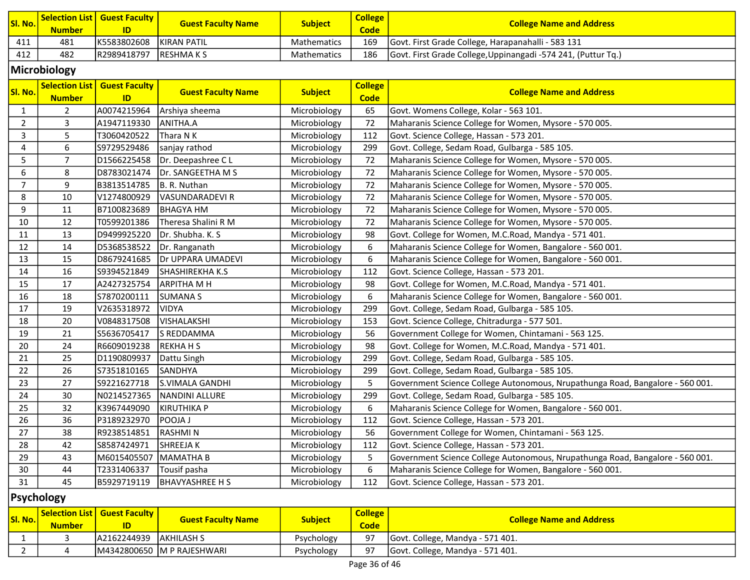| Sl. No. | Selection List Number | Guest Faculty ID | Guest Faculty Name | Subject | College Code | College Name and Address |
|---|---|---|---|---|---|---|
| 411 | 481 | K5583802608 | KIRAN PATIL | Mathematics | 169 | Govt. First Grade College, Harapanahalli - 583 131 |
| 412 | 482 | R2989418797 | RESHMA K S | Mathematics | 186 | Govt. First Grade College,Uppinangadi -574 241, (Puttur Tq.) |

## Microbiology

| Sl. No. | Selection List Number | Guest Faculty ID | Guest Faculty Name | Subject | College Code | College Name and Address |
|---|---|---|---|---|---|---|
| 1 | 2 | A0074215964 | Arshiya sheema | Microbiology | 65 | Govt. Womens College, Kolar - 563 101. |
| 2 | 3 | A1947119330 | ANITHA.A | Microbiology | 72 | Maharanis Science College for Women, Mysore - 570 005. |
| 3 | 5 | T3060420522 | Thara N K | Microbiology | 112 | Govt. Science College, Hassan - 573 201. |
| 4 | 6 | S9729529486 | sanjay rathod | Microbiology | 299 | Govt. College, Sedam Road, Gulbarga - 585 105. |
| 5 | 7 | D1566225458 | Dr. Deepashree C L | Microbiology | 72 | Maharanis Science College for Women, Mysore - 570 005. |
| 6 | 8 | D8783021474 | Dr. SANGEETHA M S | Microbiology | 72 | Maharanis Science College for Women, Mysore - 570 005. |
| 7 | 9 | B3813514785 | B. R. Nuthan | Microbiology | 72 | Maharanis Science College for Women, Mysore - 570 005. |
| 8 | 10 | V1274800929 | VASUNDARADEVI R | Microbiology | 72 | Maharanis Science College for Women, Mysore - 570 005. |
| 9 | 11 | B7100823689 | BHAGYA HM | Microbiology | 72 | Maharanis Science College for Women, Mysore - 570 005. |
| 10 | 12 | T0599201386 | Theresa Shalini R M | Microbiology | 72 | Maharanis Science College for Women, Mysore - 570 005. |
| 11 | 13 | D9499925220 | Dr. Shubha. K. S | Microbiology | 98 | Govt. College for Women, M.C.Road, Mandya - 571 401. |
| 12 | 14 | D5368538522 | Dr. Ranganath | Microbiology | 6 | Maharanis Science College for Women, Bangalore - 560 001. |
| 13 | 15 | D8679241685 | Dr UPPARA UMADEVI | Microbiology | 6 | Maharanis Science College for Women, Bangalore - 560 001. |
| 14 | 16 | S9394521849 | SHASHIREKHA K.S | Microbiology | 112 | Govt. Science College, Hassan - 573 201. |
| 15 | 17 | A2427325754 | ARPITHA M H | Microbiology | 98 | Govt. College for Women, M.C.Road, Mandya - 571 401. |
| 16 | 18 | S7870200111 | SUMANA S | Microbiology | 6 | Maharanis Science College for Women, Bangalore - 560 001. |
| 17 | 19 | V2635318972 | VIDYA | Microbiology | 299 | Govt. College, Sedam Road, Gulbarga - 585 105. |
| 18 | 20 | V0848317508 | VISHALAKSHI | Microbiology | 153 | Govt. Science College, Chitradurga - 577 501. |
| 19 | 21 | S5636705417 | S REDDAMMA | Microbiology | 56 | Government College for Women, Chintamani - 563 125. |
| 20 | 24 | R6609019238 | REKHA H S | Microbiology | 98 | Govt. College for Women, M.C.Road, Mandya - 571 401. |
| 21 | 25 | D1190809937 | Dattu Singh | Microbiology | 299 | Govt. College, Sedam Road, Gulbarga - 585 105. |
| 22 | 26 | S7351810165 | SANDHYA | Microbiology | 299 | Govt. College, Sedam Road, Gulbarga - 585 105. |
| 23 | 27 | S9221627718 | S.VIMALA GANDHI | Microbiology | 5 | Government Science College Autonomous, Nrupathunga Road, Bangalore - 560 001. |
| 24 | 30 | N0214527365 | NANDINI ALLURE | Microbiology | 299 | Govt. College, Sedam Road, Gulbarga - 585 105. |
| 25 | 32 | K3967449090 | KIRUTHIKA P | Microbiology | 6 | Maharanis Science College for Women, Bangalore - 560 001. |
| 26 | 36 | P3189232970 | POOJA J | Microbiology | 112 | Govt. Science College, Hassan - 573 201. |
| 27 | 38 | R9238514851 | RASHMI N | Microbiology | 56 | Government College for Women, Chintamani - 563 125. |
| 28 | 42 | S8587424971 | SHREEJA K | Microbiology | 112 | Govt. Science College, Hassan - 573 201. |
| 29 | 43 | M6015405507 | MAMATHA B | Microbiology | 5 | Government Science College Autonomous, Nrupathunga Road, Bangalore - 560 001. |
| 30 | 44 | T2331406337 | Tousif pasha | Microbiology | 6 | Maharanis Science College for Women, Bangalore - 560 001. |
| 31 | 45 | B5929719119 | BHAVYASHREE H S | Microbiology | 112 | Govt. Science College, Hassan - 573 201. |

## Psychology

| Sl. No. | Selection List Number | Guest Faculty ID | Guest Faculty Name | Subject | College Code | College Name and Address |
|---|---|---|---|---|---|---|
| 1 | 3 | A2162244939 | AKHILASH S | Psychology | 97 | Govt. College, Mandya - 571 401. |
| 2 | 4 | M4342800650 | M P RAJESHWARI | Psychology | 97 | Govt. College, Mandya - 571 401. |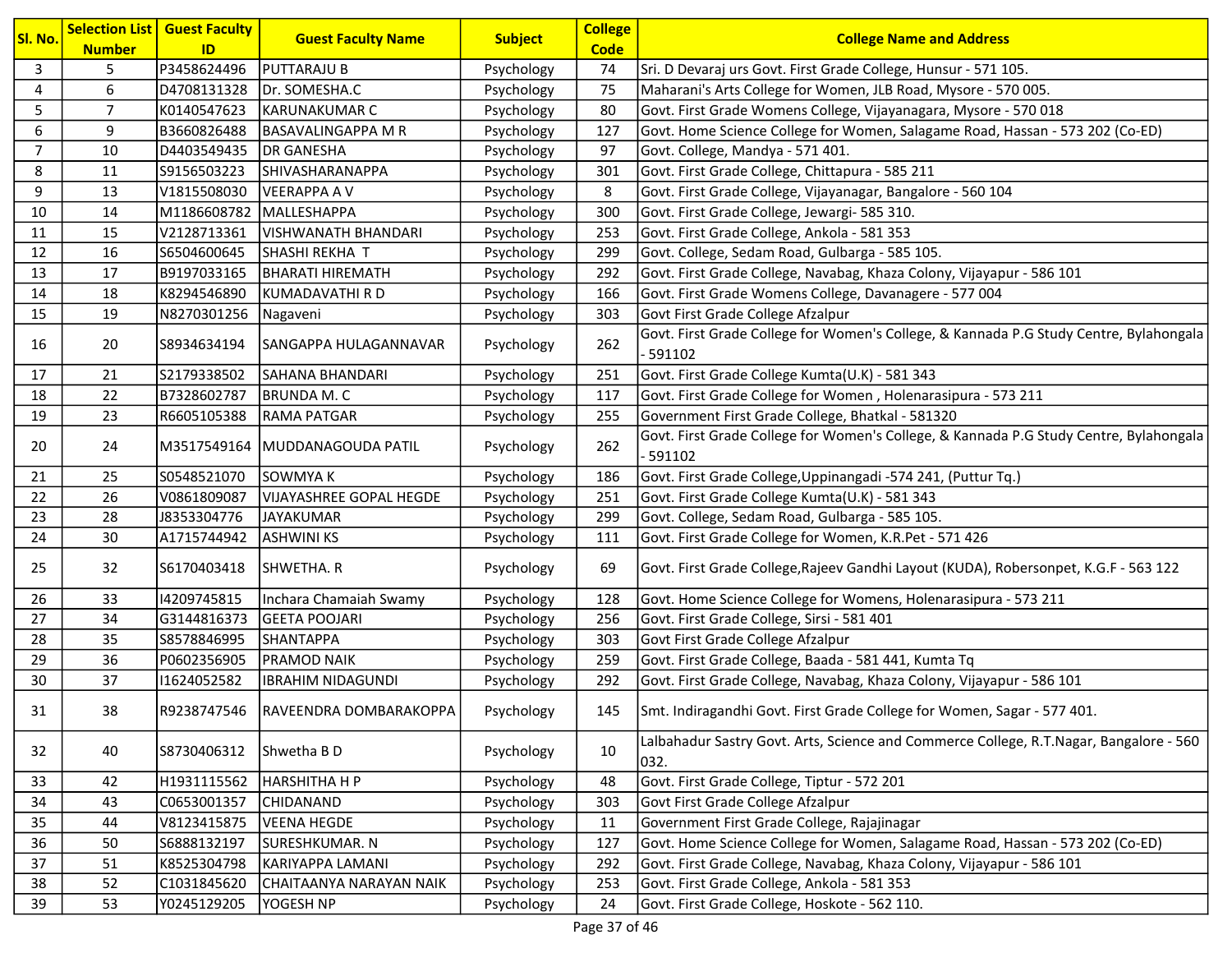| Sl. No. | Selection List Number | Guest Faculty ID | Guest Faculty Name | Subject | College Code | College Name and Address |
|---|---|---|---|---|---|---|
| 3 | 5 | P3458624496 | PUTTARAJU B | Psychology | 74 | Sri. D Devaraj urs Govt. First Grade College, Hunsur - 571 105. |
| 4 | 6 | D4708131328 | Dr. SOMESHA.C | Psychology | 75 | Maharani's Arts College for Women, JLB Road, Mysore - 570 005. |
| 5 | 7 | K0140547623 | KARUNAKUMAR C | Psychology | 80 | Govt. First Grade Womens College, Vijayanagara, Mysore - 570 018 |
| 6 | 9 | B3660826488 | BASAVALINGAPPA M R | Psychology | 127 | Govt. Home Science College for Women, Salagame Road, Hassan - 573 202 (Co-ED) |
| 7 | 10 | D4403549435 | DR GANESHA | Psychology | 97 | Govt. College, Mandya - 571 401. |
| 8 | 11 | S9156503223 | SHIVASHARANAPPA | Psychology | 301 | Govt. First Grade College, Chittapura - 585 211 |
| 9 | 13 | V1815508030 | VEERAPPA A V | Psychology | 8 | Govt. First Grade College, Vijayanagar, Bangalore - 560 104 |
| 10 | 14 | M1186608782 | MALLESHAPPA | Psychology | 300 | Govt. First Grade College, Jewargi- 585 310. |
| 11 | 15 | V2128713361 | VISHWANATH BHANDARI | Psychology | 253 | Govt. First Grade College, Ankola - 581 353 |
| 12 | 16 | S6504600645 | SHASHI REKHA T | Psychology | 299 | Govt. College, Sedam Road, Gulbarga - 585 105. |
| 13 | 17 | B9197033165 | BHARATI HIREMATH | Psychology | 292 | Govt. First Grade College, Navabag, Khaza Colony, Vijayapur - 586 101 |
| 14 | 18 | K8294546890 | KUMADAVATHI R D | Psychology | 166 | Govt. First Grade Womens College, Davanagere - 577 004 |
| 15 | 19 | N8270301256 | Nagaveni | Psychology | 303 | Govt First Grade College Afzalpur |
| 16 | 20 | S8934634194 | SANGAPPA HULAGANNAVAR | Psychology | 262 | Govt. First Grade College for Women's College, & Kannada P.G Study Centre, Bylahongala - 591102 |
| 17 | 21 | S2179338502 | SAHANA BHANDARI | Psychology | 251 | Govt. First Grade College Kumta(U.K) - 581 343 |
| 18 | 22 | B7328602787 | BRUNDA M. C | Psychology | 117 | Govt. First Grade College for Women , Holenarasipura - 573 211 |
| 19 | 23 | R6605105388 | RAMA PATGAR | Psychology | 255 | Government First Grade College, Bhatkal - 581320 |
| 20 | 24 | M3517549164 | MUDDANAGOUDA PATIL | Psychology | 262 | Govt. First Grade College for Women's College, & Kannada P.G Study Centre, Bylahongala - 591102 |
| 21 | 25 | S0548521070 | SOWMYA K | Psychology | 186 | Govt. First Grade College,Uppinangadi -574 241, (Puttur Tq.) |
| 22 | 26 | V0861809087 | VIJAYASHREE GOPAL HEGDE | Psychology | 251 | Govt. First Grade College Kumta(U.K) - 581 343 |
| 23 | 28 | J8353304776 | JAYAKUMAR | Psychology | 299 | Govt. College, Sedam Road, Gulbarga - 585 105. |
| 24 | 30 | A1715744942 | ASHWINI KS | Psychology | 111 | Govt. First Grade College for Women, K.R.Pet - 571 426 |
| 25 | 32 | S6170403418 | SHWETHA. R | Psychology | 69 | Govt. First Grade College,Rajeev Gandhi Layout (KUDA), Robersonpet, K.G.F - 563 122 |
| 26 | 33 | I4209745815 | Inchara Chamaiah Swamy | Psychology | 128 | Govt. Home Science College for Womens, Holenarasipura - 573 211 |
| 27 | 34 | G3144816373 | GEETA POOJARI | Psychology | 256 | Govt. First Grade College, Sirsi - 581 401 |
| 28 | 35 | S8578846995 | SHANTAPPA | Psychology | 303 | Govt First Grade College Afzalpur |
| 29 | 36 | P0602356905 | PRAMOD NAIK | Psychology | 259 | Govt. First Grade College, Baada - 581 441, Kumta Tq |
| 30 | 37 | I1624052582 | IBRAHIM NIDAGUNDI | Psychology | 292 | Govt. First Grade College, Navabag, Khaza Colony, Vijayapur - 586 101 |
| 31 | 38 | R9238747546 | RAVEENDRA DOMBARAKOPPA | Psychology | 145 | Smt. Indiragandhi Govt. First Grade College for Women, Sagar - 577 401. |
| 32 | 40 | S8730406312 | Shwetha B D | Psychology | 10 | Lalbahadur Sastry Govt. Arts, Science and Commerce College, R.T.Nagar, Bangalore - 560 032. |
| 33 | 42 | H1931115562 | HARSHITHA H P | Psychology | 48 | Govt. First Grade College, Tiptur - 572 201 |
| 34 | 43 | C0653001357 | CHIDANAND | Psychology | 303 | Govt First Grade College Afzalpur |
| 35 | 44 | V8123415875 | VEENA HEGDE | Psychology | 11 | Government First Grade College, Rajajinagar |
| 36 | 50 | S6888132197 | SURESHKUMAR. N | Psychology | 127 | Govt. Home Science College for Women, Salagame Road, Hassan - 573 202 (Co-ED) |
| 37 | 51 | K8525304798 | KARIYAPPA LAMANI | Psychology | 292 | Govt. First Grade College, Navabag, Khaza Colony, Vijayapur - 586 101 |
| 38 | 52 | C1031845620 | CHAITAANYA NARAYAN NAIK | Psychology | 253 | Govt. First Grade College, Ankola - 581 353 |
| 39 | 53 | Y0245129205 | YOGESH NP | Psychology | 24 | Govt. First Grade College, Hoskote - 562 110. |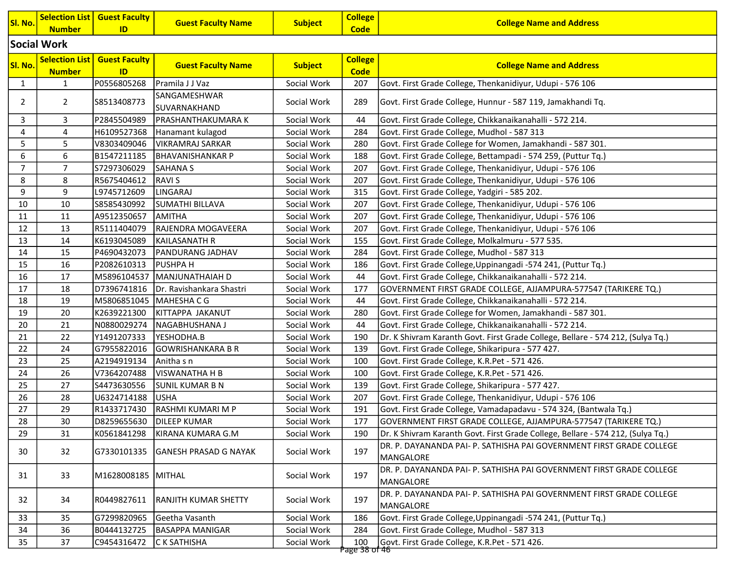| Sl. No. | Selection List Number | Guest Faculty ID | Guest Faculty Name | Subject | College Code | College Name and Address |
|---|---|---|---|---|---|---|
| **Social Work** | | | | | | |
| **Sl. No.** | **Selection List Number** | **Guest Faculty ID** | **Guest Faculty Name** | **Subject** | **College Code** | **College Name and Address** |
| 1 | 1 | P0556805268 | Pramila J J Vaz | Social Work | 207 | Govt. First Grade College, Thenkanidiyur, Udupi - 576 106 |
| 2 | 2 | S8513408773 | SANGAMESHWAR SUVARNAKHAND | Social Work | 289 | Govt. First Grade College, Hunnur - 587 119, Jamakhandi Tq. |
| 3 | 3 | P2845504989 | PRASHANTHAKUMARA K | Social Work | 44 | Govt. First Grade College, Chikkanaikanahalli - 572 214. |
| 4 | 4 | H6109527368 | Hanamant kulagod | Social Work | 284 | Govt. First Grade College, Mudhol - 587 313 |
| 5 | 5 | V8303409046 | VIKRAMRAJ SARKAR | Social Work | 280 | Govt. First Grade College for Women, Jamakhandi - 587 301. |
| 6 | 6 | B1547211185 | BHAVANISHANKAR P | Social Work | 188 | Govt. First Grade College, Bettampadi - 574 259, (Puttur Tq.) |
| 7 | 7 | S7297306029 | SAHANA S | Social Work | 207 | Govt. First Grade College, Thenkanidiyur, Udupi - 576 106 |
| 8 | 8 | R5675404612 | RAVI S | Social Work | 207 | Govt. First Grade College, Thenkanidiyur, Udupi - 576 106 |
| 9 | 9 | L9745712609 | LINGARAJ | Social Work | 315 | Govt. First Grade College, Yadgiri - 585 202. |
| 10 | 10 | S8585430992 | SUMATHI BILLAVA | Social Work | 207 | Govt. First Grade College, Thenkanidiyur, Udupi - 576 106 |
| 11 | 11 | A9512350657 | AMITHA | Social Work | 207 | Govt. First Grade College, Thenkanidiyur, Udupi - 576 106 |
| 12 | 13 | R5111404079 | RAJENDRA MOGAVEERA | Social Work | 207 | Govt. First Grade College, Thenkanidiyur, Udupi - 576 106 |
| 13 | 14 | K6193045089 | KAILASANATH R | Social Work | 155 | Govt. First Grade College, Molkalmuru - 577 535. |
| 14 | 15 | P4690432073 | PANDURANG JADHAV | Social Work | 284 | Govt. First Grade College, Mudhol - 587 313 |
| 15 | 16 | P2082610313 | PUSHPA H | Social Work | 186 | Govt. First Grade College,Uppinangadi -574 241, (Puttur Tq.) |
| 16 | 17 | M5896104537 | MANJUNATHAIAH D | Social Work | 44 | Govt. First Grade College, Chikkanaikanahalli - 572 214. |
| 17 | 18 | D7396741816 | Dr. Ravishankara Shastri | Social Work | 177 | GOVERNMENT FIRST GRADE COLLEGE, AJJAMPURA-577547 (TARIKERE TQ.) |
| 18 | 19 | M5806851045 | MAHESHA C G | Social Work | 44 | Govt. First Grade College, Chikkanaikanahalli - 572 214. |
| 19 | 20 | K2639221300 | KITTAPPA JAKANUT | Social Work | 280 | Govt. First Grade College for Women, Jamakhandi - 587 301. |
| 20 | 21 | N0880029274 | NAGABHUSHANA J | Social Work | 44 | Govt. First Grade College, Chikkanaikanahalli - 572 214. |
| 21 | 22 | Y1491207333 | YESHODHA.B | Social Work | 190 | Dr. K Shivram Karanth Govt. First Grade College, Bellare - 574 212, (Sulya Tq.) |
| 22 | 24 | G7955822016 | GOWRISHANKARA B R | Social Work | 139 | Govt. First Grade College, Shikaripura - 577 427. |
| 23 | 25 | A2194919134 | Anitha s n | Social Work | 100 | Govt. First Grade College, K.R.Pet - 571 426. |
| 24 | 26 | V7364207488 | VISWANATHA H B | Social Work | 100 | Govt. First Grade College, K.R.Pet - 571 426. |
| 25 | 27 | S4473630556 | SUNIL KUMAR B N | Social Work | 139 | Govt. First Grade College, Shikaripura - 577 427. |
| 26 | 28 | U6324714188 | USHA | Social Work | 207 | Govt. First Grade College, Thenkanidiyur, Udupi - 576 106 |
| 27 | 29 | R1433717430 | RASHMI KUMARI M P | Social Work | 191 | Govt. First Grade College, Vamadapadavu - 574 324, (Bantwala Tq.) |
| 28 | 30 | D8259655630 | DILEEP KUMAR | Social Work | 177 | GOVERNMENT FIRST GRADE COLLEGE, AJJAMPURA-577547 (TARIKERE TQ.) |
| 29 | 31 | K0561841298 | KIRANA KUMARA G.M | Social Work | 190 | Dr. K Shivram Karanth Govt. First Grade College, Bellare - 574 212, (Sulya Tq.) |
| 30 | 32 | G7330101335 | GANESH PRASAD G NAYAK | Social Work | 197 | DR. P. DAYANANDA PAI- P. SATHISHA PAI GOVERNMENT FIRST GRADE COLLEGE MANGALORE |
| 31 | 33 | M1628008185 | MITHAL | Social Work | 197 | DR. P. DAYANANDA PAI- P. SATHISHA PAI GOVERNMENT FIRST GRADE COLLEGE MANGALORE |
| 32 | 34 | R0449827611 | RANJITH KUMAR SHETTY | Social Work | 197 | DR. P. DAYANANDA PAI- P. SATHISHA PAI GOVERNMENT FIRST GRADE COLLEGE MANGALORE |
| 33 | 35 | G7299820965 | Geetha Vasanth | Social Work | 186 | Govt. First Grade College,Uppinangadi -574 241, (Puttur Tq.) |
| 34 | 36 | B0444132725 | BASAPPA MANIGAR | Social Work | 284 | Govt. First Grade College, Mudhol - 587 313 |
| 35 | 37 | C9454316472 | C K SATHISHA | Social Work | 100 | Govt. First Grade College, K.R.Pet - 571 426. |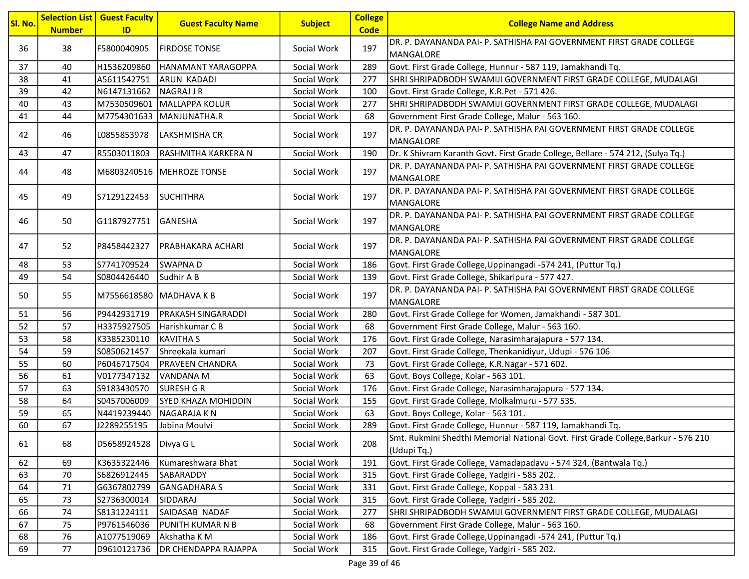| Sl. No. | Selection List Number | Guest Faculty ID | Guest Faculty Name | Subject | College Code | College Name and Address |
|---|---|---|---|---|---|---|
| 36 | 38 | F5800040905 | FIRDOSE TONSE | Social Work | 197 | DR. P. DAYANANDA PAI- P. SATHISHA PAI GOVERNMENT FIRST GRADE COLLEGE MANGALORE |
| 37 | 40 | H1536209860 | HANAMANT YARAGOPPA | Social Work | 289 | Govt. First Grade College, Hunnur - 587 119, Jamakhandi Tq. |
| 38 | 41 | A5611542751 | ARUN  KADADI | Social Work | 277 | SHRI SHRIPADBODH SWAMIJI GOVERNMENT FIRST GRADE COLLEGE, MUDALAGI |
| 39 | 42 | N6147131662 | NAGRAJ J R | Social Work | 100 | Govt. First Grade College, K.R.Pet - 571 426. |
| 40 | 43 | M7530509601 | MALLAPPA KOLUR | Social Work | 277 | SHRI SHRIPADBODH SWAMIJI GOVERNMENT FIRST GRADE COLLEGE, MUDALAGI |
| 41 | 44 | M7754301633 | MANJUNATHA.R | Social Work | 68 | Government First Grade College, Malur - 563 160. |
| 42 | 46 | L0855853978 | LAKSHMISHA CR | Social Work | 197 | DR. P. DAYANANDA PAI- P. SATHISHA PAI GOVERNMENT FIRST GRADE COLLEGE MANGALORE |
| 43 | 47 | R5503011803 | RASHMITHA KARKERA N | Social Work | 190 | Dr. K Shivram Karanth Govt. First Grade College, Bellare - 574 212, (Sulya Tq.) |
| 44 | 48 | M6803240516 | MEHROZE TONSE | Social Work | 197 | DR. P. DAYANANDA PAI- P. SATHISHA PAI GOVERNMENT FIRST GRADE COLLEGE MANGALORE |
| 45 | 49 | S7129122453 | SUCHITHRA | Social Work | 197 | DR. P. DAYANANDA PAI- P. SATHISHA PAI GOVERNMENT FIRST GRADE COLLEGE MANGALORE |
| 46 | 50 | G1187927751 | GANESHA | Social Work | 197 | DR. P. DAYANANDA PAI- P. SATHISHA PAI GOVERNMENT FIRST GRADE COLLEGE MANGALORE |
| 47 | 52 | P8458442327 | PRABHAKARA ACHARI | Social Work | 197 | DR. P. DAYANANDA PAI- P. SATHISHA PAI GOVERNMENT FIRST GRADE COLLEGE MANGALORE |
| 48 | 53 | S7741709524 | SWAPNA D | Social Work | 186 | Govt. First Grade College,Uppinangadi -574 241, (Puttur Tq.) |
| 49 | 54 | S0804426440 | Sudhir A B | Social Work | 139 | Govt. First Grade College, Shikaripura - 577 427. |
| 50 | 55 | M7556618580 | MADHAVA K B | Social Work | 197 | DR. P. DAYANANDA PAI- P. SATHISHA PAI GOVERNMENT FIRST GRADE COLLEGE MANGALORE |
| 51 | 56 | P9442931719 | PRAKASH SINGARADDI | Social Work | 280 | Govt. First Grade College for Women, Jamakhandi - 587 301. |
| 52 | 57 | H3375927505 | Harishkumar C B | Social Work | 68 | Government First Grade College, Malur - 563 160. |
| 53 | 58 | K3385230110 | KAVITHA S | Social Work | 176 | Govt. First Grade College, Narasimharajapura - 577 134. |
| 54 | 59 | S0850621457 | Shreekala kumari | Social Work | 207 | Govt. First Grade College, Thenkanidiyur, Udupi - 576 106 |
| 55 | 60 | P6046717504 | PRAVEEN CHANDRA | Social Work | 73 | Govt. First Grade College, K.R.Nagar - 571 602. |
| 56 | 61 | V0177347132 | VANDANA M | Social Work | 63 | Govt. Boys College, Kolar - 563 101. |
| 57 | 63 | S9183430570 | SURESH G R | Social Work | 176 | Govt. First Grade College, Narasimharajapura - 577 134. |
| 58 | 64 | S0457006009 | SYED KHAZA MOHIDDIN | Social Work | 155 | Govt. First Grade College, Molkalmuru - 577 535. |
| 59 | 65 | N4419239440 | NAGARAJA K N | Social Work | 63 | Govt. Boys College, Kolar - 563 101. |
| 60 | 67 | J2289255195 | Jabina Moulvi | Social Work | 289 | Govt. First Grade College, Hunnur - 587 119, Jamakhandi Tq. |
| 61 | 68 | D5658924528 | Divya G L | Social Work | 208 | Smt. Rukmini Shedthi Memorial National Govt. First Grade College,Barkur - 576 210 (Udupi Tq.) |
| 62 | 69 | K3635322446 | Kumareshwara Bhat | Social Work | 191 | Govt. First Grade College, Vamadapadavu - 574 324, (Bantwala Tq.) |
| 63 | 70 | S6826912445 | SABARADDY | Social Work | 315 | Govt. First Grade College, Yadgiri - 585 202. |
| 64 | 71 | G6367802799 | GANGADHARA S | Social Work | 331 | Govt. First Grade College, Koppal - 583 231 |
| 65 | 73 | S2736300014 | SIDDARAJ | Social Work | 315 | Govt. First Grade College, Yadgiri - 585 202. |
| 66 | 74 | S8131224111 | SAIDASAB  NADAF | Social Work | 277 | SHRI SHRIPADBODH SWAMIJI GOVERNMENT FIRST GRADE COLLEGE, MUDALAGI |
| 67 | 75 | P9761546036 | PUNITH KUMAR N B | Social Work | 68 | Government First Grade College, Malur - 563 160. |
| 68 | 76 | A1077519069 | Akshatha K M | Social Work | 186 | Govt. First Grade College,Uppinangadi -574 241, (Puttur Tq.) |
| 69 | 77 | D9610121736 | DR CHENDAPPA RAJAPPA | Social Work | 315 | Govt. First Grade College, Yadgiri - 585 202. |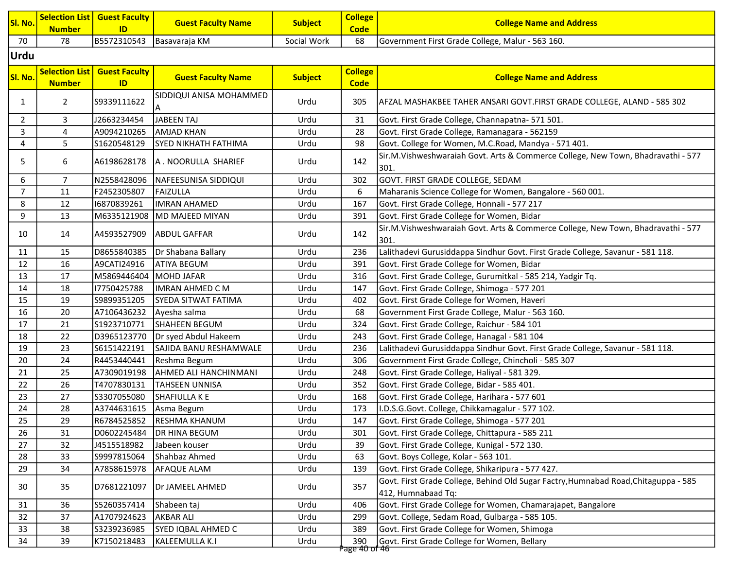| Sl. No. | Selection List Number | Guest Faculty ID | Guest Faculty Name | Subject | College Code | College Name and Address |
|---|---|---|---|---|---|---|
| 70 | 78 | B5572310543 | Basavaraja KM | Social Work | 68 | Government First Grade College, Malur - 563 160. |

## Urdu

| Sl. No. | Selection List Number | Guest Faculty ID | Guest Faculty Name | Subject | College Code | College Name and Address |
|---|---|---|---|---|---|---|
| 1 | 2 | S9339111622 | SIDDIQUI ANISA MOHAMMED A | Urdu | 305 | AFZAL MASHAKBEE TAHER ANSARI GOVT.FIRST GRADE COLLEGE, ALAND - 585 302 |
| 2 | 3 | J2663234454 | JABEEN TAJ | Urdu | 31 | Govt. First Grade College, Channapatna- 571 501. |
| 3 | 4 | A9094210265 | AMJAD KHAN | Urdu | 28 | Govt. First Grade College, Ramanagara - 562159 |
| 4 | 5 | S1620548129 | SYED NIKHATH FATHIMA | Urdu | 98 | Govt. College for Women, M.C.Road, Mandya - 571 401. |
| 5 | 6 | A6198628178 | A . NOORULLA SHARIEF | Urdu | 142 | Sir.M.Vishweshwaraiah Govt. Arts & Commerce College, New Town, Bhadravathi - 577 301. |
| 6 | 7 | N2558428096 | NAFEESUNISA SIDDIQUI | Urdu | 302 | GOVT. FIRST GRADE COLLEGE, SEDAM |
| 7 | 11 | F2452305807 | FAIZULLA | Urdu | 6 | Maharanis Science College for Women, Bangalore - 560 001. |
| 8 | 12 | I6870839261 | IMRAN AHAMED | Urdu | 167 | Govt. First Grade College, Honnali - 577 217 |
| 9 | 13 | M6335121908 | MD MAJEED MIYAN | Urdu | 391 | Govt. First Grade College for Women, Bidar |
| 10 | 14 | A4593527909 | ABDUL GAFFAR | Urdu | 142 | Sir.M.Vishweshwaraiah Govt. Arts & Commerce College, New Town, Bhadravathi - 577 301. |
| 11 | 15 | D8655840385 | Dr Shabana Ballary | Urdu | 236 | Lalithadevi Gurusiddappa Sindhur Govt. First Grade College, Savanur - 581 118. |
| 12 | 16 | A9CATI24916 | ATIYA BEGUM | Urdu | 391 | Govt. First Grade College for Women, Bidar |
| 13 | 17 | M5869446404 | MOHD JAFAR | Urdu | 316 | Govt. First Grade College, Gurumitkal - 585 214, Yadgir Tq. |
| 14 | 18 | I7750425788 | IMRAN AHMED C M | Urdu | 147 | Govt. First Grade College, Shimoga - 577 201 |
| 15 | 19 | S9899351205 | SYEDA SITWAT FATIMA | Urdu | 402 | Govt. First Grade College for Women, Haveri |
| 16 | 20 | A7106436232 | Ayesha salma | Urdu | 68 | Government First Grade College, Malur - 563 160. |
| 17 | 21 | S1923710771 | SHAHEEN BEGUM | Urdu | 324 | Govt. First Grade College, Raichur - 584 101 |
| 18 | 22 | D3965123770 | Dr syed Abdul Hakeem | Urdu | 243 | Govt. First Grade College, Hanagal - 581 104 |
| 19 | 23 | S6151422191 | SAJIDA BANU RESHAMWALE | Urdu | 236 | Lalithadevi Gurusiddappa Sindhur Govt. First Grade College, Savanur - 581 118. |
| 20 | 24 | R4453440441 | Reshma Begum | Urdu | 306 | Government First Grade College, Chincholi - 585 307 |
| 21 | 25 | A7309019198 | AHMED ALI HANCHINMANI | Urdu | 248 | Govt. First Grade College, Haliyal - 581 329. |
| 22 | 26 | T4707830131 | TAHSEEN UNNISA | Urdu | 352 | Govt. First Grade College, Bidar - 585 401. |
| 23 | 27 | S3307055080 | SHAFIULLA K E | Urdu | 168 | Govt. First Grade College, Harihara - 577 601 |
| 24 | 28 | A3744631615 | Asma Begum | Urdu | 173 | I.D.S.G.Govt. College, Chikkamagalur - 577 102. |
| 25 | 29 | R6784525852 | RESHMA KHANUM | Urdu | 147 | Govt. First Grade College, Shimoga - 577 201 |
| 26 | 31 | D0602245484 | DR HINA BEGUM | Urdu | 301 | Govt. First Grade College, Chittapura - 585 211 |
| 27 | 32 | J4515518982 | Jabeen kouser | Urdu | 39 | Govt. First Grade College, Kunigal - 572 130. |
| 28 | 33 | S9997815064 | Shahbaz Ahmed | Urdu | 63 | Govt. Boys College, Kolar - 563 101. |
| 29 | 34 | A7858615978 | AFAQUE ALAM | Urdu | 139 | Govt. First Grade College, Shikaripura - 577 427. |
| 30 | 35 | D7681221097 | Dr JAMEEL AHMED | Urdu | 357 | Govt. First Grade College, Behind Old Sugar Factry,Humnabad Road,Chitaguppa - 585 412, Humnabaad Tq: |
| 31 | 36 | S5260357414 | Shabeen taj | Urdu | 406 | Govt. First Grade College for Women, Chamarajapet, Bangalore |
| 32 | 37 | A1707924623 | AKBAR ALI | Urdu | 299 | Govt. College, Sedam Road, Gulbarga - 585 105. |
| 33 | 38 | S3239236985 | SYED IQBAL AHMED C | Urdu | 389 | Govt. First Grade College for Women, Shimoga |
| 34 | 39 | K7150218483 | KALEEMULLA K.I | Urdu | 390 | Govt. First Grade College for Women, Bellary |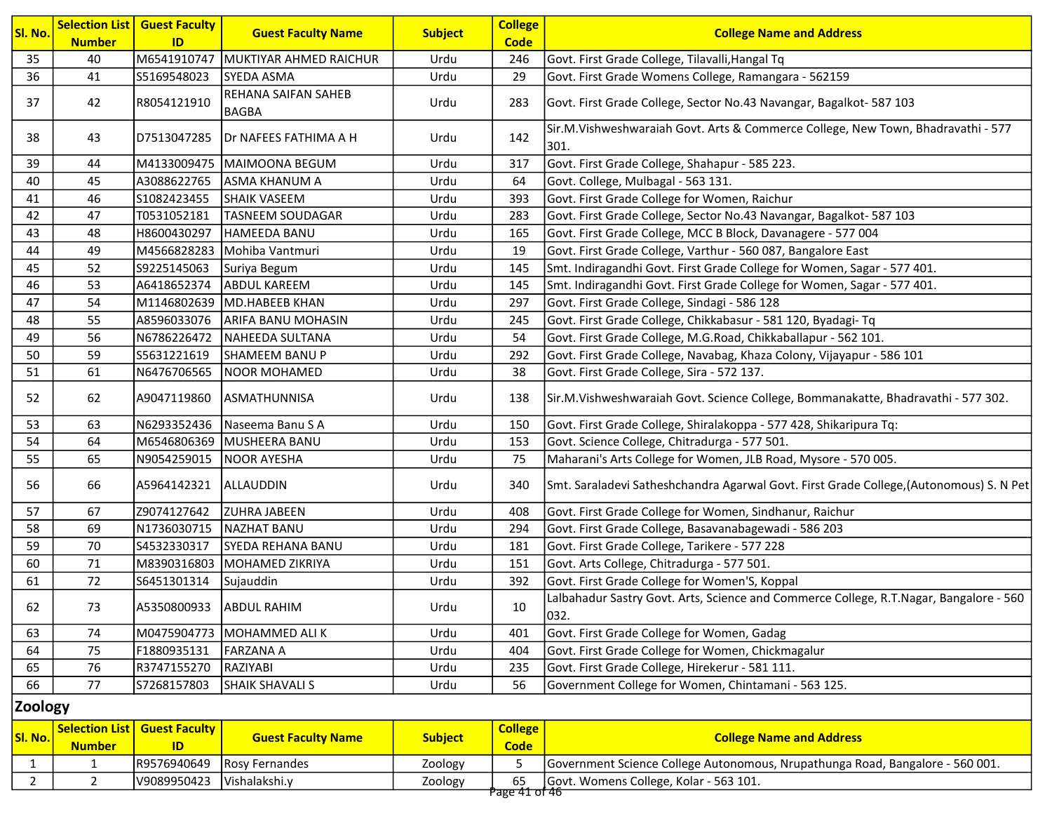| Sl. No. | Selection List Number | Guest Faculty ID | Guest Faculty Name | Subject | College Code | College Name and Address |
|---|---|---|---|---|---|---|
| 35 | 40 | M6541910747 | MUKTIYAR AHMED RAICHUR | Urdu | 246 | Govt. First Grade College, Tilavalli,Hangal Tq |
| 36 | 41 | S5169548023 | SYEDA ASMA | Urdu | 29 | Govt. First Grade Womens College, Ramangara - 562159 |
| 37 | 42 | R8054121910 | REHANA SAIFAN SAHEB BAGBA | Urdu | 283 | Govt. First Grade College, Sector No.43 Navangar, Bagalkot- 587 103 |
| 38 | 43 | D7513047285 | Dr NAFEES FATHIMA A H | Urdu | 142 | Sir.M.Vishweshwaraiah Govt. Arts & Commerce College, New Town, Bhadravathi - 577 301. |
| 39 | 44 | M4133009475 | MAIMOONA BEGUM | Urdu | 317 | Govt. First Grade College, Shahapur - 585 223. |
| 40 | 45 | A3088622765 | ASMA KHANUM A | Urdu | 64 | Govt. College, Mulbagal - 563 131. |
| 41 | 46 | S1082423455 | SHAIK VASEEM | Urdu | 393 | Govt. First Grade College for Women, Raichur |
| 42 | 47 | T0531052181 | TASNEEM SOUDAGAR | Urdu | 283 | Govt. First Grade College, Sector No.43 Navangar, Bagalkot- 587 103 |
| 43 | 48 | H8600430297 | HAMEEDA BANU | Urdu | 165 | Govt. First Grade College, MCC B Block, Davanagere - 577 004 |
| 44 | 49 | M4566828283 | Mohiba Vantmuri | Urdu | 19 | Govt. First Grade College, Varthur - 560 087, Bangalore East |
| 45 | 52 | S9225145063 | Suriya Begum | Urdu | 145 | Smt. Indiragandhi Govt. First Grade College for Women, Sagar - 577 401. |
| 46 | 53 | A6418652374 | ABDUL KAREEM | Urdu | 145 | Smt. Indiragandhi Govt. First Grade College for Women, Sagar - 577 401. |
| 47 | 54 | M1146802639 | MD.HABEEB KHAN | Urdu | 297 | Govt. First Grade College, Sindagi - 586 128 |
| 48 | 55 | A8596033076 | ARIFA BANU MOHASIN | Urdu | 245 | Govt. First Grade College, Chikkabasur - 581 120, Byadagi- Tq |
| 49 | 56 | N6786226472 | NAHEEDA SULTANA | Urdu | 54 | Govt. First Grade College, M.G.Road, Chikkaballapur - 562 101. |
| 50 | 59 | S5631221619 | SHAMEEM BANU P | Urdu | 292 | Govt. First Grade College, Navabag, Khaza Colony, Vijayapur - 586 101 |
| 51 | 61 | N6476706565 | NOOR MOHAMED | Urdu | 38 | Govt. First Grade College, Sira - 572 137. |
| 52 | 62 | A9047119860 | ASMATHUNNISA | Urdu | 138 | Sir.M.Vishweshwaraiah Govt. Science College, Bommanakatte, Bhadravathi - 577 302. |
| 53 | 63 | N6293352436 | Naseema Banu S A | Urdu | 150 | Govt. First Grade College, Shiralakoppa - 577 428, Shikaripura Tq: |
| 54 | 64 | M6546806369 | MUSHEERA BANU | Urdu | 153 | Govt. Science College, Chitradurga - 577 501. |
| 55 | 65 | N9054259015 | NOOR AYESHA | Urdu | 75 | Maharani's Arts College for Women, JLB Road, Mysore - 570 005. |
| 56 | 66 | A5964142321 | ALLAUDDIN | Urdu | 340 | Smt. Saraladevi Satheshchandra Agarwal Govt. First Grade College,(Autonomous) S. N Pet |
| 57 | 67 | Z9074127642 | ZUHRA JABEEN | Urdu | 408 | Govt. First Grade College for Women, Sindhanur, Raichur |
| 58 | 69 | N1736030715 | NAZHAT BANU | Urdu | 294 | Govt. First Grade College, Basavanabagewadi - 586 203 |
| 59 | 70 | S4532330317 | SYEDA REHANA BANU | Urdu | 181 | Govt. First Grade College, Tarikere - 577 228 |
| 60 | 71 | M8390316803 | MOHAMED ZIKRIYA | Urdu | 151 | Govt. Arts College, Chitradurga - 577 501. |
| 61 | 72 | S6451301314 | Sujauddin | Urdu | 392 | Govt. First Grade College for Women'S, Koppal |
| 62 | 73 | A5350800933 | ABDUL RAHIM | Urdu | 10 | Lalbahadur Sastry Govt. Arts, Science and Commerce College, R.T.Nagar, Bangalore - 560 032. |
| 63 | 74 | M0475904773 | MOHAMMED ALI K | Urdu | 401 | Govt. First Grade College for Women, Gadag |
| 64 | 75 | F1880935131 | FARZANA A | Urdu | 404 | Govt. First Grade College for Women, Chickmagalur |
| 65 | 76 | R3747155270 | RAZIYABI | Urdu | 235 | Govt. First Grade College, Hirekerur - 581 111. |
| 66 | 77 | S7268157803 | SHAIK SHAVALI S | Urdu | 56 | Government College for Women, Chintamani - 563 125. |

## Zoology

| Sl. No. | Selection List Number | Guest Faculty ID | Guest Faculty Name | Subject | College Code | College Name and Address |
|---|---|---|---|---|---|---|
| 1 | 1 | R9576940649 | Rosy Fernandes | Zoology | 5 | Government Science College Autonomous, Nrupathunga Road, Bangalore - 560 001. |
| 2 | 2 | V9089950423 | Vishalakshi.y | Zoology | 65 | Govt. Womens College, Kolar - 563 101. |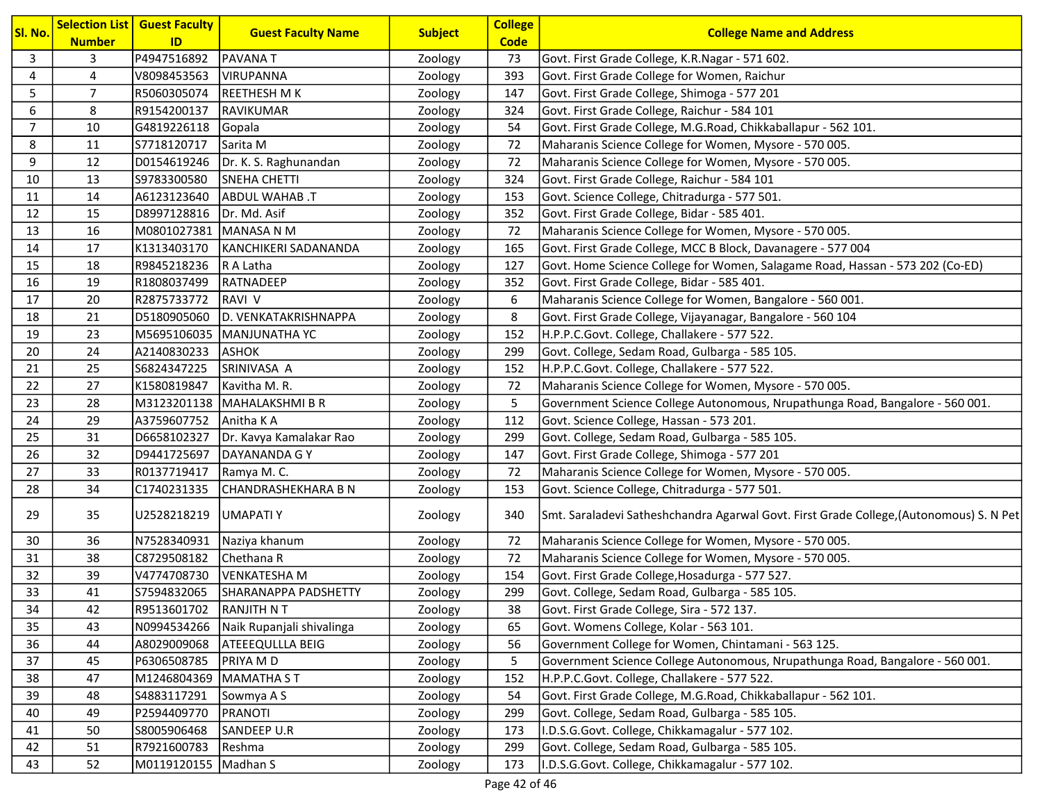| Sl. No. | Selection List Number | Guest Faculty ID | Guest Faculty Name | Subject | College Code | College Name and Address |
|---|---|---|---|---|---|---|
| 3 | 3 | P4947516892 | PAVANA T | Zoology | 73 | Govt. First Grade College, K.R.Nagar - 571 602. |
| 4 | 4 | V8098453563 | VIRUPANNA | Zoology | 393 | Govt. First Grade College for Women, Raichur |
| 5 | 7 | R5060305074 | REETHESH M K | Zoology | 147 | Govt. First Grade College, Shimoga - 577 201 |
| 6 | 8 | R9154200137 | RAVIKUMAR | Zoology | 324 | Govt. First Grade College, Raichur - 584 101 |
| 7 | 10 | G4819226118 | Gopala | Zoology | 54 | Govt. First Grade College, M.G.Road, Chikkaballapur - 562 101. |
| 8 | 11 | S7718120717 | Sarita M | Zoology | 72 | Maharanis Science College for Women, Mysore - 570 005. |
| 9 | 12 | D0154619246 | Dr. K. S. Raghunandan | Zoology | 72 | Maharanis Science College for Women, Mysore - 570 005. |
| 10 | 13 | S9783300580 | SNEHA CHETTI | Zoology | 324 | Govt. First Grade College, Raichur - 584 101 |
| 11 | 14 | A6123123640 | ABDUL WAHAB .T | Zoology | 153 | Govt. Science College, Chitradurga - 577 501. |
| 12 | 15 | D8997128816 | Dr. Md. Asif | Zoology | 352 | Govt. First Grade College, Bidar - 585 401. |
| 13 | 16 | M0801027381 | MANASA N M | Zoology | 72 | Maharanis Science College for Women, Mysore - 570 005. |
| 14 | 17 | K1313403170 | KANCHIKERI SADANANDA | Zoology | 165 | Govt. First Grade College, MCC B Block, Davanagere - 577 004 |
| 15 | 18 | R9845218236 | R A Latha | Zoology | 127 | Govt. Home Science College for Women, Salagame Road, Hassan - 573 202 (Co-ED) |
| 16 | 19 | R1808037499 | RATNADEEP | Zoology | 352 | Govt. First Grade College, Bidar - 585 401. |
| 17 | 20 | R2875733772 | RAVI V | Zoology | 6 | Maharanis Science College for Women, Bangalore - 560 001. |
| 18 | 21 | D5180905060 | D. VENKATAKRISHNAPPA | Zoology | 8 | Govt. First Grade College, Vijayanagar, Bangalore - 560 104 |
| 19 | 23 | M5695106035 | MANJUNATHA YC | Zoology | 152 | H.P.P.C.Govt. College, Challakere - 577 522. |
| 20 | 24 | A2140830233 | ASHOK | Zoology | 299 | Govt. College, Sedam Road, Gulbarga - 585 105. |
| 21 | 25 | S6824347225 | SRINIVASA A | Zoology | 152 | H.P.P.C.Govt. College, Challakere - 577 522. |
| 22 | 27 | K1580819847 | Kavitha M. R. | Zoology | 72 | Maharanis Science College for Women, Mysore - 570 005. |
| 23 | 28 | M3123201138 | MAHALAKSHMI B R | Zoology | 5 | Government Science College Autonomous, Nrupathunga Road, Bangalore - 560 001. |
| 24 | 29 | A3759607752 | Anitha K A | Zoology | 112 | Govt. Science College, Hassan - 573 201. |
| 25 | 31 | D6658102327 | Dr. Kavya Kamalakar Rao | Zoology | 299 | Govt. College, Sedam Road, Gulbarga - 585 105. |
| 26 | 32 | D9441725697 | DAYANANDA G Y | Zoology | 147 | Govt. First Grade College, Shimoga - 577 201 |
| 27 | 33 | R0137719417 | Ramya M. C. | Zoology | 72 | Maharanis Science College for Women, Mysore - 570 005. |
| 28 | 34 | C1740231335 | CHANDRASHEKHARA B N | Zoology | 153 | Govt. Science College, Chitradurga - 577 501. |
| 29 | 35 | U2528218219 | UMAPATI Y | Zoology | 340 | Smt. Saraladevi Satheshchandra Agarwal Govt. First Grade College,(Autonomous) S. N Pet |
| 30 | 36 | N7528340931 | Naziya khanum | Zoology | 72 | Maharanis Science College for Women, Mysore - 570 005. |
| 31 | 38 | C8729508182 | Chethana R | Zoology | 72 | Maharanis Science College for Women, Mysore - 570 005. |
| 32 | 39 | V4774708730 | VENKATESHA M | Zoology | 154 | Govt. First Grade College,Hosadurga - 577 527. |
| 33 | 41 | S7594832065 | SHARANAPPA PADSHETTY | Zoology | 299 | Govt. College, Sedam Road, Gulbarga - 585 105. |
| 34 | 42 | R9513601702 | RANJITH N T | Zoology | 38 | Govt. First Grade College, Sira - 572 137. |
| 35 | 43 | N0994534266 | Naik Rupanjali shivalinga | Zoology | 65 | Govt. Womens College, Kolar - 563 101. |
| 36 | 44 | A8029009068 | ATEEEQULLLA BEIG | Zoology | 56 | Government College for Women, Chintamani - 563 125. |
| 37 | 45 | P6306508785 | PRIYA M D | Zoology | 5 | Government Science College Autonomous, Nrupathunga Road, Bangalore - 560 001. |
| 38 | 47 | M1246804369 | MAMATHA S T | Zoology | 152 | H.P.P.C.Govt. College, Challakere - 577 522. |
| 39 | 48 | S4883117291 | Sowmya A S | Zoology | 54 | Govt. First Grade College, M.G.Road, Chikkaballapur - 562 101. |
| 40 | 49 | P2594409770 | PRANOTI | Zoology | 299 | Govt. College, Sedam Road, Gulbarga - 585 105. |
| 41 | 50 | S8005906468 | SANDEEP U.R | Zoology | 173 | I.D.S.G.Govt. College, Chikkamagalur - 577 102. |
| 42 | 51 | R7921600783 | Reshma | Zoology | 299 | Govt. College, Sedam Road, Gulbarga - 585 105. |
| 43 | 52 | M0119120155 | Madhan S | Zoology | 173 | I.D.S.G.Govt. College, Chikkamagalur - 577 102. |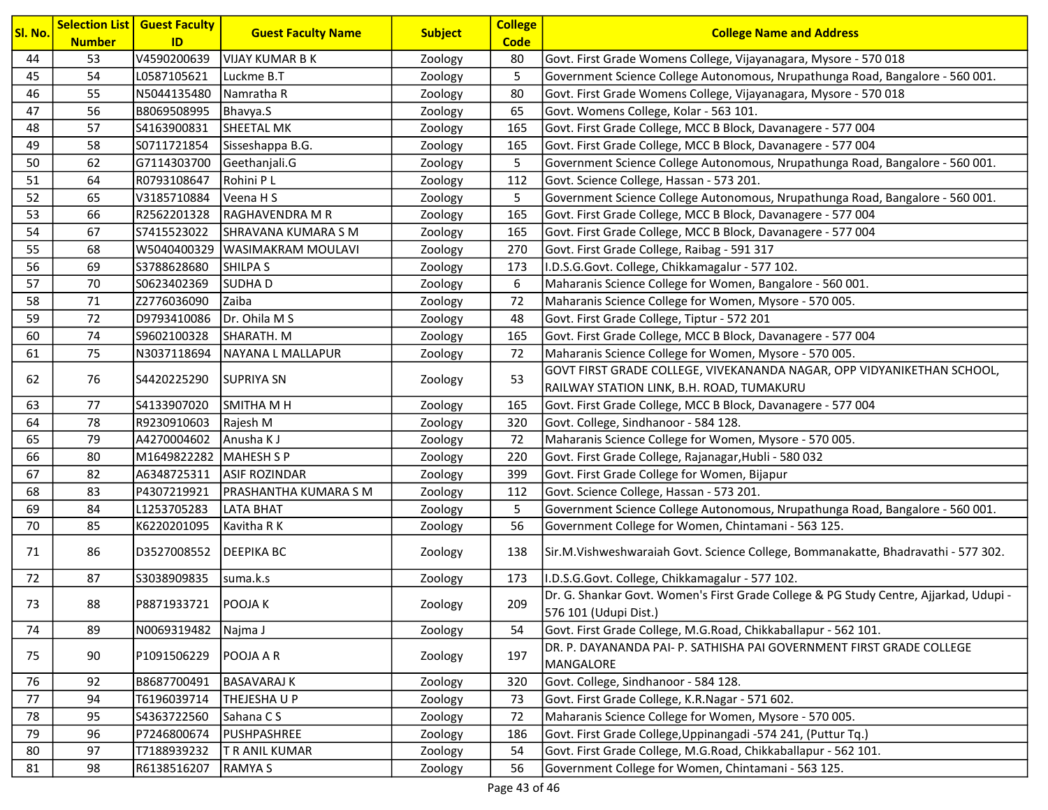| Sl. No. | Selection List Number | Guest Faculty ID | Guest Faculty Name | Subject | College Code | College Name and Address |
|---|---|---|---|---|---|---|
| 44 | 53 | V4590200639 | VIJAY KUMAR B K | Zoology | 80 | Govt. First Grade Womens College, Vijayanagara, Mysore - 570 018 |
| 45 | 54 | L0587105621 | Luckme B.T | Zoology | 5 | Government Science College Autonomous, Nrupathunga Road, Bangalore - 560 001. |
| 46 | 55 | N5044135480 | Namratha R | Zoology | 80 | Govt. First Grade Womens College, Vijayanagara, Mysore - 570 018 |
| 47 | 56 | B8069508995 | Bhavya.S | Zoology | 65 | Govt. Womens College, Kolar - 563 101. |
| 48 | 57 | S4163900831 | SHEETAL MK | Zoology | 165 | Govt. First Grade College, MCC B Block, Davanagere - 577 004 |
| 49 | 58 | S0711721854 | Sisseshappa B.G. | Zoology | 165 | Govt. First Grade College, MCC B Block, Davanagere - 577 004 |
| 50 | 62 | G7114303700 | Geethanjali.G | Zoology | 5 | Government Science College Autonomous, Nrupathunga Road, Bangalore - 560 001. |
| 51 | 64 | R0793108647 | Rohini P L | Zoology | 112 | Govt. Science College, Hassan - 573 201. |
| 52 | 65 | V3185710884 | Veena H S | Zoology | 5 | Government Science College Autonomous, Nrupathunga Road, Bangalore - 560 001. |
| 53 | 66 | R2562201328 | RAGHAVENDRA M R | Zoology | 165 | Govt. First Grade College, MCC B Block, Davanagere - 577 004 |
| 54 | 67 | S7415523022 | SHRAVANA KUMARA S M | Zoology | 165 | Govt. First Grade College, MCC B Block, Davanagere - 577 004 |
| 55 | 68 | W5040400329 | WASIMAKRAM MOULAVI | Zoology | 270 | Govt. First Grade College, Raibag - 591 317 |
| 56 | 69 | S3788628680 | SHILPA S | Zoology | 173 | I.D.S.G.Govt. College, Chikkamagalur - 577 102. |
| 57 | 70 | S0623402369 | SUDHA D | Zoology | 6 | Maharanis Science College for Women, Bangalore - 560 001. |
| 58 | 71 | Z27776036090 | Zaiba | Zoology | 72 | Maharanis Science College for Women, Mysore - 570 005. |
| 59 | 72 | D9793410086 | Dr. Ohila M S | Zoology | 48 | Govt. First Grade College, Tiptur - 572 201 |
| 60 | 74 | S9602100328 | SHARATH. M | Zoology | 165 | Govt. First Grade College, MCC B Block, Davanagere - 577 004 |
| 61 | 75 | N3037118694 | NAYANA L MALLAPUR | Zoology | 72 | Maharanis Science College for Women, Mysore - 570 005. |
| 62 | 76 | S4420225290 | SUPRIYA SN | Zoology | 53 | GOVT FIRST GRADE COLLEGE, VIVEKANANDA NAGAR, OPP VIDYANIKETHAN SCHOOL, RAILWAY STATION LINK, B.H. ROAD, TUMAKURU |
| 63 | 77 | S4133907020 | SMITHA M H | Zoology | 165 | Govt. First Grade College, MCC B Block, Davanagere - 577 004 |
| 64 | 78 | R9230910603 | Rajesh M | Zoology | 320 | Govt. College, Sindhanoor - 584 128. |
| 65 | 79 | A4270004602 | Anusha K J | Zoology | 72 | Maharanis Science College for Women, Mysore - 570 005. |
| 66 | 80 | M1649822282 | MAHESH S P | Zoology | 220 | Govt. First Grade College, Rajanagar,Hubli - 580 032 |
| 67 | 82 | A6348725311 | ASIF ROZINDAR | Zoology | 399 | Govt. First Grade College for Women, Bijapur |
| 68 | 83 | P4307219921 | PRASHANTHA KUMARA S M | Zoology | 112 | Govt. Science College, Hassan - 573 201. |
| 69 | 84 | L1253705283 | LATA BHAT | Zoology | 5 | Government Science College Autonomous, Nrupathunga Road, Bangalore - 560 001. |
| 70 | 85 | K6220201095 | Kavitha R K | Zoology | 56 | Government College for Women, Chintamani - 563 125. |
| 71 | 86 | D3527008552 | DEEPIKA BC | Zoology | 138 | Sir.M.Vishweshwaraiah Govt. Science College, Bommanakatte, Bhadravathi - 577 302. |
| 72 | 87 | S3038909835 | suma.k.s | Zoology | 173 | I.D.S.G.Govt. College, Chikkamagalur - 577 102. |
| 73 | 88 | P8871933721 | POOJA K | Zoology | 209 | Dr. G. Shankar Govt. Women's First Grade College & PG Study Centre, Ajjarkad, Udupi - 576 101 (Udupi Dist.) |
| 74 | 89 | N0069319482 | Najma J | Zoology | 54 | Govt. First Grade College, M.G.Road, Chikkaballapur - 562 101. |
| 75 | 90 | P1091506229 | POOJA A R | Zoology | 197 | DR. P. DAYANANDA PAI- P. SATHISHA PAI GOVERNMENT FIRST GRADE COLLEGE MANGALORE |
| 76 | 92 | B86877004 91 | BASAVARAJ K | Zoology | 320 | Govt. College, Sindhanoor - 584 128. |
| 77 | 94 | T6196039714 | THEJESHA U P | Zoology | 73 | Govt. First Grade College, K.R.Nagar - 571 602. |
| 78 | 95 | S4363722560 | Sahana C S | Zoology | 72 | Maharanis Science College for Women, Mysore - 570 005. |
| 79 | 96 | P7246800674 | PUSHPASHREE | Zoology | 186 | Govt. First Grade College,Uppinangadi -574 241, (Puttur Tq.) |
| 80 | 97 | T7188939232 | T R ANIL KUMAR | Zoology | 54 | Govt. First Grade College, M.G.Road, Chikkaballapur - 562 101. |
| 81 | 98 | R6138516207 | RAMYA S | Zoology | 56 | Government College for Women, Chintamani - 563 125. |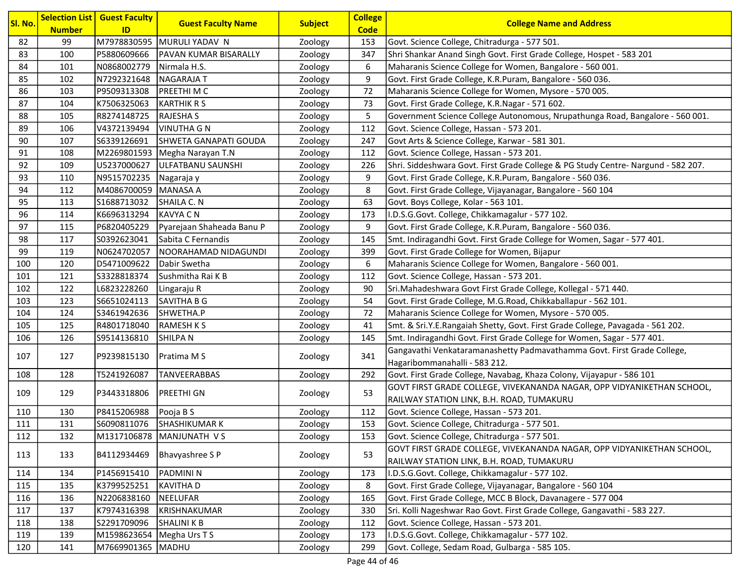| Sl. No. | Selection List Number | Guest Faculty ID | Guest Faculty Name | Subject | College Code | College Name and Address |
|---|---|---|---|---|---|---|
| 82 | 99 | M7978830595 | MURULI YADAV N | Zoology | 153 | Govt. Science College, Chitradurga - 577 501. |
| 83 | 100 | P5880609666 | PAVAN KUMAR BISARALLY | Zoology | 347 | Shri Shankar Anand Singh Govt. First Grade College, Hospet - 583 201 |
| 84 | 101 | N0868002779 | Nirmala H.S. | Zoology | 6 | Maharanis Science College for Women, Bangalore - 560 001. |
| 85 | 102 | N7292321648 | NAGARAJA T | Zoology | 9 | Govt. First Grade College, K.R.Puram, Bangalore - 560 036. |
| 86 | 103 | P9509313308 | PREETHI M C | Zoology | 72 | Maharanis Science College for Women, Mysore - 570 005. |
| 87 | 104 | K7506325063 | KARTHIK R S | Zoology | 73 | Govt. First Grade College, K.R.Nagar - 571 602. |
| 88 | 105 | R8274148725 | RAJESHA S | Zoology | 5 | Government Science College Autonomous, Nrupathunga Road, Bangalore - 560 001. |
| 89 | 106 | V4372139494 | VINUTHA G N | Zoology | 112 | Govt. Science College, Hassan - 573 201. |
| 90 | 107 | S6339126691 | SHWETA GANAPATI GOUDA | Zoology | 247 | Govt Arts & Science College, Karwar - 581 301. |
| 91 | 108 | M2269801593 | Megha Narayan T.N | Zoology | 112 | Govt. Science College, Hassan - 573 201. |
| 92 | 109 | U5237000627 | ULFATBANU SAUNSHI | Zoology | 226 | Shri. Siddeshwara Govt. First Grade College & PG Study Centre- Nargund - 582 207. |
| 93 | 110 | N9515702235 | Nagaraja y | Zoology | 9 | Govt. First Grade College, K.R.Puram, Bangalore - 560 036. |
| 94 | 112 | M4086700059 | MANASA A | Zoology | 8 | Govt. First Grade College, Vijayanagar, Bangalore - 560 104 |
| 95 | 113 | S1688713032 | SHAILA C. N | Zoology | 63 | Govt. Boys College, Kolar - 563 101. |
| 96 | 114 | K6696313294 | KAVYA C N | Zoology | 173 | I.D.S.G.Govt. College, Chikkamagalur - 577 102. |
| 97 | 115 | P6820405229 | Pyarejaan Shaheada Banu P | Zoology | 9 | Govt. First Grade College, K.R.Puram, Bangalore - 560 036. |
| 98 | 117 | S0392623041 | Sabita C Fernandis | Zoology | 145 | Smt. Indiragandhi Govt. First Grade College for Women, Sagar - 577 401. |
| 99 | 119 | N0624702057 | NOORAHAMAD NIDAGUNDI | Zoology | 399 | Govt. First Grade College for Women, Bijapur |
| 100 | 120 | D5471009622 | Dabir Swetha | Zoology | 6 | Maharanis Science College for Women, Bangalore - 560 001. |
| 101 | 121 | S3328818374 | Sushmitha Rai K B | Zoology | 112 | Govt. Science College, Hassan - 573 201. |
| 102 | 122 | L6823228260 | Lingaraju R | Zoology | 90 | Sri.Mahadeshwara Govt First Grade College, Kollegal - 571 440. |
| 103 | 123 | S6651024113 | SAVITHA B G | Zoology | 54 | Govt. First Grade College, M.G.Road, Chikkaballapur - 562 101. |
| 104 | 124 | S3461942636 | SHWETHA.P | Zoology | 72 | Maharanis Science College for Women, Mysore - 570 005. |
| 105 | 125 | R4801718040 | RAMESH K S | Zoology | 41 | Smt. & Sri.Y.E.Rangaiah Shetty, Govt. First Grade College, Pavagada - 561 202. |
| 106 | 126 | S9514136810 | SHILPA N | Zoology | 145 | Smt. Indiragandhi Govt. First Grade College for Women, Sagar - 577 401. |
| 107 | 127 | P9239815130 | Pratima M S | Zoology | 341 | Gangavathi Venkataramanashetty Padmavathamma Govt. First Grade College, Hagaribommanahalli - 583 212. |
| 108 | 128 | T5241926087 | TANVEERABBAS | Zoology | 292 | Govt. First Grade College, Navabag, Khaza Colony, Vijayapur - 586 101 |
| 109 | 129 | P3443318806 | PREETHI GN | Zoology | 53 | GOVT FIRST GRADE COLLEGE, VIVEKANANDA NAGAR, OPP VIDYANIKETHAN SCHOOL, RAILWAY STATION LINK, B.H. ROAD, TUMAKURU |
| 110 | 130 | P8415206988 | Pooja B S | Zoology | 112 | Govt. Science College, Hassan - 573 201. |
| 111 | 131 | S6090811076 | SHASHIKUMAR K | Zoology | 153 | Govt. Science College, Chitradurga - 577 501. |
| 112 | 132 | M1317106878 | MANJUNATH V S | Zoology | 153 | Govt. Science College, Chitradurga - 577 501. |
| 113 | 133 | B4112934469 | Bhavyashree S P | Zoology | 53 | GOVT FIRST GRADE COLLEGE, VIVEKANANDA NAGAR, OPP VIDYANIKETHAN SCHOOL, RAILWAY STATION LINK, B.H. ROAD, TUMAKURU |
| 114 | 134 | P1456915410 | PADMINI N | Zoology | 173 | I.D.S.G.Govt. College, Chikkamagalur - 577 102. |
| 115 | 135 | K3799525251 | KAVITHA D | Zoology | 8 | Govt. First Grade College, Vijayanagar, Bangalore - 560 104 |
| 116 | 136 | N2206838160 | NEELUFAR | Zoology | 165 | Govt. First Grade College, MCC B Block, Davanagere - 577 004 |
| 117 | 137 | K7974316398 | KRISHNAKUMAR | Zoology | 330 | Sri. Kolli Nageshwar Rao Govt. First Grade College, Gangavathi - 583 227. |
| 118 | 138 | S2291709096 | SHALINI K B | Zoology | 112 | Govt. Science College, Hassan - 573 201. |
| 119 | 139 | M1598623654 | Megha Urs T S | Zoology | 173 | I.D.S.G.Govt. College, Chikkamagalur - 577 102. |
| 120 | 141 | M7669901365 | MADHU | Zoology | 299 | Govt. College, Sedam Road, Gulbarga - 585 105. |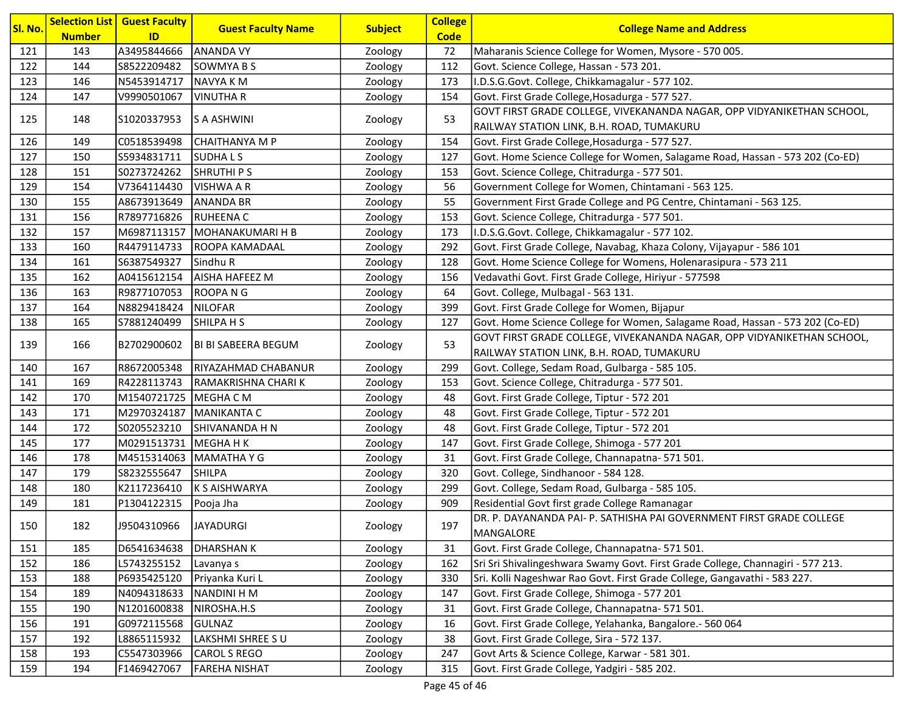| Sl. No. | Selection List Number | Guest Faculty ID | Guest Faculty Name | Subject | College Code | College Name and Address |
|---|---|---|---|---|---|---|
| 121 | 143 | A3495844666 | ANANDA VY | Zoology | 72 | Maharanis Science College for Women, Mysore - 570 005. |
| 122 | 144 | S8522209482 | SOWMYA B S | Zoology | 112 | Govt. Science College, Hassan - 573 201. |
| 123 | 146 | N5453914717 | NAVYA K M | Zoology | 173 | I.D.S.G.Govt. College, Chikkamagalur - 577 102. |
| 124 | 147 | V9990501067 | VINUTHA R | Zoology | 154 | Govt. First Grade College,Hosadurga - 577 527. |
| 125 | 148 | S1020337953 | S A ASHWINI | Zoology | 53 | GOVT FIRST GRADE COLLEGE, VIVEKANANDA NAGAR, OPP VIDYANIKETHAN SCHOOL, RAILWAY STATION LINK, B.H. ROAD, TUMAKURU |
| 126 | 149 | C0518539498 | CHAITHANYA M P | Zoology | 154 | Govt. First Grade College,Hosadurga - 577 527. |
| 127 | 150 | S5934831711 | SUDHA L S | Zoology | 127 | Govt. Home Science College for Women, Salagame Road, Hassan - 573 202 (Co-ED) |
| 128 | 151 | S0273724262 | SHRUTHI P S | Zoology | 153 | Govt. Science College, Chitradurga - 577 501. |
| 129 | 154 | V7364114430 | VISHWA A R | Zoology | 56 | Government College for Women, Chintamani - 563 125. |
| 130 | 155 | A8673913649 | ANANDA BR | Zoology | 55 | Government First Grade College and PG Centre, Chintamani - 563 125. |
| 131 | 156 | R7897716826 | RUHEENA C | Zoology | 153 | Govt. Science College, Chitradurga - 577 501. |
| 132 | 157 | M6987113157 | MOHANAKUMARI H B | Zoology | 173 | I.D.S.G.Govt. College, Chikkamagalur - 577 102. |
| 133 | 160 | R4479114733 | ROOPA KAMADAAL | Zoology | 292 | Govt. First Grade College, Navabag, Khaza Colony, Vijayapur - 586 101 |
| 134 | 161 | S6387549327 | Sindhu R | Zoology | 128 | Govt. Home Science College for Womens, Holenarasipura - 573 211 |
| 135 | 162 | A0415612154 | AISHA HAFEEZ M | Zoology | 156 | Vedavathi Govt. First Grade College, Hiriyur - 577598 |
| 136 | 163 | R9877107053 | ROOPA N G | Zoology | 64 | Govt. College, Mulbagal - 563 131. |
| 137 | 164 | N8829418424 | NILOFAR | Zoology | 399 | Govt. First Grade College for Women, Bijapur |
| 138 | 165 | S7881240499 | SHILPA H S | Zoology | 127 | Govt. Home Science College for Women, Salagame Road, Hassan - 573 202 (Co-ED) |
| 139 | 166 | B2702900602 | BI BI SABEERA BEGUM | Zoology | 53 | GOVT FIRST GRADE COLLEGE, VIVEKANANDA NAGAR, OPP VIDYANIKETHAN SCHOOL, RAILWAY STATION LINK, B.H. ROAD, TUMAKURU |
| 140 | 167 | R8672005348 | RIYAZAHMAD CHABANUR | Zoology | 299 | Govt. College, Sedam Road, Gulbarga - 585 105. |
| 141 | 169 | R4228113743 | RAMAKRISHNA CHARI K | Zoology | 153 | Govt. Science College, Chitradurga - 577 501. |
| 142 | 170 | M1540721725 | MEGHA C M | Zoology | 48 | Govt. First Grade College, Tiptur - 572 201 |
| 143 | 171 | M2970324187 | MANIKANTA C | Zoology | 48 | Govt. First Grade College, Tiptur - 572 201 |
| 144 | 172 | S0205523210 | SHIVANANDA H N | Zoology | 48 | Govt. First Grade College, Tiptur - 572 201 |
| 145 | 177 | M0291513731 | MEGHA H K | Zoology | 147 | Govt. First Grade College, Shimoga - 577 201 |
| 146 | 178 | M4515314063 | MAMATHA Y G | Zoology | 31 | Govt. First Grade College, Channapatna- 571 501. |
| 147 | 179 | S8232555647 | SHILPA | Zoology | 320 | Govt. College, Sindhanoor - 584 128. |
| 148 | 180 | K2117236410 | K S AISHWARYA | Zoology | 299 | Govt. College, Sedam Road, Gulbarga - 585 105. |
| 149 | 181 | P1304122315 | Pooja Jha | Zoology | 909 | Residential Govt first grade College Ramanagar |
| 150 | 182 | J9504310966 | JAYADURGI | Zoology | 197 | DR. P. DAYANANDA PAI- P. SATHISHA PAI GOVERNMENT FIRST GRADE COLLEGE MANGALORE |
| 151 | 185 | D6541634638 | DHARSHAN K | Zoology | 31 | Govt. First Grade College, Channapatna- 571 501. |
| 152 | 186 | L5743255152 | Lavanya s | Zoology | 162 | Sri Sri Shivalingeshwara Swamy Govt. First Grade College, Channagiri - 577 213. |
| 153 | 188 | P6935425120 | Priyanka Kuri L | Zoology | 330 | Sri. Kolli Nageshwar Rao Govt. First Grade College, Gangavathi - 583 227. |
| 154 | 189 | N4094318633 | NANDINI H M | Zoology | 147 | Govt. First Grade College, Shimoga - 577 201 |
| 155 | 190 | N1201600838 | NIROSHA.H.S | Zoology | 31 | Govt. First Grade College, Channapatna- 571 501. |
| 156 | 191 | G0972115568 | GULNAZ | Zoology | 16 | Govt. First Grade College, Yelahanka, Bangalore.- 560 064 |
| 157 | 192 | L8865115932 | LAKSHMI SHREE S U | Zoology | 38 | Govt. First Grade College, Sira - 572 137. |
| 158 | 193 | C5547303966 | CAROL S REGO | Zoology | 247 | Govt Arts & Science College, Karwar - 581 301. |
| 159 | 194 | F1469427067 | FAREHA NISHAT | Zoology | 315 | Govt. First Grade College, Yadgiri - 585 202. |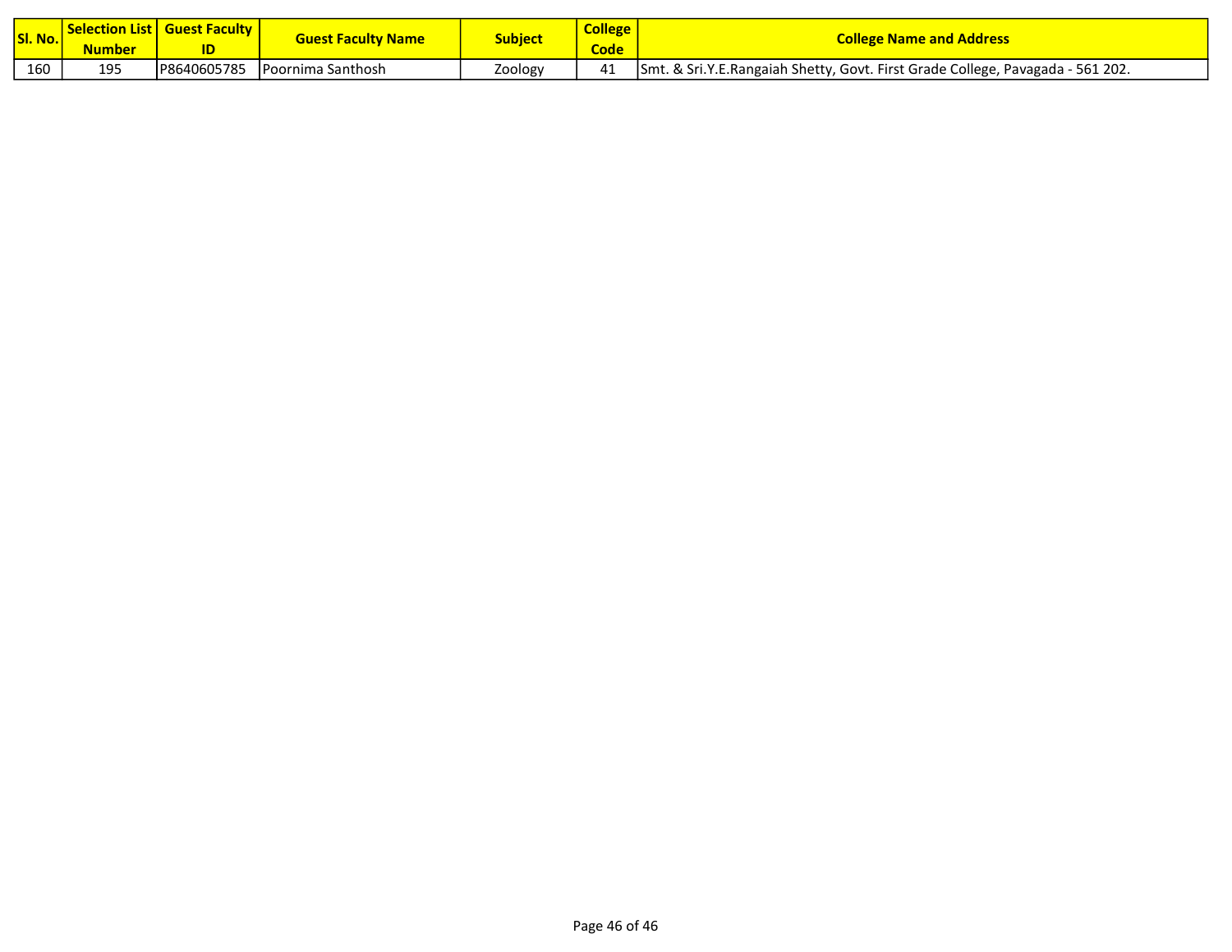| Sl. No. | Selection List Number | Guest Faculty ID | Guest Faculty Name | Subject | College Code | College Name and Address |
|---|---|---|---|---|---|---|
| 160 | 195 | P8640605785 | Poornima Santhosh | Zoology | 41 | Smt. & Sri.Y.E.Rangaiah Shetty, Govt. First Grade College, Pavagada - 561 202. |